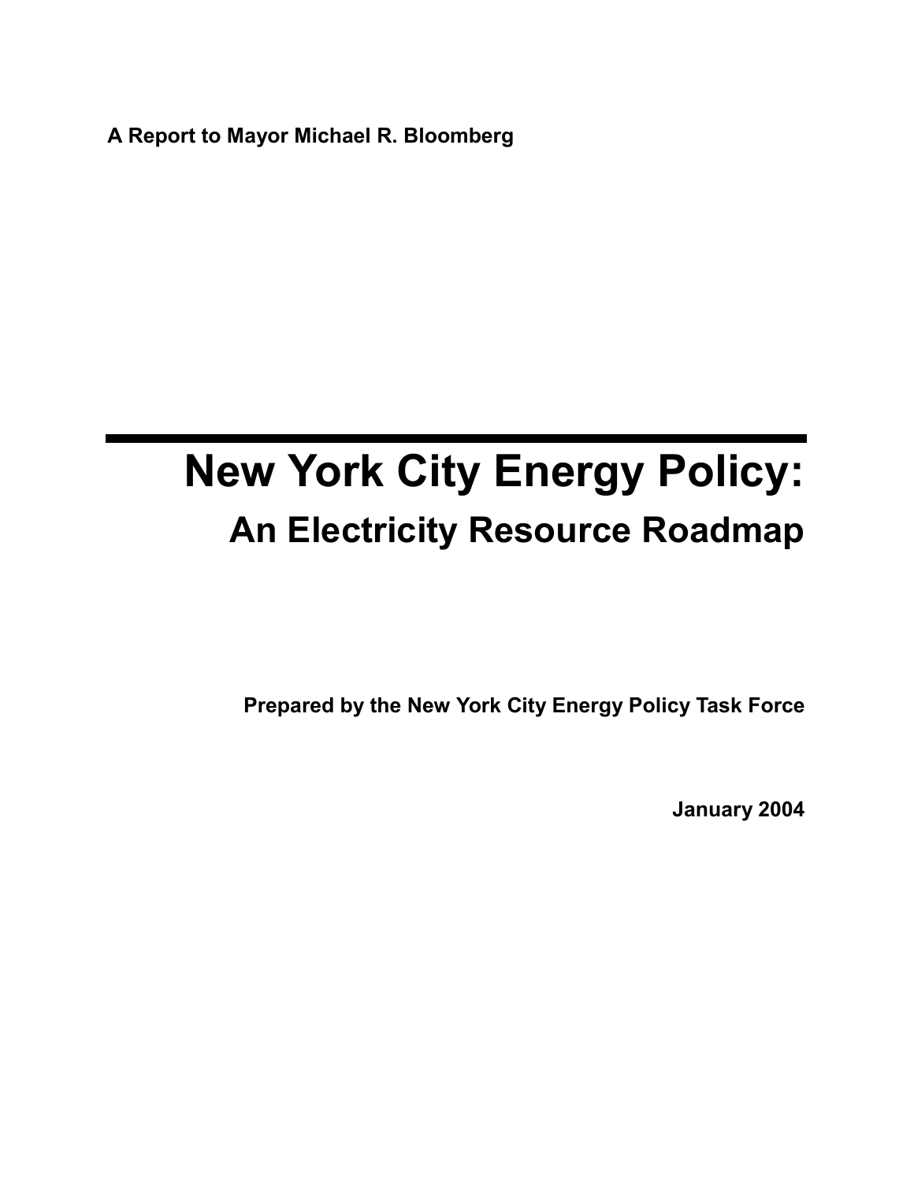**A Report to Mayor Michael R. Bloomberg**

---

# New York City Energy Policy:

## An Electricity Resource Roadmap

**Prepared by the New York City Energy Policy Task Force**

**January 2004**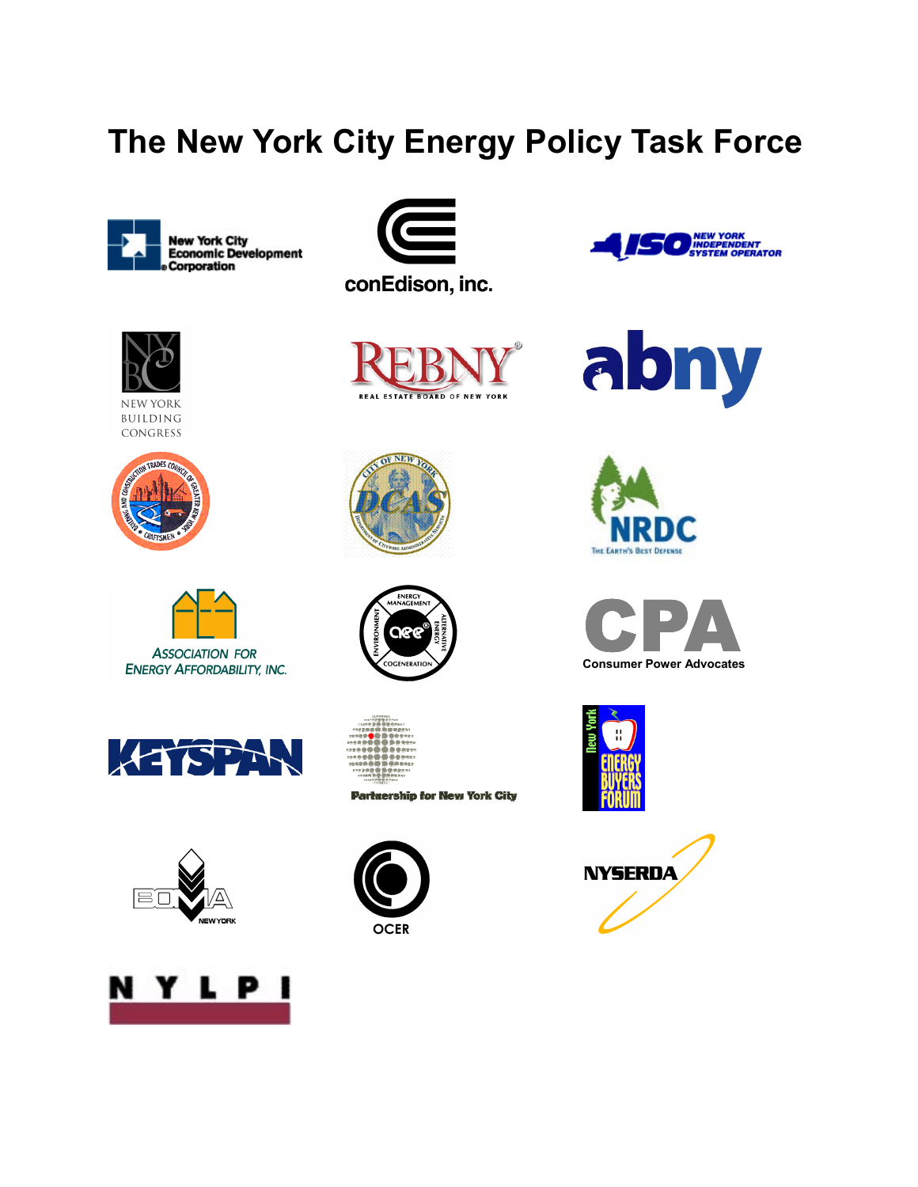# The New York City Energy Policy Task Force

New York City Economic Development Corporation

conEdison, inc.

NEW YORK INDEPENDENT SYSTEM OPERATOR

NEW YORK BUILDING CONGRESS

REBNY REAL ESTATE BOARD OF NEW YORK

abny

BUILDING AND CONSTRUCTION TRADES COUNCIL OF GREATER NEW YORK

CITY OF NEW YORK DCAS

NRDC The Earth's Best Defense

ASSOCIATION FOR ENERGY AFFORDABILITY, INC.

aee

CPA Consumer Power Advocates

KEYSPAN

Partnership for New York City

New York ENERGY BUYERS FORUM

BOMA NEW YORK

OCER

NYSERDA

N Y L P I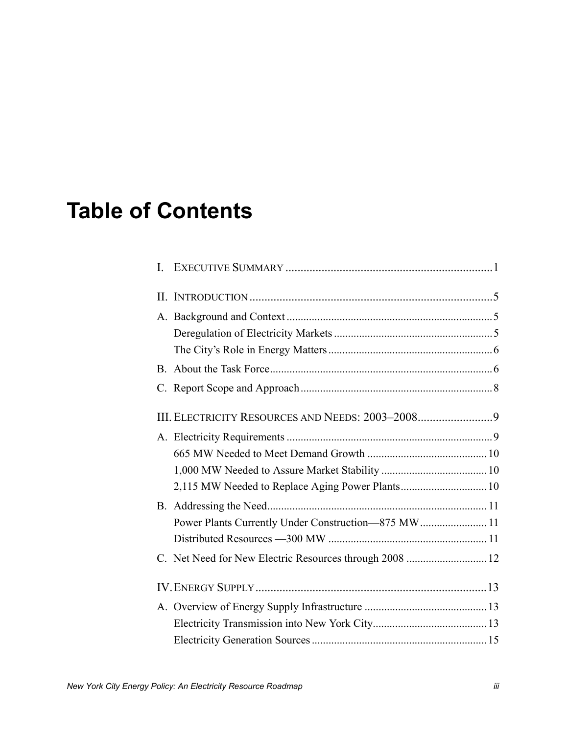# Table of Contents

I. EXECUTIVE SUMMARY ..................................................................... 1

II. INTRODUCTION ............................................................................ 5

A. Background and Context ............................................................... 5

Deregulation of Electricity Markets ................................................... 5

The City's Role in Energy Matters ..................................................... 6

B. About the Task Force ..................................................................... 6

C. Report Scope and Approach ........................................................... 8

III. ELECTRICITY RESOURCES AND NEEDS: 2003–2008 ......................... 9

A. Electricity Requirements ................................................................ 9

665 MW Needed to Meet Demand Growth ........................................... 10

1,000 MW Needed to Assure Market Stability ...................................... 10

2,115 MW Needed to Replace Aging Power Plants ................................. 10

B. Addressing the Need ...................................................................... 11

Power Plants Currently Under Construction—875 MW ........................... 11

Distributed Resources —300 MW ....................................................... 11

C. Net Need for New Electric Resources through 2008 ............................. 12

IV. ENERGY SUPPLY ......................................................................... 13

A. Overview of Energy Supply Infrastructure .......................................... 13

Electricity Transmission into New York City ......................................... 13

Electricity Generation Sources .......................................................... 15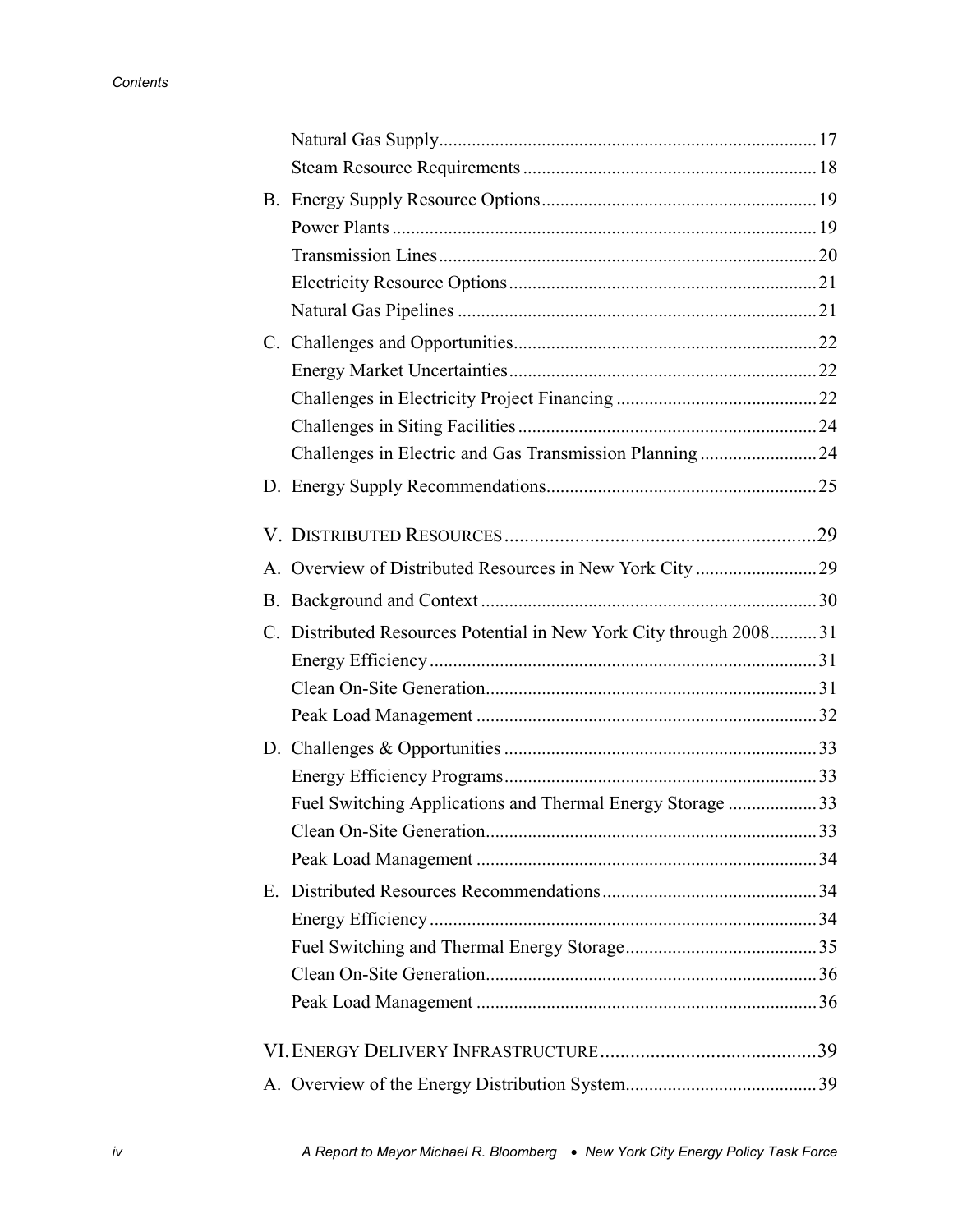Natural Gas Supply ................................................................................ 17
Steam Resource Requirements .............................................................. 18

B. Energy Supply Resource Options .......................................................... 19
Power Plants ......................................................................................... 19
Transmission Lines ................................................................................ 20
Electricity Resource Options ................................................................. 21
Natural Gas Pipelines ............................................................................ 21

C. Challenges and Opportunities ................................................................ 22
Energy Market Uncertainties ................................................................. 22
Challenges in Electricity Project Financing .......................................... 22
Challenges in Siting Facilities ............................................................... 24
Challenges in Electric and Gas Transmission Planning ........................ 24

D. Energy Supply Recommendations ......................................................... 25

V. DISTRIBUTED RESOURCES .............................................................. 29

A. Overview of Distributed Resources in New York City .......................... 29

B. Background and Context ....................................................................... 30

C. Distributed Resources Potential in New York City through 2008 .......... 31
Energy Efficiency .................................................................................. 31
Clean On-Site Generation ...................................................................... 31
Peak Load Management ........................................................................ 32

D. Challenges & Opportunities .................................................................. 33
Energy Efficiency Programs .................................................................. 33
Fuel Switching Applications and Thermal Energy Storage ................... 33
Clean On-Site Generation ...................................................................... 33
Peak Load Management ........................................................................ 34

E. Distributed Resources Recommendations ............................................. 34
Energy Efficiency .................................................................................. 34
Fuel Switching and Thermal Energy Storage ......................................... 35
Clean On-Site Generation ...................................................................... 36
Peak Load Management ........................................................................ 36

VI. ENERGY DELIVERY INFRASTRUCTURE ........................................... 39

A. Overview of the Energy Distribution System ......................................... 39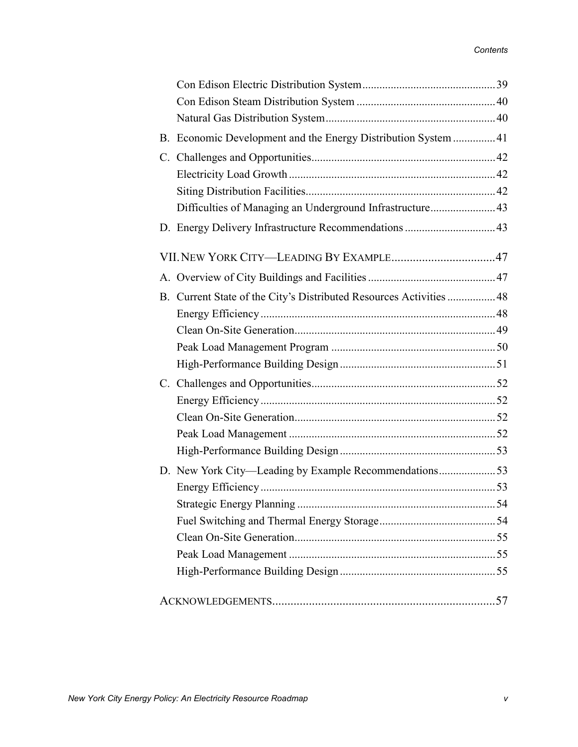Con Edison Electric Distribution System ..... 39
Con Edison Steam Distribution System ..... 40
Natural Gas Distribution System ..... 40

B. Economic Development and the Energy Distribution System ..... 41

C. Challenges and Opportunities ..... 42
Electricity Load Growth ..... 42
Siting Distribution Facilities ..... 42
Difficulties of Managing an Underground Infrastructure ..... 43

D. Energy Delivery Infrastructure Recommendations ..... 43

VII. NEW YORK CITY—LEADING BY EXAMPLE ..... 47

A. Overview of City Buildings and Facilities ..... 47

B. Current State of the City's Distributed Resources Activities ..... 48
Energy Efficiency ..... 48
Clean On-Site Generation ..... 49
Peak Load Management Program ..... 50
High-Performance Building Design ..... 51

C. Challenges and Opportunities ..... 52
Energy Efficiency ..... 52
Clean On-Site Generation ..... 52
Peak Load Management ..... 52
High-Performance Building Design ..... 53

D. New York City—Leading by Example Recommendations ..... 53
Energy Efficiency ..... 53
Strategic Energy Planning ..... 54
Fuel Switching and Thermal Energy Storage ..... 54
Clean On-Site Generation ..... 55
Peak Load Management ..... 55
High-Performance Building Design ..... 55

ACKNOWLEDGEMENTS ..... 57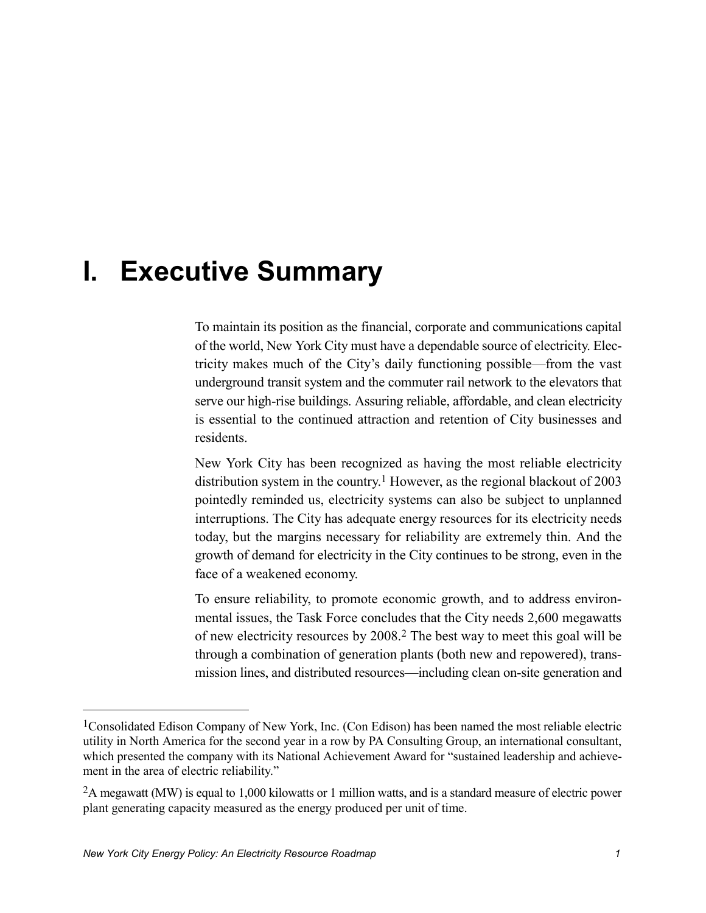# I. Executive Summary

To maintain its position as the financial, corporate and communications capital of the world, New York City must have a dependable source of electricity. Electricity makes much of the City's daily functioning possible—from the vast underground transit system and the commuter rail network to the elevators that serve our high-rise buildings. Assuring reliable, affordable, and clean electricity is essential to the continued attraction and retention of City businesses and residents.

New York City has been recognized as having the most reliable electricity distribution system in the country.[1] However, as the regional blackout of 2003 pointedly reminded us, electricity systems can also be subject to unplanned interruptions. The City has adequate energy resources for its electricity needs today, but the margins necessary for reliability are extremely thin. And the growth of demand for electricity in the City continues to be strong, even in the face of a weakened economy.

To ensure reliability, to promote economic growth, and to address environmental issues, the Task Force concludes that the City needs 2,600 megawatts of new electricity resources by 2008.[2] The best way to meet this goal will be through a combination of generation plants (both new and repowered), transmission lines, and distributed resources—including clean on-site generation and

---

[1] Consolidated Edison Company of New York, Inc. (Con Edison) has been named the most reliable electric utility in North America for the second year in a row by PA Consulting Group, an international consultant, which presented the company with its National Achievement Award for "sustained leadership and achievement in the area of electric reliability."

[2] A megawatt (MW) is equal to 1,000 kilowatts or 1 million watts, and is a standard measure of electric power plant generating capacity measured as the energy produced per unit of time.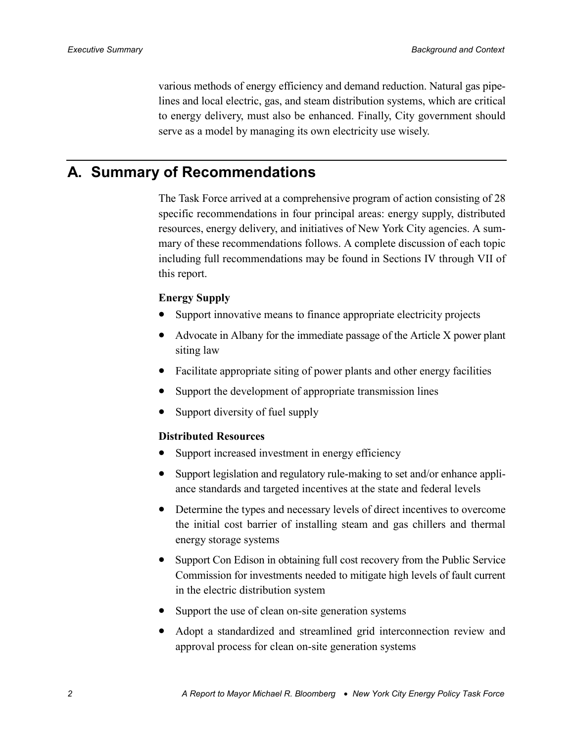various methods of energy efficiency and demand reduction. Natural gas pipelines and local electric, gas, and steam distribution systems, which are critical to energy delivery, must also be enhanced. Finally, City government should serve as a model by managing its own electricity use wisely.

## A. Summary of Recommendations

The Task Force arrived at a comprehensive program of action consisting of 28 specific recommendations in four principal areas: energy supply, distributed resources, energy delivery, and initiatives of New York City agencies. A summary of these recommendations follows. A complete discussion of each topic including full recommendations may be found in Sections IV through VII of this report.

**Energy Supply**

- Support innovative means to finance appropriate electricity projects
- Advocate in Albany for the immediate passage of the Article X power plant siting law
- Facilitate appropriate siting of power plants and other energy facilities
- Support the development of appropriate transmission lines
- Support diversity of fuel supply

**Distributed Resources**

- Support increased investment in energy efficiency
- Support legislation and regulatory rule-making to set and/or enhance appliance standards and targeted incentives at the state and federal levels
- Determine the types and necessary levels of direct incentives to overcome the initial cost barrier of installing steam and gas chillers and thermal energy storage systems
- Support Con Edison in obtaining full cost recovery from the Public Service Commission for investments needed to mitigate high levels of fault current in the electric distribution system
- Support the use of clean on-site generation systems
- Adopt a standardized and streamlined grid interconnection review and approval process for clean on-site generation systems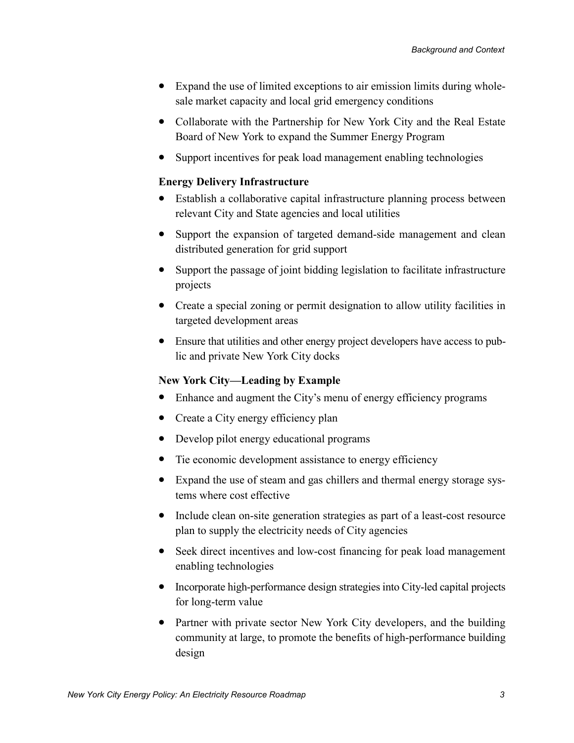- Expand the use of limited exceptions to air emission limits during wholesale market capacity and local grid emergency conditions
- Collaborate with the Partnership for New York City and the Real Estate Board of New York to expand the Summer Energy Program
- Support incentives for peak load management enabling technologies

**Energy Delivery Infrastructure**

- Establish a collaborative capital infrastructure planning process between relevant City and State agencies and local utilities
- Support the expansion of targeted demand-side management and clean distributed generation for grid support
- Support the passage of joint bidding legislation to facilitate infrastructure projects
- Create a special zoning or permit designation to allow utility facilities in targeted development areas
- Ensure that utilities and other energy project developers have access to public and private New York City docks

**New York City—Leading by Example**

- Enhance and augment the City's menu of energy efficiency programs
- Create a City energy efficiency plan
- Develop pilot energy educational programs
- Tie economic development assistance to energy efficiency
- Expand the use of steam and gas chillers and thermal energy storage systems where cost effective
- Include clean on-site generation strategies as part of a least-cost resource plan to supply the electricity needs of City agencies
- Seek direct incentives and low-cost financing for peak load management enabling technologies
- Incorporate high-performance design strategies into City-led capital projects for long-term value
- Partner with private sector New York City developers, and the building community at large, to promote the benefits of high-performance building design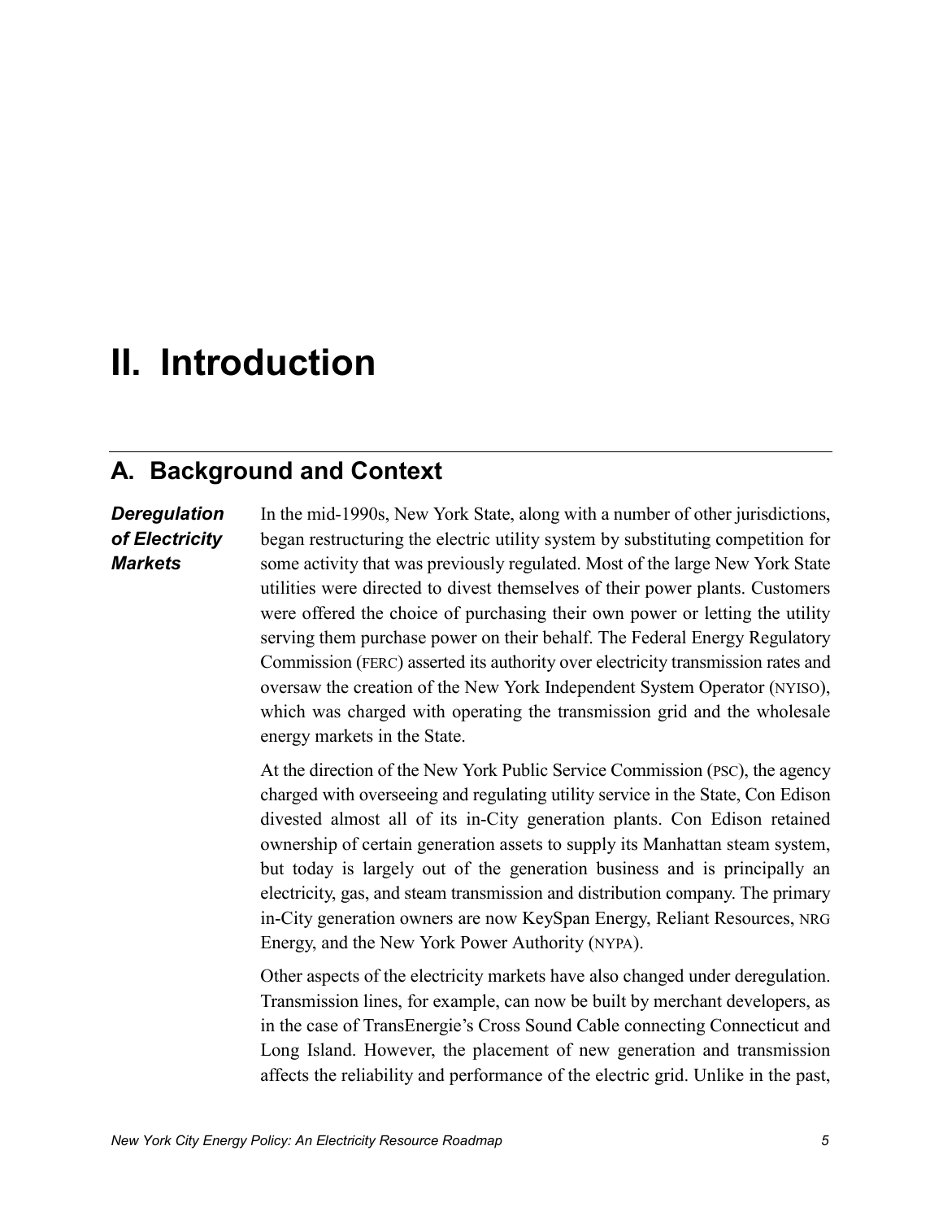# II. Introduction

## A. Background and Context

***Deregulation of Electricity Markets***

In the mid-1990s, New York State, along with a number of other jurisdictions, began restructuring the electric utility system by substituting competition for some activity that was previously regulated. Most of the large New York State utilities were directed to divest themselves of their power plants. Customers were offered the choice of purchasing their own power or letting the utility serving them purchase power on their behalf. The Federal Energy Regulatory Commission (FERC) asserted its authority over electricity transmission rates and oversaw the creation of the New York Independent System Operator (NYISO), which was charged with operating the transmission grid and the wholesale energy markets in the State.

At the direction of the New York Public Service Commission (PSC), the agency charged with overseeing and regulating utility service in the State, Con Edison divested almost all of its in-City generation plants. Con Edison retained ownership of certain generation assets to supply its Manhattan steam system, but today is largely out of the generation business and is principally an electricity, gas, and steam transmission and distribution company. The primary in-City generation owners are now KeySpan Energy, Reliant Resources, NRG Energy, and the New York Power Authority (NYPA).

Other aspects of the electricity markets have also changed under deregulation. Transmission lines, for example, can now be built by merchant developers, as in the case of TransEnergie's Cross Sound Cable connecting Connecticut and Long Island. However, the placement of new generation and transmission affects the reliability and performance of the electric grid. Unlike in the past,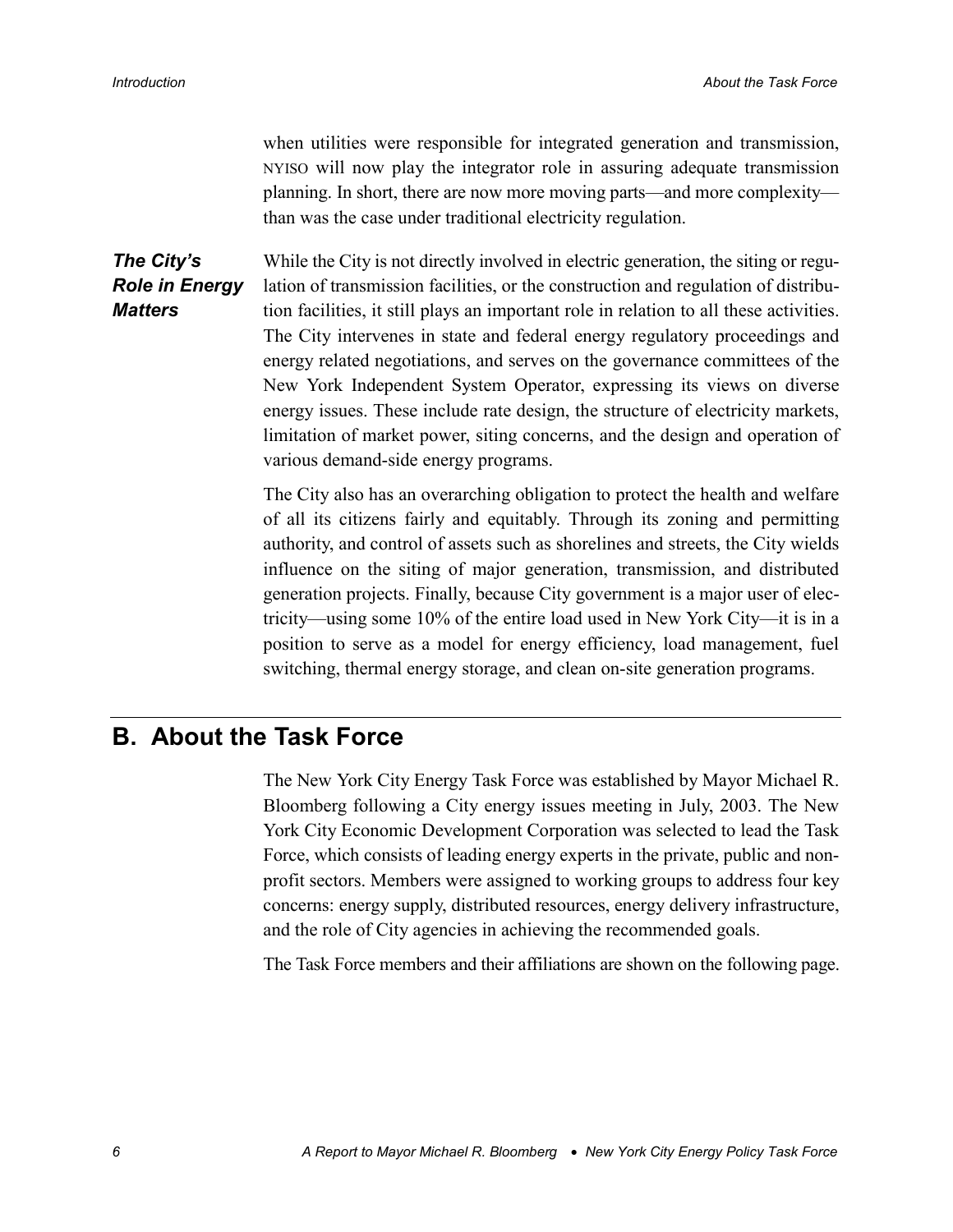when utilities were responsible for integrated generation and transmission, NYISO will now play the integrator role in assuring adequate transmission planning. In short, there are now more moving parts—and more complexity—than was the case under traditional electricity regulation.

***The City's Role in Energy Matters***

While the City is not directly involved in electric generation, the siting or regulation of transmission facilities, or the construction and regulation of distribution facilities, it still plays an important role in relation to all these activities. The City intervenes in state and federal energy regulatory proceedings and energy related negotiations, and serves on the governance committees of the New York Independent System Operator, expressing its views on diverse energy issues. These include rate design, the structure of electricity markets, limitation of market power, siting concerns, and the design and operation of various demand-side energy programs.

The City also has an overarching obligation to protect the health and welfare of all its citizens fairly and equitably. Through its zoning and permitting authority, and control of assets such as shorelines and streets, the City wields influence on the siting of major generation, transmission, and distributed generation projects. Finally, because City government is a major user of electricity—using some 10% of the entire load used in New York City—it is in a position to serve as a model for energy efficiency, load management, fuel switching, thermal energy storage, and clean on-site generation programs.

## B. About the Task Force

The New York City Energy Task Force was established by Mayor Michael R. Bloomberg following a City energy issues meeting in July, 2003. The New York City Economic Development Corporation was selected to lead the Task Force, which consists of leading energy experts in the private, public and non-profit sectors. Members were assigned to working groups to address four key concerns: energy supply, distributed resources, energy delivery infrastructure, and the role of City agencies in achieving the recommended goals.

The Task Force members and their affiliations are shown on the following page.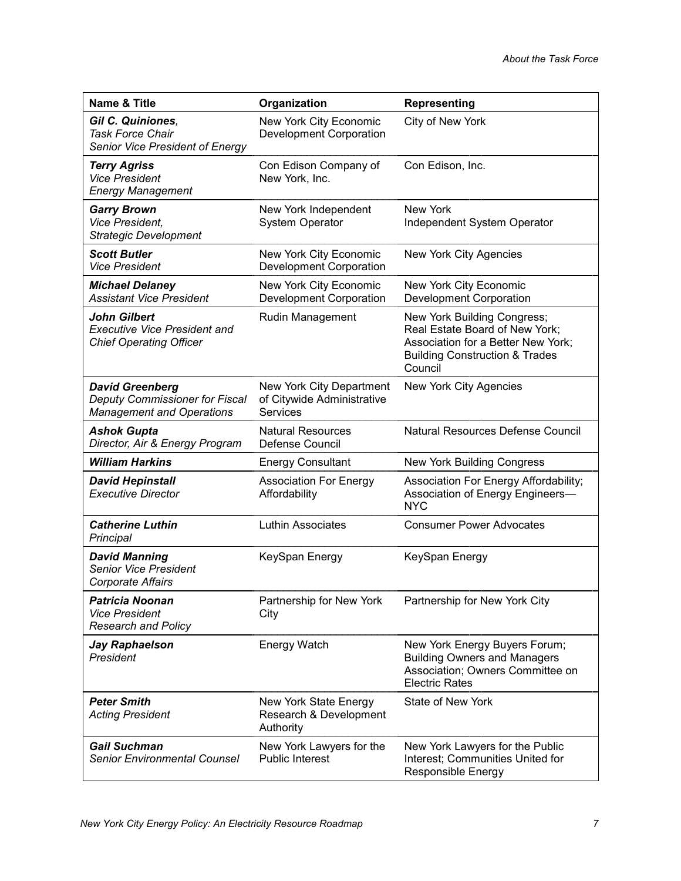| Name & Title | Organization | Representing |
|---|---|---|
| ***Gil C. Quiniones**, Task Force Chair Senior Vice President of Energy* | New York City Economic Development Corporation | City of New York |
| ***Terry Agriss** Vice President Energy Management* | Con Edison Company of New York, Inc. | Con Edison, Inc. |
| ***Garry Brown** Vice President, Strategic Development* | New York Independent System Operator | New York Independent System Operator |
| ***Scott Butler** Vice President* | New York City Economic Development Corporation | New York City Agencies |
| ***Michael Delaney** Assistant Vice President* | New York City Economic Development Corporation | New York City Economic Development Corporation |
| ***John Gilbert** Executive Vice President and Chief Operating Officer* | Rudin Management | New York Building Congress; Real Estate Board of New York; Association for a Better New York; Building Construction & Trades Council |
| ***David Greenberg** Deputy Commissioner for Fiscal Management and Operations* | New York City Department of Citywide Administrative Services | New York City Agencies |
| ***Ashok Gupta** Director, Air & Energy Program* | Natural Resources Defense Council | Natural Resources Defense Council |
| ***William Harkins*** | Energy Consultant | New York Building Congress |
| ***David Hepinstall** Executive Director* | Association For Energy Affordability | Association For Energy Affordability; Association of Energy Engineers—NYC |
| ***Catherine Luthin** Principal* | Luthin Associates | Consumer Power Advocates |
| ***David Manning** Senior Vice President Corporate Affairs* | KeySpan Energy | KeySpan Energy |
| ***Patricia Noonan** Vice President Research and Policy* | Partnership for New York City | Partnership for New York City |
| ***Jay Raphaelson** President* | Energy Watch | New York Energy Buyers Forum; Building Owners and Managers Association; Owners Committee on Electric Rates |
| ***Peter Smith** Acting President* | New York State Energy Research & Development Authority | State of New York |
| ***Gail Suchman** Senior Environmental Counsel* | New York Lawyers for the Public Interest | New York Lawyers for the Public Interest; Communities United for Responsible Energy |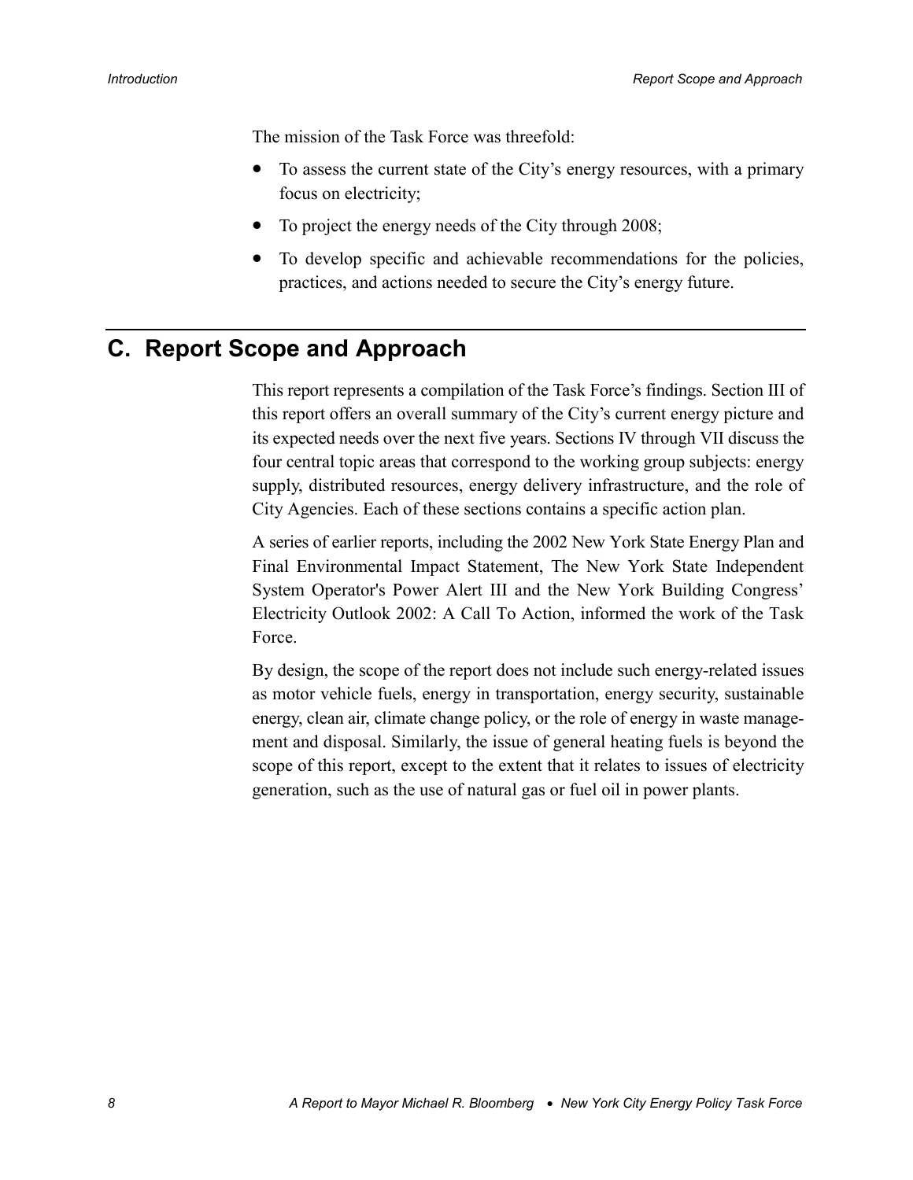The mission of the Task Force was threefold:

- To assess the current state of the City's energy resources, with a primary focus on electricity;
- To project the energy needs of the City through 2008;
- To develop specific and achievable recommendations for the policies, practices, and actions needed to secure the City's energy future.

## C. Report Scope and Approach

This report represents a compilation of the Task Force's findings. Section III of this report offers an overall summary of the City's current energy picture and its expected needs over the next five years. Sections IV through VII discuss the four central topic areas that correspond to the working group subjects: energy supply, distributed resources, energy delivery infrastructure, and the role of City Agencies. Each of these sections contains a specific action plan.

A series of earlier reports, including the 2002 New York State Energy Plan and Final Environmental Impact Statement, The New York State Independent System Operator's Power Alert III and the New York Building Congress' Electricity Outlook 2002: A Call To Action, informed the work of the Task Force.

By design, the scope of the report does not include such energy-related issues as motor vehicle fuels, energy in transportation, energy security, sustainable energy, clean air, climate change policy, or the role of energy in waste management and disposal. Similarly, the issue of general heating fuels is beyond the scope of this report, except to the extent that it relates to issues of electricity generation, such as the use of natural gas or fuel oil in power plants.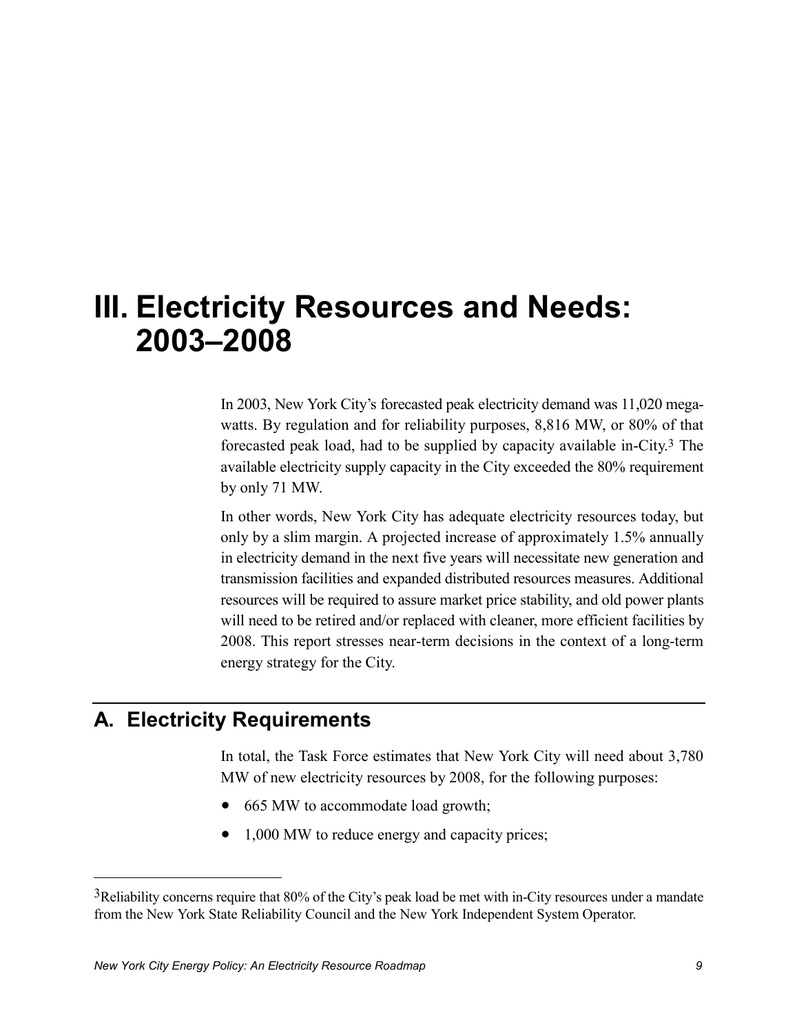# III. Electricity Resources and Needs: 2003–2008

In 2003, New York City's forecasted peak electricity demand was 11,020 megawatts. By regulation and for reliability purposes, 8,816 MW, or 80% of that forecasted peak load, had to be supplied by capacity available in-City.[3] The available electricity supply capacity in the City exceeded the 80% requirement by only 71 MW.

In other words, New York City has adequate electricity resources today, but only by a slim margin. A projected increase of approximately 1.5% annually in electricity demand in the next five years will necessitate new generation and transmission facilities and expanded distributed resources measures. Additional resources will be required to assure market price stability, and old power plants will need to be retired and/or replaced with cleaner, more efficient facilities by 2008. This report stresses near-term decisions in the context of a long-term energy strategy for the City.

## A. Electricity Requirements

In total, the Task Force estimates that New York City will need about 3,780 MW of new electricity resources by 2008, for the following purposes:

- 665 MW to accommodate load growth;
- 1,000 MW to reduce energy and capacity prices;

[3] Reliability concerns require that 80% of the City's peak load be met with in-City resources under a mandate from the New York State Reliability Council and the New York Independent System Operator.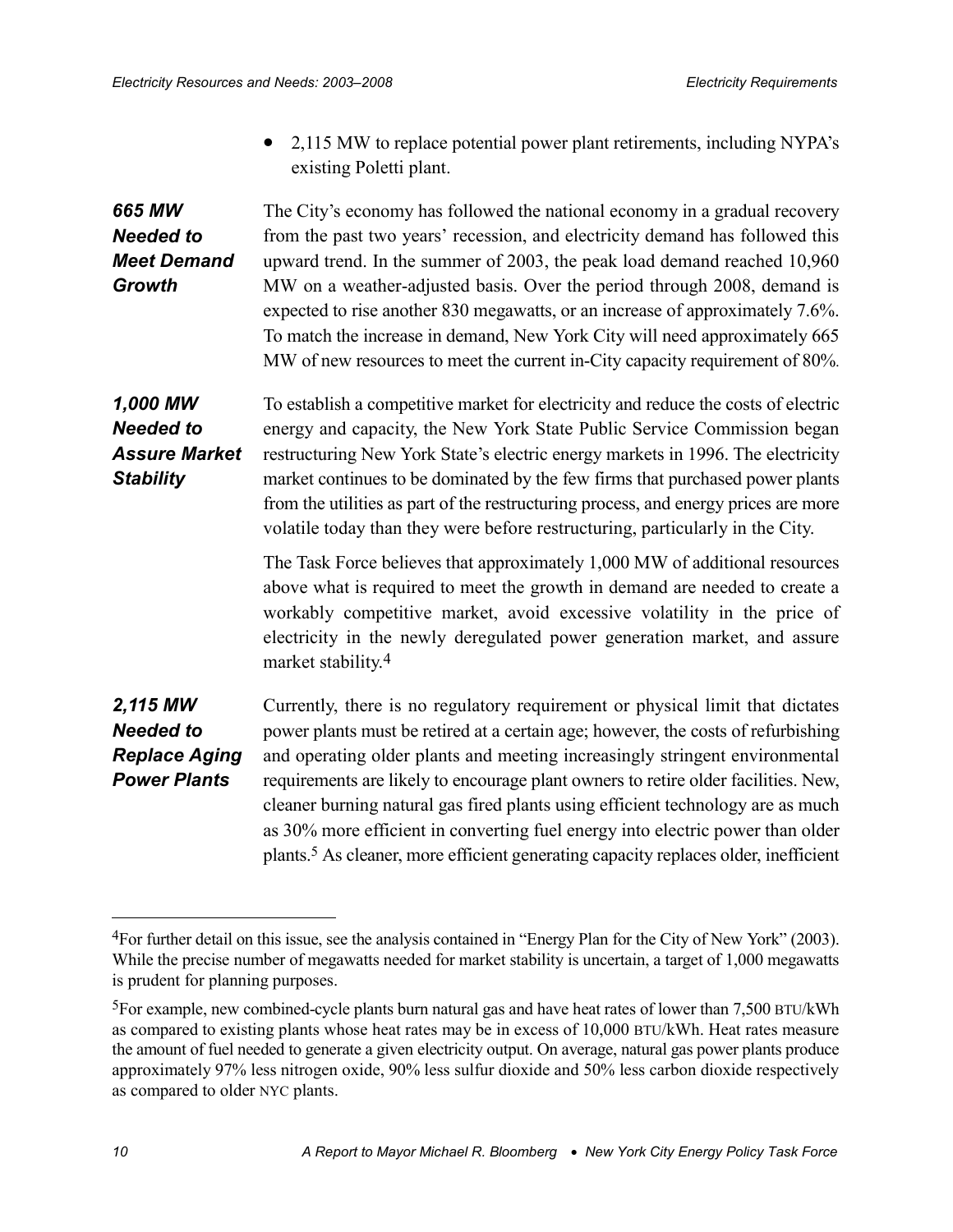- 2,115 MW to replace potential power plant retirements, including NYPA's existing Poletti plant.

### 665 MW Needed to Meet Demand Growth

The City's economy has followed the national economy in a gradual recovery from the past two years' recession, and electricity demand has followed this upward trend. In the summer of 2003, the peak load demand reached 10,960 MW on a weather-adjusted basis. Over the period through 2008, demand is expected to rise another 830 megawatts, or an increase of approximately 7.6%. To match the increase in demand, New York City will need approximately 665 MW of new resources to meet the current in-City capacity requirement of 80%.

### 1,000 MW Needed to Assure Market Stability

To establish a competitive market for electricity and reduce the costs of electric energy and capacity, the New York State Public Service Commission began restructuring New York State's electric energy markets in 1996. The electricity market continues to be dominated by the few firms that purchased power plants from the utilities as part of the restructuring process, and energy prices are more volatile today than they were before restructuring, particularly in the City.

The Task Force believes that approximately 1,000 MW of additional resources above what is required to meet the growth in demand are needed to create a workably competitive market, avoid excessive volatility in the price of electricity in the newly deregulated power generation market, and assure market stability.[4]

### 2,115 MW Needed to Replace Aging Power Plants

Currently, there is no regulatory requirement or physical limit that dictates power plants must be retired at a certain age; however, the costs of refurbishing and operating older plants and meeting increasingly stringent environmental requirements are likely to encourage plant owners to retire older facilities. New, cleaner burning natural gas fired plants using efficient technology are as much as 30% more efficient in converting fuel energy into electric power than older plants.[5] As cleaner, more efficient generating capacity replaces older, inefficient

---

[4]For further detail on this issue, see the analysis contained in "Energy Plan for the City of New York" (2003). While the precise number of megawatts needed for market stability is uncertain, a target of 1,000 megawatts is prudent for planning purposes.

[5]For example, new combined-cycle plants burn natural gas and have heat rates of lower than 7,500 BTU/kWh as compared to existing plants whose heat rates may be in excess of 10,000 BTU/kWh. Heat rates measure the amount of fuel needed to generate a given electricity output. On average, natural gas power plants produce approximately 97% less nitrogen oxide, 90% less sulfur dioxide and 50% less carbon dioxide respectively as compared to older NYC plants.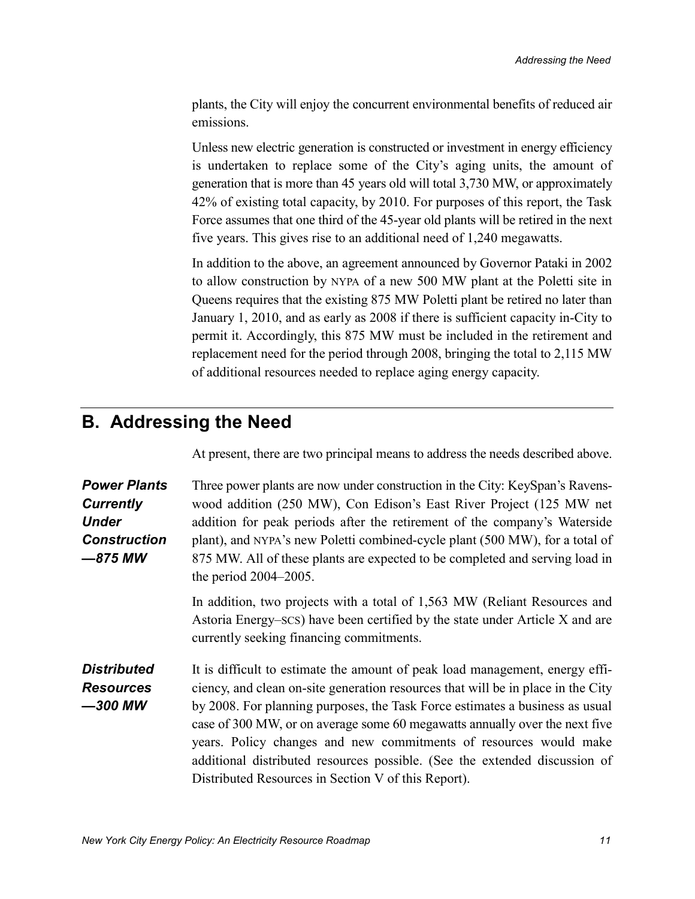plants, the City will enjoy the concurrent environmental benefits of reduced air emissions.

Unless new electric generation is constructed or investment in energy efficiency is undertaken to replace some of the City's aging units, the amount of generation that is more than 45 years old will total 3,730 MW, or approximately 42% of existing total capacity, by 2010. For purposes of this report, the Task Force assumes that one third of the 45-year old plants will be retired in the next five years. This gives rise to an additional need of 1,240 megawatts.

In addition to the above, an agreement announced by Governor Pataki in 2002 to allow construction by NYPA of a new 500 MW plant at the Poletti site in Queens requires that the existing 875 MW Poletti plant be retired no later than January 1, 2010, and as early as 2008 if there is sufficient capacity in-City to permit it. Accordingly, this 875 MW must be included in the retirement and replacement need for the period through 2008, bringing the total to 2,115 MW of additional resources needed to replace aging energy capacity.

## B. Addressing the Need

At present, there are two principal means to address the needs described above.

***Power Plants Currently Under Construction —875 MW***

Three power plants are now under construction in the City: KeySpan's Ravenswood addition (250 MW), Con Edison's East River Project (125 MW net addition for peak periods after the retirement of the company's Waterside plant), and NYPA's new Poletti combined-cycle plant (500 MW), for a total of 875 MW. All of these plants are expected to be completed and serving load in the period 2004–2005.

In addition, two projects with a total of 1,563 MW (Reliant Resources and Astoria Energy–SCS) have been certified by the state under Article X and are currently seeking financing commitments.

***Distributed Resources —300 MW***

It is difficult to estimate the amount of peak load management, energy efficiency, and clean on-site generation resources that will be in place in the City by 2008. For planning purposes, the Task Force estimates a business as usual case of 300 MW, or on average some 60 megawatts annually over the next five years. Policy changes and new commitments of resources would make additional distributed resources possible. (See the extended discussion of Distributed Resources in Section V of this Report).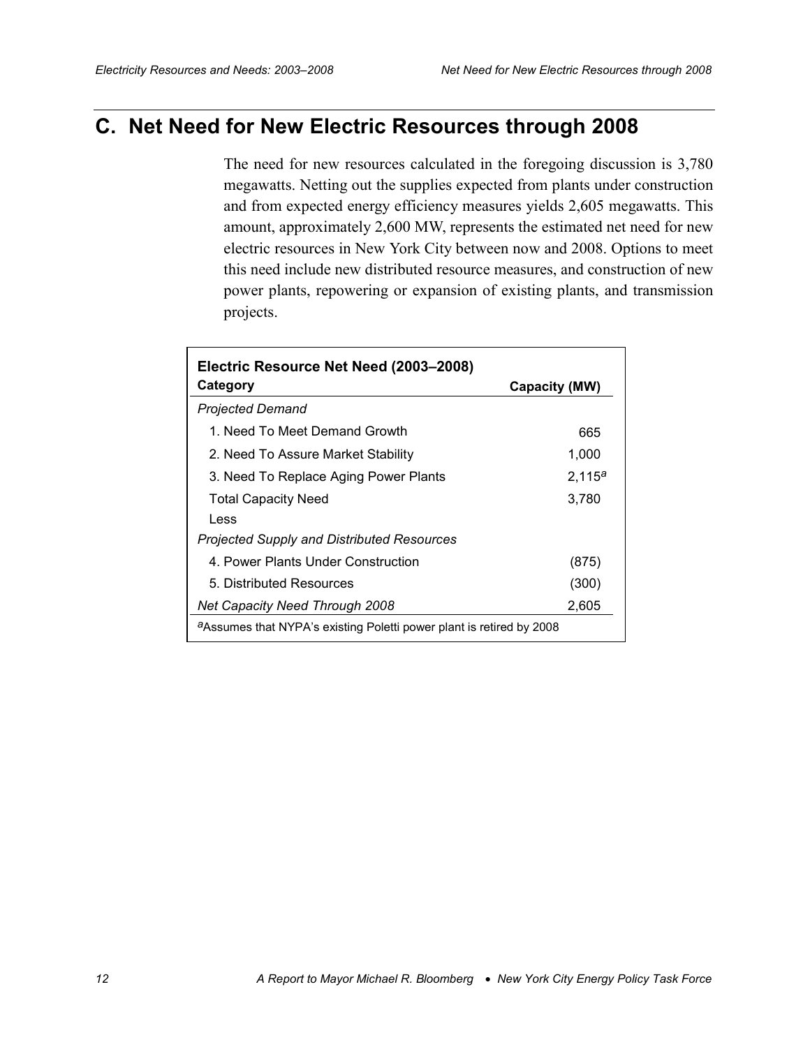## C. Net Need for New Electric Resources through 2008

The need for new resources calculated in the foregoing discussion is 3,780 megawatts. Netting out the supplies expected from plants under construction and from expected energy efficiency measures yields 2,605 megawatts. This amount, approximately 2,600 MW, represents the estimated net need for new electric resources in New York City between now and 2008. Options to meet this need include new distributed resource measures, and construction of new power plants, repowering or expansion of existing plants, and transmission projects.

**Electric Resource Net Need (2003–2008)**

| Category | Capacity (MW) |
|---|---|
| *Projected Demand* | |
| 1. Need To Meet Demand Growth | 665 |
| 2. Need To Assure Market Stability | 1,000 |
| 3. Need To Replace Aging Power Plants | 2,115[a] |
| Total Capacity Need | 3,780 |
| Less | |
| *Projected Supply and Distributed Resources* | |
| 4. Power Plants Under Construction | (875) |
| 5. Distributed Resources | (300) |
| *Net Capacity Need Through 2008* | 2,605 |

[a]Assumes that NYPA's existing Poletti power plant is retired by 2008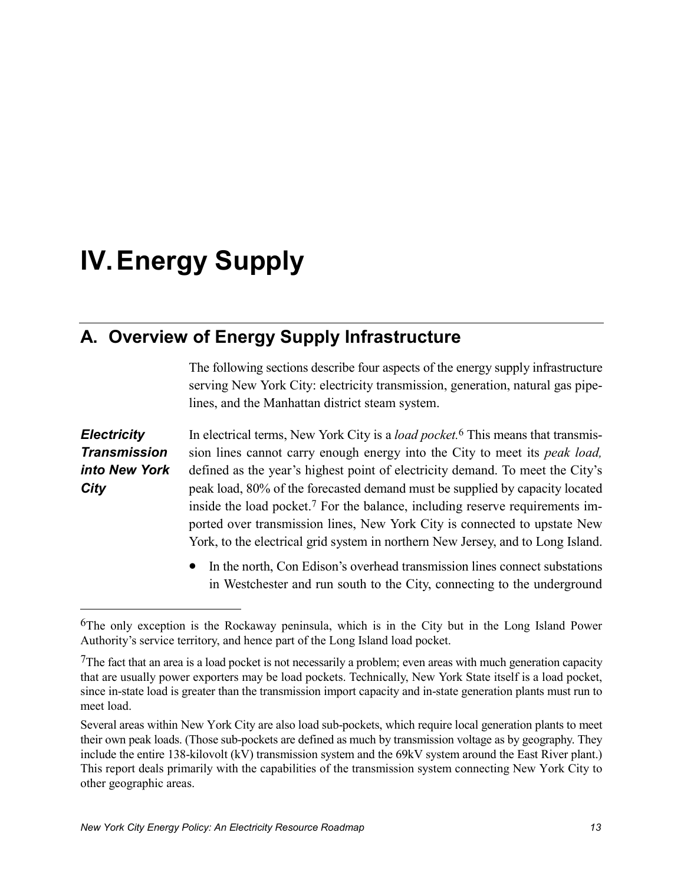# IV. Energy Supply

## A. Overview of Energy Supply Infrastructure

The following sections describe four aspects of the energy supply infrastructure serving New York City: electricity transmission, generation, natural gas pipelines, and the Manhattan district steam system.

### *Electricity Transmission into New York City*

In electrical terms, New York City is a *load pocket.*[6] This means that transmission lines cannot carry enough energy into the City to meet its *peak load,* defined as the year's highest point of electricity demand. To meet the City's peak load, 80% of the forecasted demand must be supplied by capacity located inside the load pocket.[7] For the balance, including reserve requirements imported over transmission lines, New York City is connected to upstate New York, to the electrical grid system in northern New Jersey, and to Long Island.

- In the north, Con Edison's overhead transmission lines connect substations in Westchester and run south to the City, connecting to the underground

---

[6] The only exception is the Rockaway peninsula, which is in the City but in the Long Island Power Authority's service territory, and hence part of the Long Island load pocket.

[7] The fact that an area is a load pocket is not necessarily a problem; even areas with much generation capacity that are usually power exporters may be load pockets. Technically, New York State itself is a load pocket, since in-state load is greater than the transmission import capacity and in-state generation plants must run to meet load.

Several areas within New York City are also load sub-pockets, which require local generation plants to meet their own peak loads. (Those sub-pockets are defined as much by transmission voltage as by geography. They include the entire 138-kilovolt (kV) transmission system and the 69kV system around the East River plant.) This report deals primarily with the capabilities of the transmission system connecting New York City to other geographic areas.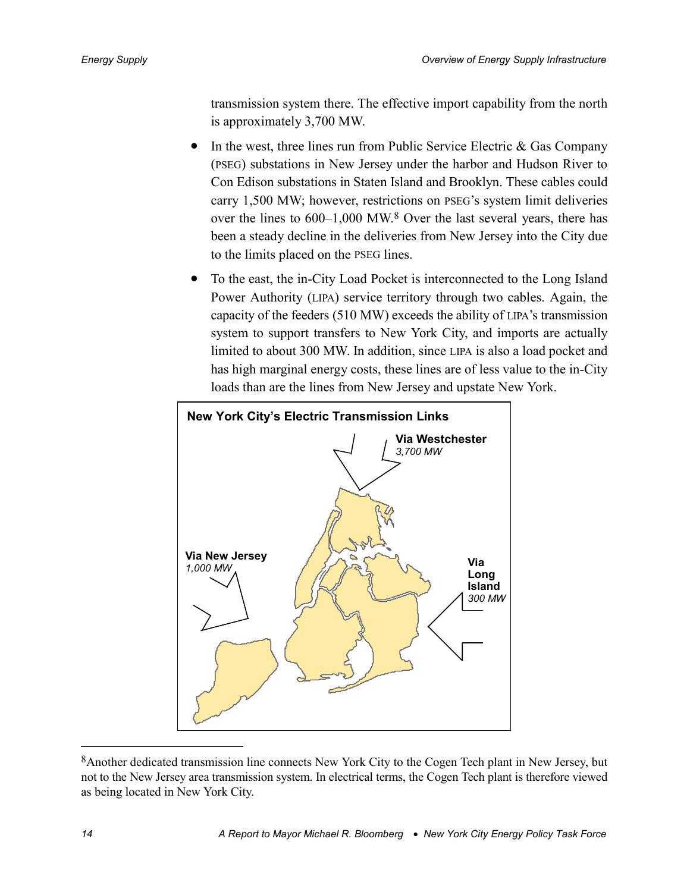transmission system there. The effective import capability from the north is approximately 3,700 MW.

- In the west, three lines run from Public Service Electric & Gas Company (PSEG) substations in New Jersey under the harbor and Hudson River to Con Edison substations in Staten Island and Brooklyn. These cables could carry 1,500 MW; however, restrictions on PSEG's system limit deliveries over the lines to 600–1,000 MW.[8] Over the last several years, there has been a steady decline in the deliveries from New Jersey into the City due to the limits placed on the PSEG lines.
- To the east, the in-City Load Pocket is interconnected to the Long Island Power Authority (LIPA) service territory through two cables. Again, the capacity of the feeders (510 MW) exceeds the ability of LIPA's transmission system to support transfers to New York City, and imports are actually limited to about 300 MW. In addition, since LIPA is also a load pocket and has high marginal energy costs, these lines are of less value to the in-City loads than are the lines from New Jersey and upstate New York.

**New York City's Electric Transmission Links**

**Via Westchester** *3,700 MW*

**Via New Jersey** *1,000 MW*

**Via Long Island** *300 MW*

[8]Another dedicated transmission line connects New York City to the Cogen Tech plant in New Jersey, but not to the New Jersey area transmission system. In electrical terms, the Cogen Tech plant is therefore viewed as being located in New York City.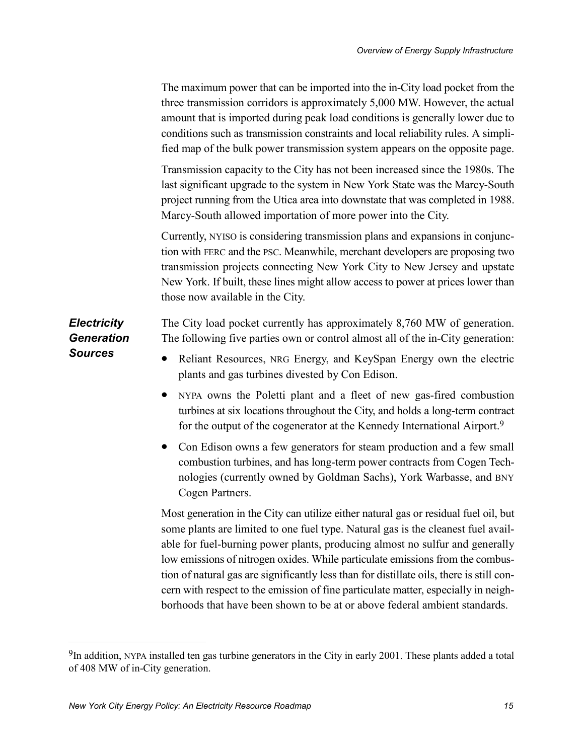The maximum power that can be imported into the in-City load pocket from the three transmission corridors is approximately 5,000 MW. However, the actual amount that is imported during peak load conditions is generally lower due to conditions such as transmission constraints and local reliability rules. A simplified map of the bulk power transmission system appears on the opposite page.

Transmission capacity to the City has not been increased since the 1980s. The last significant upgrade to the system in New York State was the Marcy-South project running from the Utica area into downstate that was completed in 1988. Marcy-South allowed importation of more power into the City.

Currently, NYISO is considering transmission plans and expansions in conjunction with FERC and the PSC. Meanwhile, merchant developers are proposing two transmission projects connecting New York City to New Jersey and upstate New York. If built, these lines might allow access to power at prices lower than those now available in the City.

### *Electricity Generation Sources*

The City load pocket currently has approximately 8,760 MW of generation. The following five parties own or control almost all of the in-City generation:

- Reliant Resources, NRG Energy, and KeySpan Energy own the electric plants and gas turbines divested by Con Edison.
- NYPA owns the Poletti plant and a fleet of new gas-fired combustion turbines at six locations throughout the City, and holds a long-term contract for the output of the cogenerator at the Kennedy International Airport.[9]
- Con Edison owns a few generators for steam production and a few small combustion turbines, and has long-term power contracts from Cogen Technologies (currently owned by Goldman Sachs), York Warbasse, and BNY Cogen Partners.

Most generation in the City can utilize either natural gas or residual fuel oil, but some plants are limited to one fuel type. Natural gas is the cleanest fuel available for fuel-burning power plants, producing almost no sulfur and generally low emissions of nitrogen oxides. While particulate emissions from the combustion of natural gas are significantly less than for distillate oils, there is still concern with respect to the emission of fine particulate matter, especially in neighborhoods that have been shown to be at or above federal ambient standards.

---

[9] In addition, NYPA installed ten gas turbine generators in the City in early 2001. These plants added a total of 408 MW of in-City generation.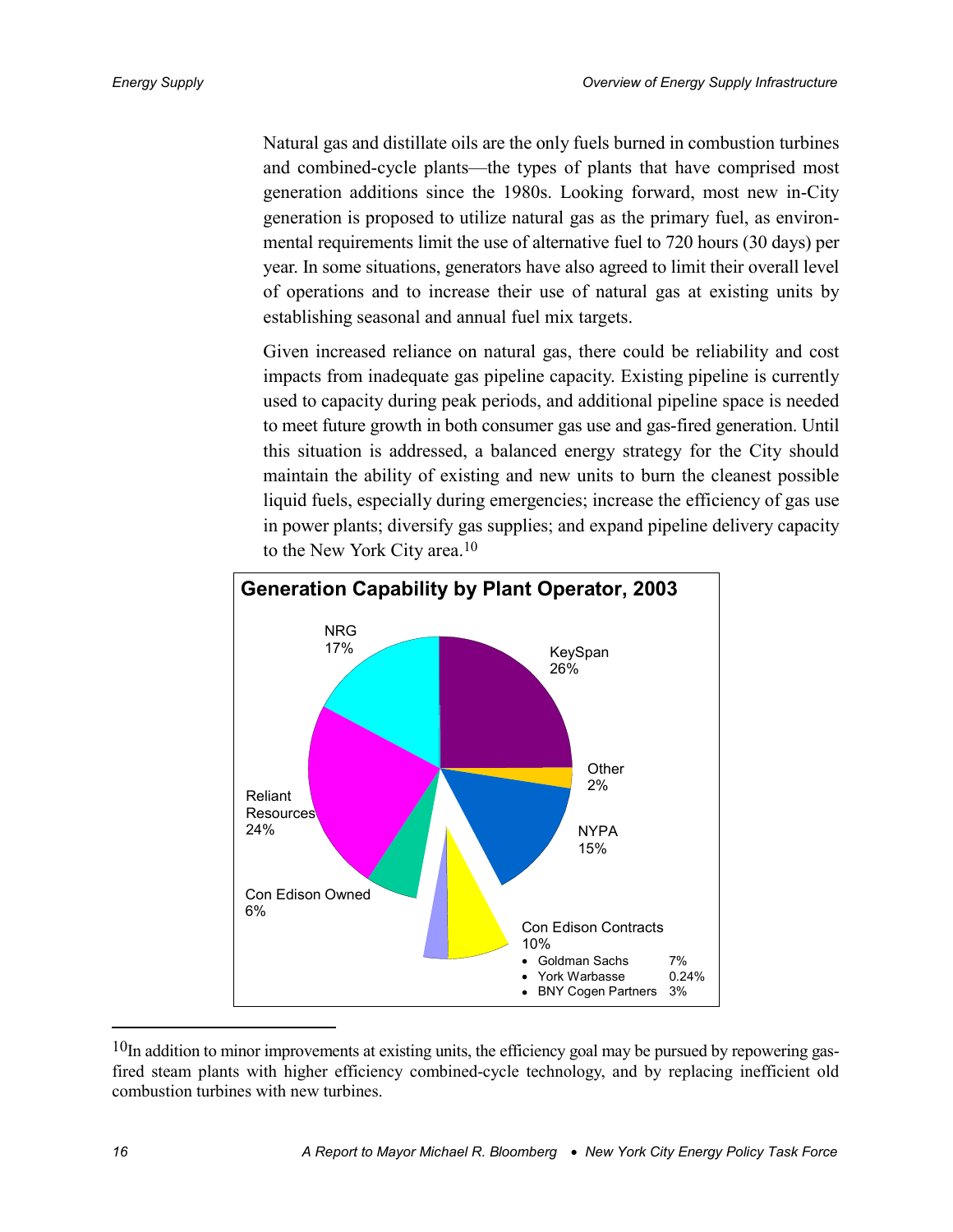Natural gas and distillate oils are the only fuels burned in combustion turbines and combined-cycle plants—the types of plants that have comprised most generation additions since the 1980s. Looking forward, most new in-City generation is proposed to utilize natural gas as the primary fuel, as environmental requirements limit the use of alternative fuel to 720 hours (30 days) per year. In some situations, generators have also agreed to limit their overall level of operations and to increase their use of natural gas at existing units by establishing seasonal and annual fuel mix targets.

Given increased reliance on natural gas, there could be reliability and cost impacts from inadequate gas pipeline capacity. Existing pipeline is currently used to capacity during peak periods, and additional pipeline space is needed to meet future growth in both consumer gas use and gas-fired generation. Until this situation is addressed, a balanced energy strategy for the City should maintain the ability of existing and new units to burn the cleanest possible liquid fuels, especially during emergencies; increase the efficiency of gas use in power plants; diversify gas supplies; and expand pipeline delivery capacity to the New York City area.[10]

**Generation Capability by Plant Operator, 2003**

| Plant Operator | Share |
|---|---|
| KeySpan | 26% |
| Reliant Resources | 24% |
| NRG | 17% |
| NYPA | 15% |
| Con Edison Contracts | 10% |
| • Goldman Sachs | 7% |
| • York Warbasse | 0.24% |
| • BNY Cogen Partners | 3% |
| Con Edison Owned | 6% |
| Other | 2% |

[10] In addition to minor improvements at existing units, the efficiency goal may be pursued by repowering gas-fired steam plants with higher efficiency combined-cycle technology, and by replacing inefficient old combustion turbines with new turbines.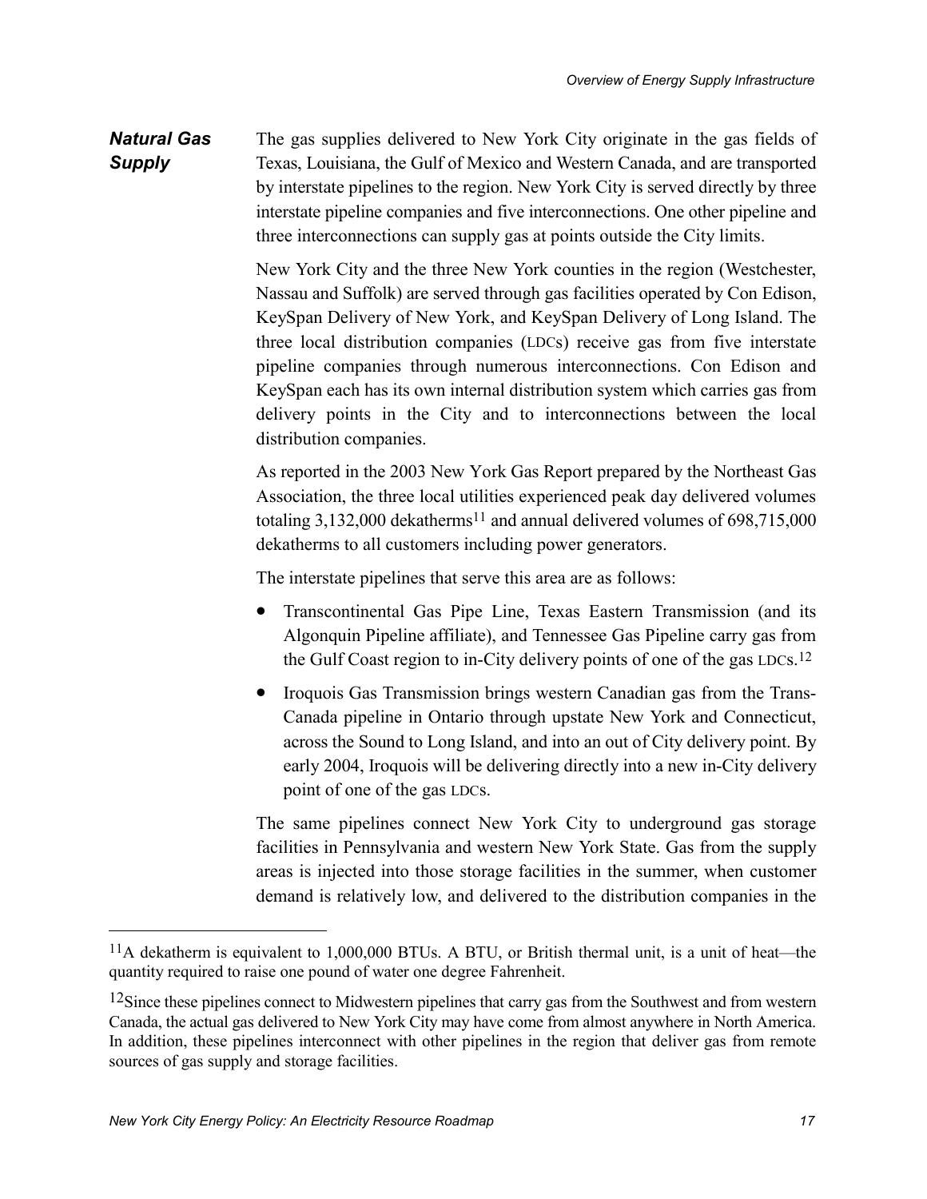## *Natural Gas Supply*

The gas supplies delivered to New York City originate in the gas fields of Texas, Louisiana, the Gulf of Mexico and Western Canada, and are transported by interstate pipelines to the region. New York City is served directly by three interstate pipeline companies and five interconnections. One other pipeline and three interconnections can supply gas at points outside the City limits.

New York City and the three New York counties in the region (Westchester, Nassau and Suffolk) are served through gas facilities operated by Con Edison, KeySpan Delivery of New York, and KeySpan Delivery of Long Island. The three local distribution companies (LDCs) receive gas from five interstate pipeline companies through numerous interconnections. Con Edison and KeySpan each has its own internal distribution system which carries gas from delivery points in the City and to interconnections between the local distribution companies.

As reported in the 2003 New York Gas Report prepared by the Northeast Gas Association, the three local utilities experienced peak day delivered volumes totaling 3,132,000 dekatherms[11] and annual delivered volumes of 698,715,000 dekatherms to all customers including power generators.

The interstate pipelines that serve this area are as follows:

- Transcontinental Gas Pipe Line, Texas Eastern Transmission (and its Algonquin Pipeline affiliate), and Tennessee Gas Pipeline carry gas from the Gulf Coast region to in-City delivery points of one of the gas LDCs.[12]
- Iroquois Gas Transmission brings western Canadian gas from the Trans-Canada pipeline in Ontario through upstate New York and Connecticut, across the Sound to Long Island, and into an out of City delivery point. By early 2004, Iroquois will be delivering directly into a new in-City delivery point of one of the gas LDCs.

The same pipelines connect New York City to underground gas storage facilities in Pennsylvania and western New York State. Gas from the supply areas is injected into those storage facilities in the summer, when customer demand is relatively low, and delivered to the distribution companies in the

---

[11] A dekatherm is equivalent to 1,000,000 BTUs. A BTU, or British thermal unit, is a unit of heat—the quantity required to raise one pound of water one degree Fahrenheit.

[12] Since these pipelines connect to Midwestern pipelines that carry gas from the Southwest and from western Canada, the actual gas delivered to New York City may have come from almost anywhere in North America. In addition, these pipelines interconnect with other pipelines in the region that deliver gas from remote sources of gas supply and storage facilities.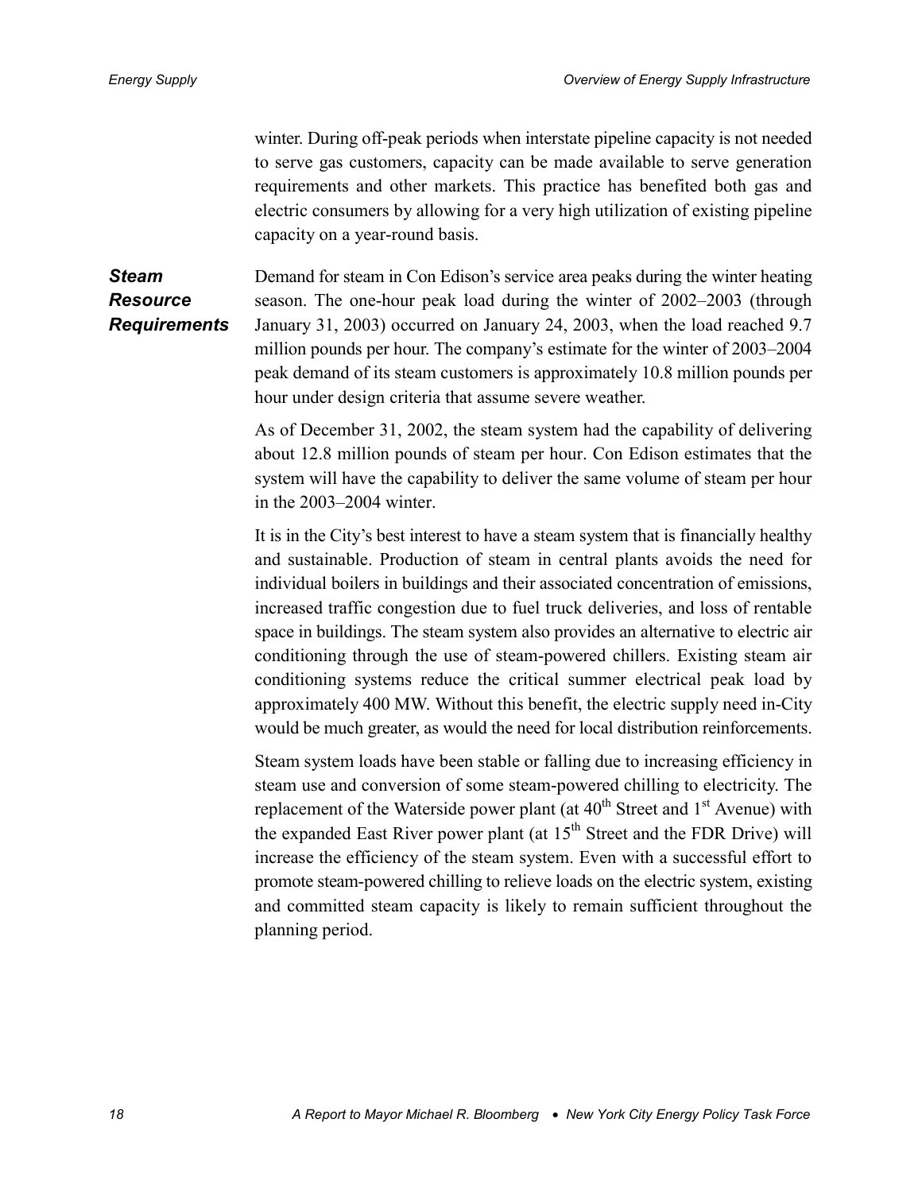winter. During off-peak periods when interstate pipeline capacity is not needed to serve gas customers, capacity can be made available to serve generation requirements and other markets. This practice has benefited both gas and electric consumers by allowing for a very high utilization of existing pipeline capacity on a year-round basis.

### *Steam Resource Requirements*

Demand for steam in Con Edison's service area peaks during the winter heating season. The one-hour peak load during the winter of 2002–2003 (through January 31, 2003) occurred on January 24, 2003, when the load reached 9.7 million pounds per hour. The company's estimate for the winter of 2003–2004 peak demand of its steam customers is approximately 10.8 million pounds per hour under design criteria that assume severe weather.

As of December 31, 2002, the steam system had the capability of delivering about 12.8 million pounds of steam per hour. Con Edison estimates that the system will have the capability to deliver the same volume of steam per hour in the 2003–2004 winter.

It is in the City's best interest to have a steam system that is financially healthy and sustainable. Production of steam in central plants avoids the need for individual boilers in buildings and their associated concentration of emissions, increased traffic congestion due to fuel truck deliveries, and loss of rentable space in buildings. The steam system also provides an alternative to electric air conditioning through the use of steam-powered chillers. Existing steam air conditioning systems reduce the critical summer electrical peak load by approximately 400 MW. Without this benefit, the electric supply need in-City would be much greater, as would the need for local distribution reinforcements.

Steam system loads have been stable or falling due to increasing efficiency in steam use and conversion of some steam-powered chilling to electricity. The replacement of the Waterside power plant (at 40th Street and 1st Avenue) with the expanded East River power plant (at 15th Street and the FDR Drive) will increase the efficiency of the steam system. Even with a successful effort to promote steam-powered chilling to relieve loads on the electric system, existing and committed steam capacity is likely to remain sufficient throughout the planning period.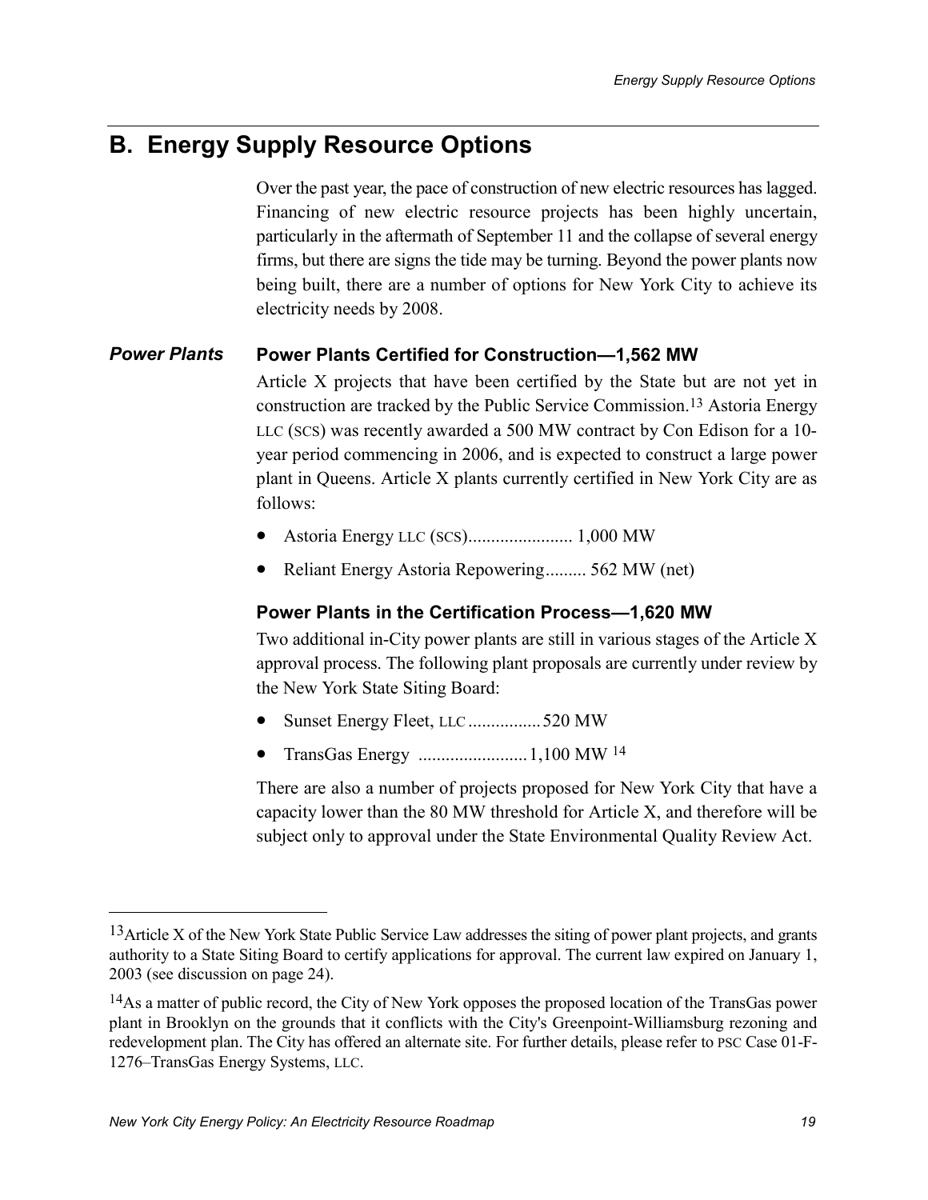## B. Energy Supply Resource Options

Over the past year, the pace of construction of new electric resources has lagged. Financing of new electric resource projects has been highly uncertain, particularly in the aftermath of September 11 and the collapse of several energy firms, but there are signs the tide may be turning. Beyond the power plants now being built, there are a number of options for New York City to achieve its electricity needs by 2008.

*Power Plants*

### Power Plants Certified for Construction—1,562 MW

Article X projects that have been certified by the State but are not yet in construction are tracked by the Public Service Commission.[13] Astoria Energy LLC (SCS) was recently awarded a 500 MW contract by Con Edison for a 10-year period commencing in 2006, and is expected to construct a large power plant in Queens. Article X plants currently certified in New York City are as follows:

- Astoria Energy LLC (SCS)....................... 1,000 MW
- Reliant Energy Astoria Repowering......... 562 MW (net)

### Power Plants in the Certification Process—1,620 MW

Two additional in-City power plants are still in various stages of the Article X approval process. The following plant proposals are currently under review by the New York State Siting Board:

- Sunset Energy Fleet, LLC ................520 MW
- TransGas Energy ........................1,100 MW [14]

There are also a number of projects proposed for New York City that have a capacity lower than the 80 MW threshold for Article X, and therefore will be subject only to approval under the State Environmental Quality Review Act.

---

[13] Article X of the New York State Public Service Law addresses the siting of power plant projects, and grants authority to a State Siting Board to certify applications for approval. The current law expired on January 1, 2003 (see discussion on page 24).

[14] As a matter of public record, the City of New York opposes the proposed location of the TransGas power plant in Brooklyn on the grounds that it conflicts with the City's Greenpoint-Williamsburg rezoning and redevelopment plan. The City has offered an alternate site. For further details, please refer to PSC Case 01-F-1276–TransGas Energy Systems, LLC.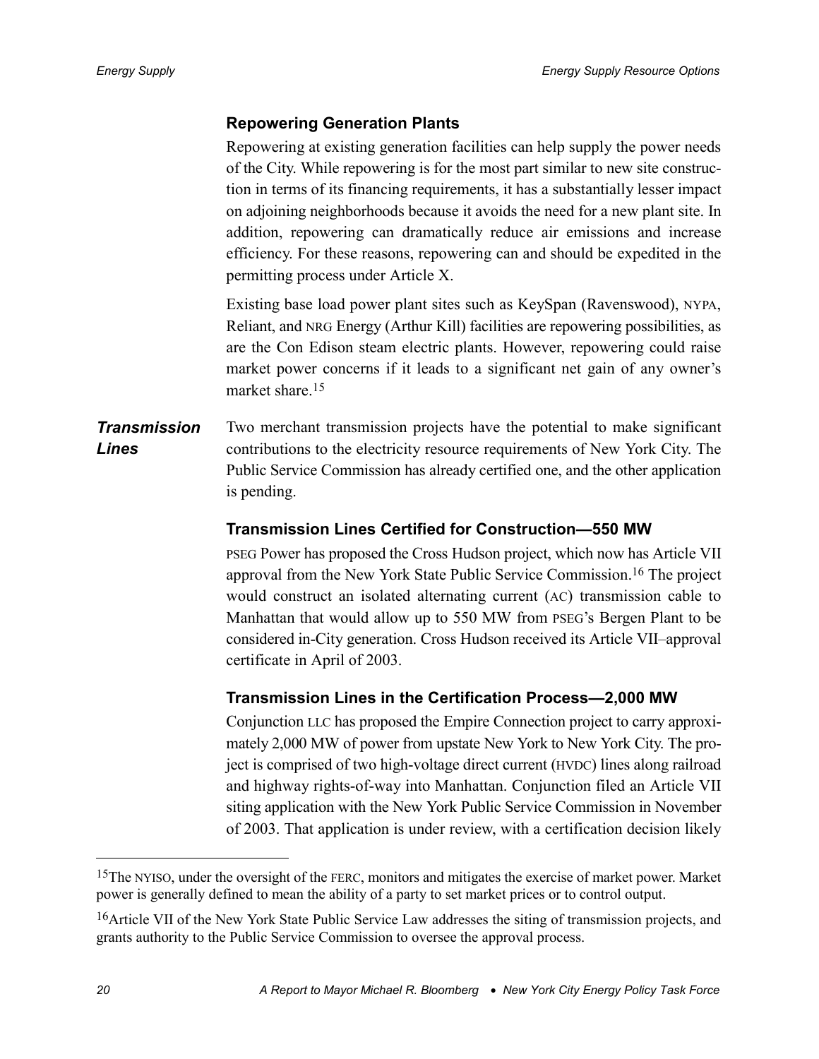### Repowering Generation Plants

Repowering at existing generation facilities can help supply the power needs of the City. While repowering is for the most part similar to new site construction in terms of its financing requirements, it has a substantially lesser impact on adjoining neighborhoods because it avoids the need for a new plant site. In addition, repowering can dramatically reduce air emissions and increase efficiency. For these reasons, repowering can and should be expedited in the permitting process under Article X.

Existing base load power plant sites such as KeySpan (Ravenswood), NYPA, Reliant, and NRG Energy (Arthur Kill) facilities are repowering possibilities, as are the Con Edison steam electric plants. However, repowering could raise market power concerns if it leads to a significant net gain of any owner's market share.[15]

## *Transmission Lines*

Two merchant transmission projects have the potential to make significant contributions to the electricity resource requirements of New York City. The Public Service Commission has already certified one, and the other application is pending.

### Transmission Lines Certified for Construction—550 MW

PSEG Power has proposed the Cross Hudson project, which now has Article VII approval from the New York State Public Service Commission.[16] The project would construct an isolated alternating current (AC) transmission cable to Manhattan that would allow up to 550 MW from PSEG's Bergen Plant to be considered in-City generation. Cross Hudson received its Article VII–approval certificate in April of 2003.

### Transmission Lines in the Certification Process—2,000 MW

Conjunction LLC has proposed the Empire Connection project to carry approximately 2,000 MW of power from upstate New York to New York City. The project is comprised of two high-voltage direct current (HVDC) lines along railroad and highway rights-of-way into Manhattan. Conjunction filed an Article VII siting application with the New York Public Service Commission in November of 2003. That application is under review, with a certification decision likely

---

[15] The NYISO, under the oversight of the FERC, monitors and mitigates the exercise of market power. Market power is generally defined to mean the ability of a party to set market prices or to control output.

[16] Article VII of the New York State Public Service Law addresses the siting of transmission projects, and grants authority to the Public Service Commission to oversee the approval process.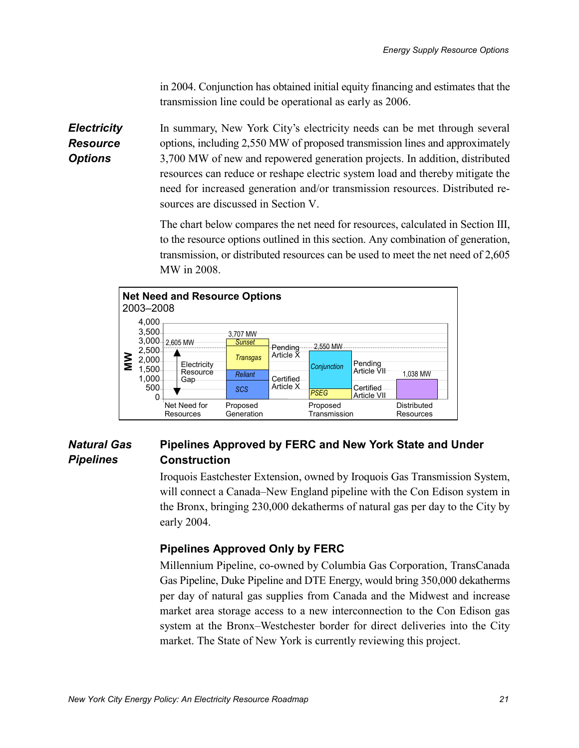in 2004. Conjunction has obtained initial equity financing and estimates that the transmission line could be operational as early as 2006.

### *Electricity Resource Options*

In summary, New York City's electricity needs can be met through several options, including 2,550 MW of proposed transmission lines and approximately 3,700 MW of new and repowered generation projects. In addition, distributed resources can reduce or reshape electric system load and thereby mitigate the need for increased generation and/or transmission resources. Distributed resources are discussed in Section V.

The chart below compares the net need for resources, calculated in Section III, to the resource options outlined in this section. Any combination of generation, transmission, or distributed resources can be used to meet the net need of 2,605 MW in 2008.

**Net Need and Resource Options**
2003–2008

| Category | Components | Total |
|---|---|---|
| Net Need for Resources | Electricity Resource Gap | 2,605 MW |
| Proposed Generation | SCS, Reliant (Certified Article X); Transgas, Sunset (Pending Article X) | 3,707 MW |
| Proposed Transmission | PSEG (Certified Article VII); Conjunction (Pending Article VII) | 2,550 MW |
| Distributed Resources | | 1,038 MW |

### *Natural Gas Pipelines*

#### Pipelines Approved by FERC and New York State and Under Construction

Iroquois Eastchester Extension, owned by Iroquois Gas Transmission System, will connect a Canada–New England pipeline with the Con Edison system in the Bronx, bringing 230,000 dekatherms of natural gas per day to the City by early 2004.

#### Pipelines Approved Only by FERC

Millennium Pipeline, co-owned by Columbia Gas Corporation, TransCanada Gas Pipeline, Duke Pipeline and DTE Energy, would bring 350,000 dekatherms per day of natural gas supplies from Canada and the Midwest and increase market area storage access to a new interconnection to the Con Edison gas system at the Bronx–Westchester border for direct deliveries into the City market. The State of New York is currently reviewing this project.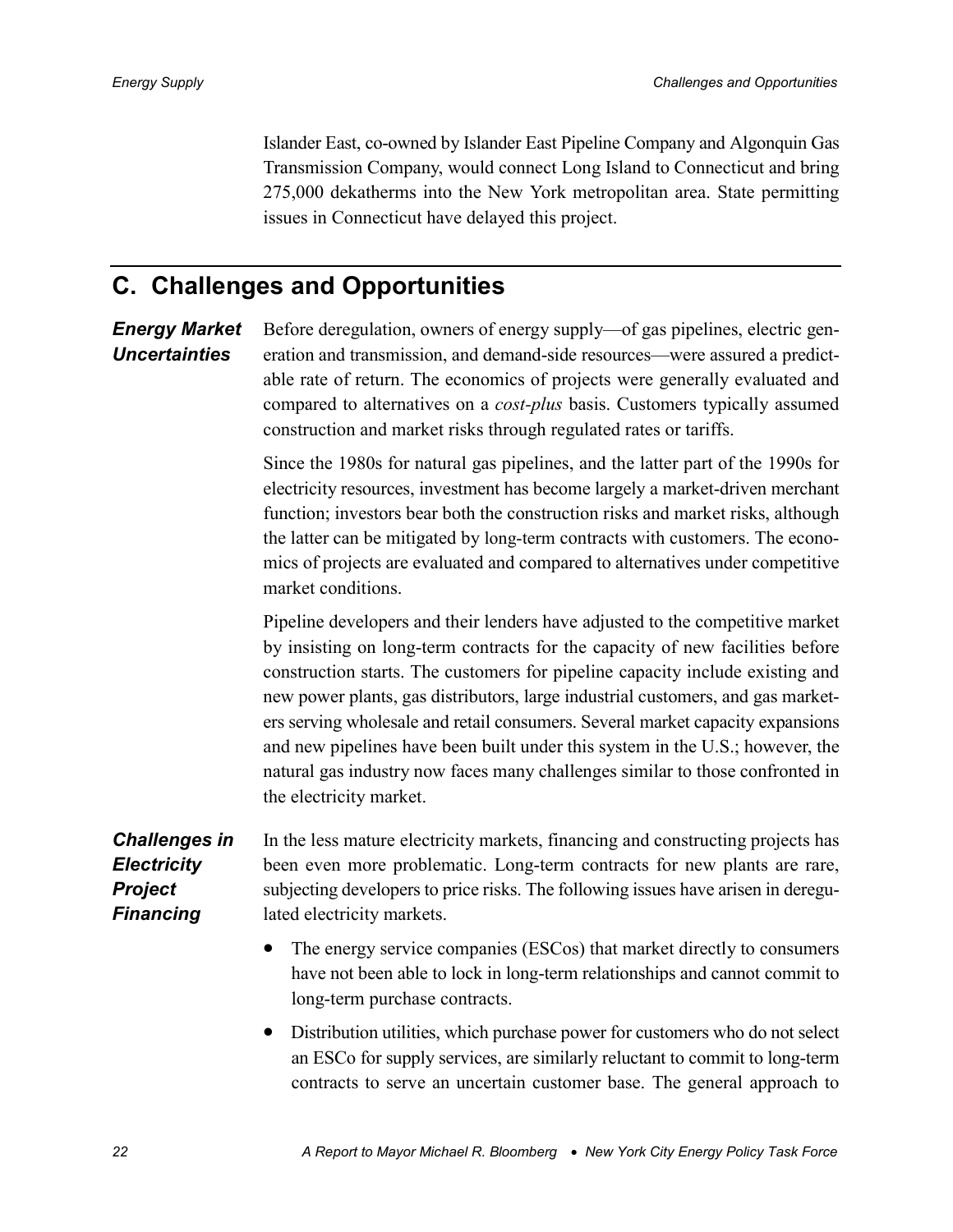Islander East, co-owned by Islander East Pipeline Company and Algonquin Gas Transmission Company, would connect Long Island to Connecticut and bring 275,000 dekatherms into the New York metropolitan area. State permitting issues in Connecticut have delayed this project.

## C. Challenges and Opportunities

### *Energy Market Uncertainties*

Before deregulation, owners of energy supply—of gas pipelines, electric generation and transmission, and demand-side resources—were assured a predictable rate of return. The economics of projects were generally evaluated and compared to alternatives on a *cost-plus* basis. Customers typically assumed construction and market risks through regulated rates or tariffs.

Since the 1980s for natural gas pipelines, and the latter part of the 1990s for electricity resources, investment has become largely a market-driven merchant function; investors bear both the construction risks and market risks, although the latter can be mitigated by long-term contracts with customers. The economics of projects are evaluated and compared to alternatives under competitive market conditions.

Pipeline developers and their lenders have adjusted to the competitive market by insisting on long-term contracts for the capacity of new facilities before construction starts. The customers for pipeline capacity include existing and new power plants, gas distributors, large industrial customers, and gas marketers serving wholesale and retail consumers. Several market capacity expansions and new pipelines have been built under this system in the U.S.; however, the natural gas industry now faces many challenges similar to those confronted in the electricity market.

### *Challenges in Electricity Project Financing*

In the less mature electricity markets, financing and constructing projects has been even more problematic. Long-term contracts for new plants are rare, subjecting developers to price risks. The following issues have arisen in deregulated electricity markets.

- The energy service companies (ESCos) that market directly to consumers have not been able to lock in long-term relationships and cannot commit to long-term purchase contracts.
- Distribution utilities, which purchase power for customers who do not select an ESCo for supply services, are similarly reluctant to commit to long-term contracts to serve an uncertain customer base. The general approach to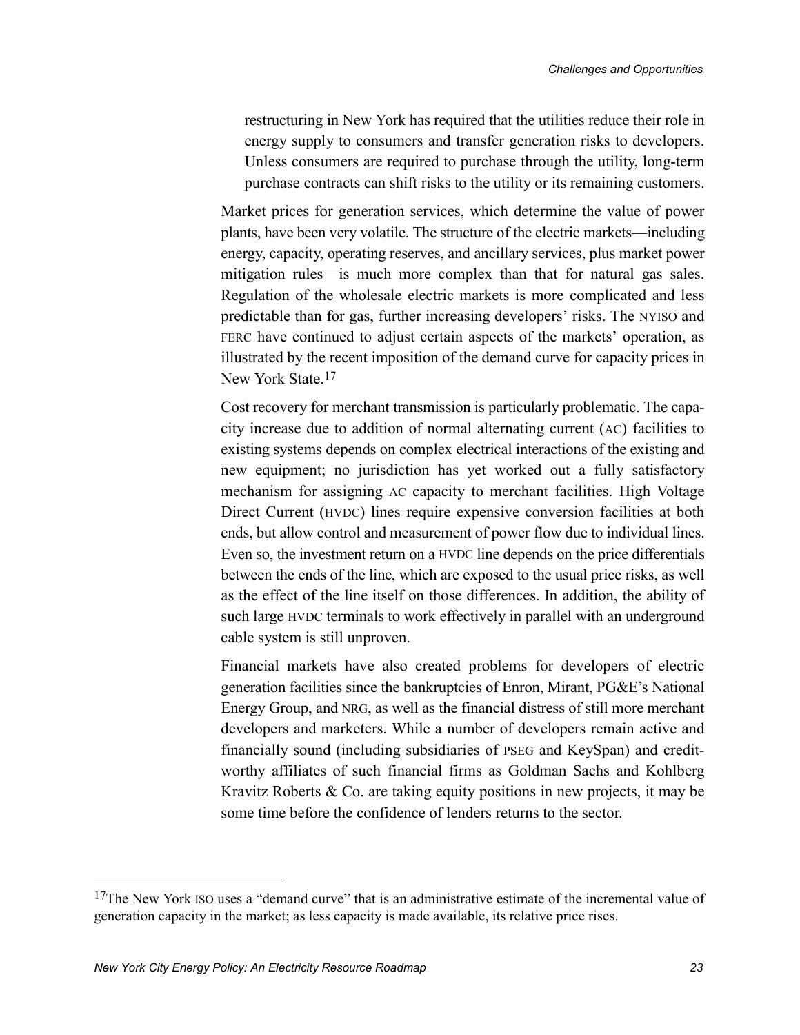restructuring in New York has required that the utilities reduce their role in energy supply to consumers and transfer generation risks to developers. Unless consumers are required to purchase through the utility, long-term purchase contracts can shift risks to the utility or its remaining customers.

Market prices for generation services, which determine the value of power plants, have been very volatile. The structure of the electric markets—including energy, capacity, operating reserves, and ancillary services, plus market power mitigation rules—is much more complex than that for natural gas sales. Regulation of the wholesale electric markets is more complicated and less predictable than for gas, further increasing developers' risks. The NYISO and FERC have continued to adjust certain aspects of the markets' operation, as illustrated by the recent imposition of the demand curve for capacity prices in New York State.[17]

Cost recovery for merchant transmission is particularly problematic. The capacity increase due to addition of normal alternating current (AC) facilities to existing systems depends on complex electrical interactions of the existing and new equipment; no jurisdiction has yet worked out a fully satisfactory mechanism for assigning AC capacity to merchant facilities. High Voltage Direct Current (HVDC) lines require expensive conversion facilities at both ends, but allow control and measurement of power flow due to individual lines. Even so, the investment return on a HVDC line depends on the price differentials between the ends of the line, which are exposed to the usual price risks, as well as the effect of the line itself on those differences. In addition, the ability of such large HVDC terminals to work effectively in parallel with an underground cable system is still unproven.

Financial markets have also created problems for developers of electric generation facilities since the bankruptcies of Enron, Mirant, PG&E's National Energy Group, and NRG, as well as the financial distress of still more merchant developers and marketers. While a number of developers remain active and financially sound (including subsidiaries of PSEG and KeySpan) and creditworthy affiliates of such financial firms as Goldman Sachs and Kohlberg Kravitz Roberts & Co. are taking equity positions in new projects, it may be some time before the confidence of lenders returns to the sector.

---

[17] The New York ISO uses a "demand curve" that is an administrative estimate of the incremental value of generation capacity in the market; as less capacity is made available, its relative price rises.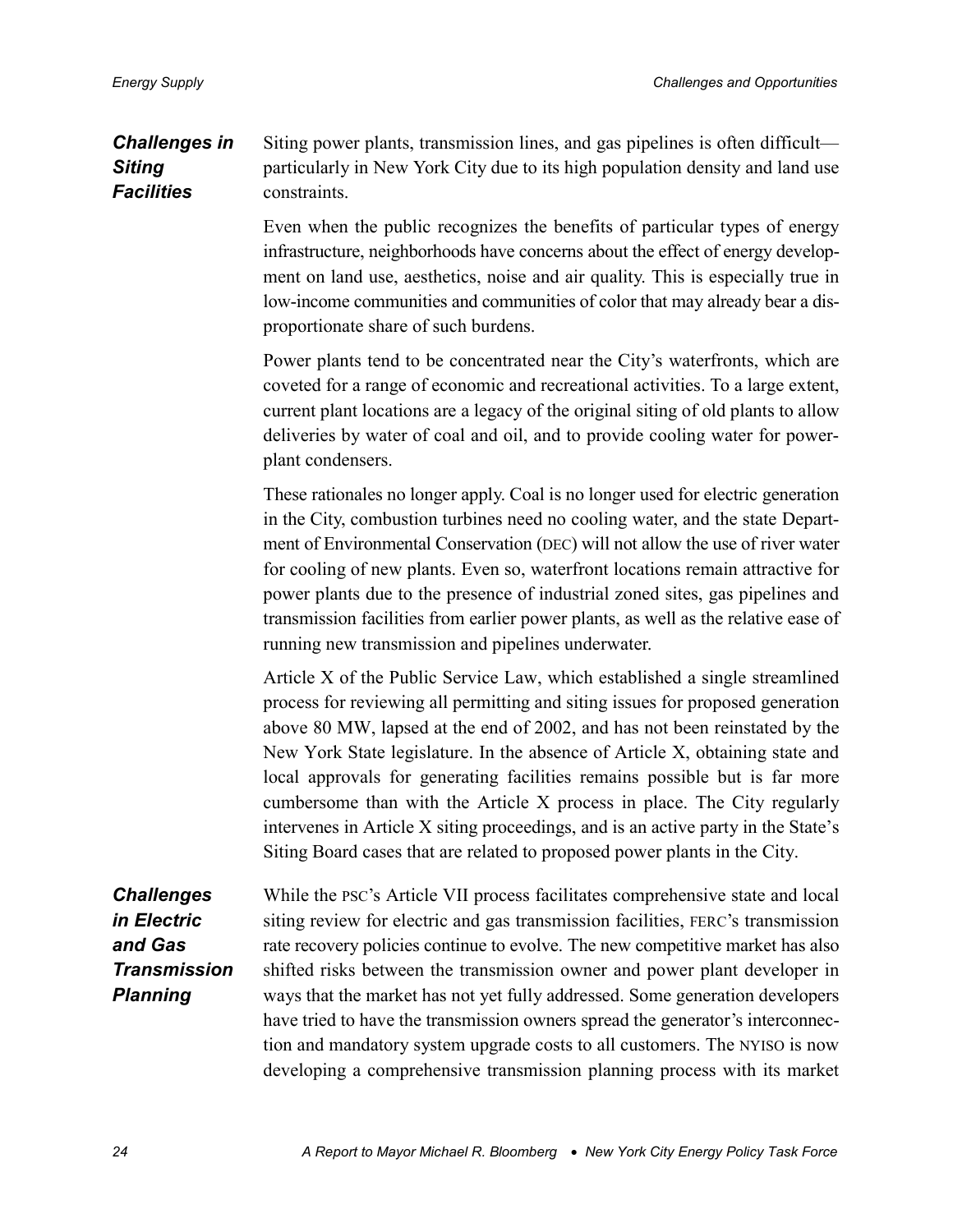### Challenges in Siting Facilities

Siting power plants, transmission lines, and gas pipelines is often difficult—particularly in New York City due to its high population density and land use constraints.

Even when the public recognizes the benefits of particular types of energy infrastructure, neighborhoods have concerns about the effect of energy development on land use, aesthetics, noise and air quality. This is especially true in low-income communities and communities of color that may already bear a disproportionate share of such burdens.

Power plants tend to be concentrated near the City's waterfronts, which are coveted for a range of economic and recreational activities. To a large extent, current plant locations are a legacy of the original siting of old plants to allow deliveries by water of coal and oil, and to provide cooling water for power-plant condensers.

These rationales no longer apply. Coal is no longer used for electric generation in the City, combustion turbines need no cooling water, and the state Department of Environmental Conservation (DEC) will not allow the use of river water for cooling of new plants. Even so, waterfront locations remain attractive for power plants due to the presence of industrial zoned sites, gas pipelines and transmission facilities from earlier power plants, as well as the relative ease of running new transmission and pipelines underwater.

Article X of the Public Service Law, which established a single streamlined process for reviewing all permitting and siting issues for proposed generation above 80 MW, lapsed at the end of 2002, and has not been reinstated by the New York State legislature. In the absence of Article X, obtaining state and local approvals for generating facilities remains possible but is far more cumbersome than with the Article X process in place. The City regularly intervenes in Article X siting proceedings, and is an active party in the State's Siting Board cases that are related to proposed power plants in the City.

### Challenges in Electric and Gas Transmission Planning

While the PSC's Article VII process facilitates comprehensive state and local siting review for electric and gas transmission facilities, FERC's transmission rate recovery policies continue to evolve. The new competitive market has also shifted risks between the transmission owner and power plant developer in ways that the market has not yet fully addressed. Some generation developers have tried to have the transmission owners spread the generator's interconnection and mandatory system upgrade costs to all customers. The NYISO is now developing a comprehensive transmission planning process with its market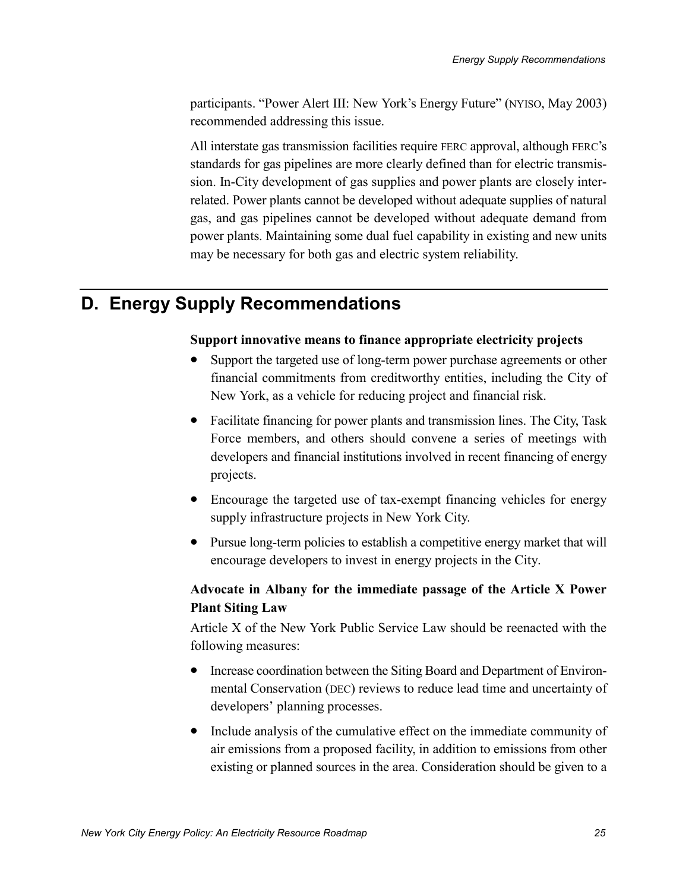participants. "Power Alert III: New York's Energy Future" (NYISO, May 2003) recommended addressing this issue.

All interstate gas transmission facilities require FERC approval, although FERC's standards for gas pipelines are more clearly defined than for electric transmission. In-City development of gas supplies and power plants are closely interrelated. Power plants cannot be developed without adequate supplies of natural gas, and gas pipelines cannot be developed without adequate demand from power plants. Maintaining some dual fuel capability in existing and new units may be necessary for both gas and electric system reliability.

## D. Energy Supply Recommendations

**Support innovative means to finance appropriate electricity projects**

- Support the targeted use of long-term power purchase agreements or other financial commitments from creditworthy entities, including the City of New York, as a vehicle for reducing project and financial risk.
- Facilitate financing for power plants and transmission lines. The City, Task Force members, and others should convene a series of meetings with developers and financial institutions involved in recent financing of energy projects.
- Encourage the targeted use of tax-exempt financing vehicles for energy supply infrastructure projects in New York City.
- Pursue long-term policies to establish a competitive energy market that will encourage developers to invest in energy projects in the City.

**Advocate in Albany for the immediate passage of the Article X Power Plant Siting Law**

Article X of the New York Public Service Law should be reenacted with the following measures:

- Increase coordination between the Siting Board and Department of Environmental Conservation (DEC) reviews to reduce lead time and uncertainty of developers' planning processes.
- Include analysis of the cumulative effect on the immediate community of air emissions from a proposed facility, in addition to emissions from other existing or planned sources in the area. Consideration should be given to a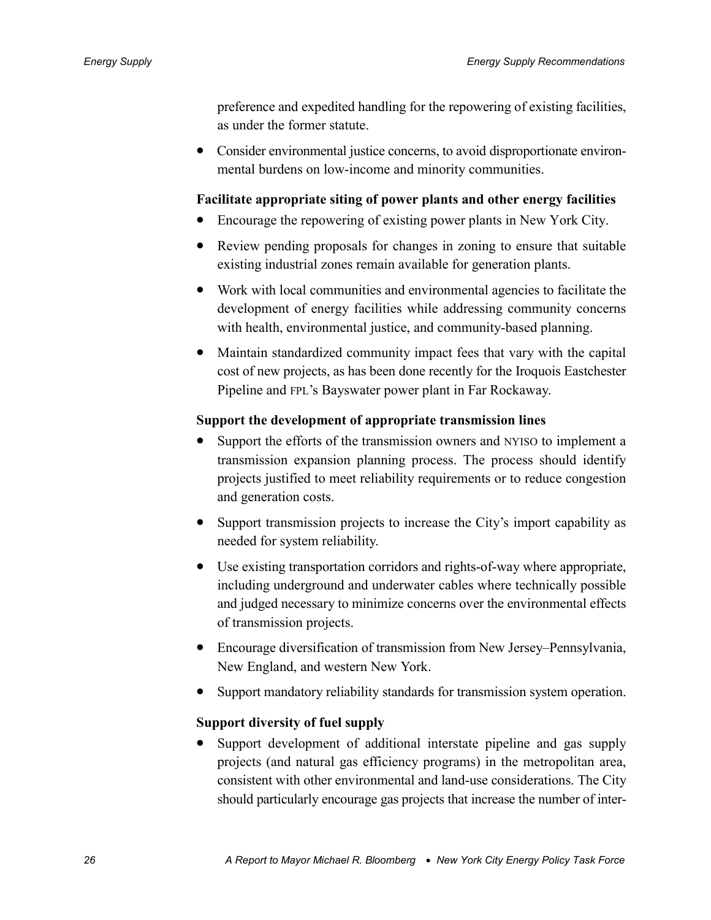preference and expedited handling for the repowering of existing facilities, as under the former statute.

- Consider environmental justice concerns, to avoid disproportionate environmental burdens on low-income and minority communities.

**Facilitate appropriate siting of power plants and other energy facilities**

- Encourage the repowering of existing power plants in New York City.
- Review pending proposals for changes in zoning to ensure that suitable existing industrial zones remain available for generation plants.
- Work with local communities and environmental agencies to facilitate the development of energy facilities while addressing community concerns with health, environmental justice, and community-based planning.
- Maintain standardized community impact fees that vary with the capital cost of new projects, as has been done recently for the Iroquois Eastchester Pipeline and FPL's Bayswater power plant in Far Rockaway.

**Support the development of appropriate transmission lines**

- Support the efforts of the transmission owners and NYISO to implement a transmission expansion planning process. The process should identify projects justified to meet reliability requirements or to reduce congestion and generation costs.
- Support transmission projects to increase the City's import capability as needed for system reliability.
- Use existing transportation corridors and rights-of-way where appropriate, including underground and underwater cables where technically possible and judged necessary to minimize concerns over the environmental effects of transmission projects.
- Encourage diversification of transmission from New Jersey–Pennsylvania, New England, and western New York.
- Support mandatory reliability standards for transmission system operation.

**Support diversity of fuel supply**

- Support development of additional interstate pipeline and gas supply projects (and natural gas efficiency programs) in the metropolitan area, consistent with other environmental and land-use considerations. The City should particularly encourage gas projects that increase the number of inter-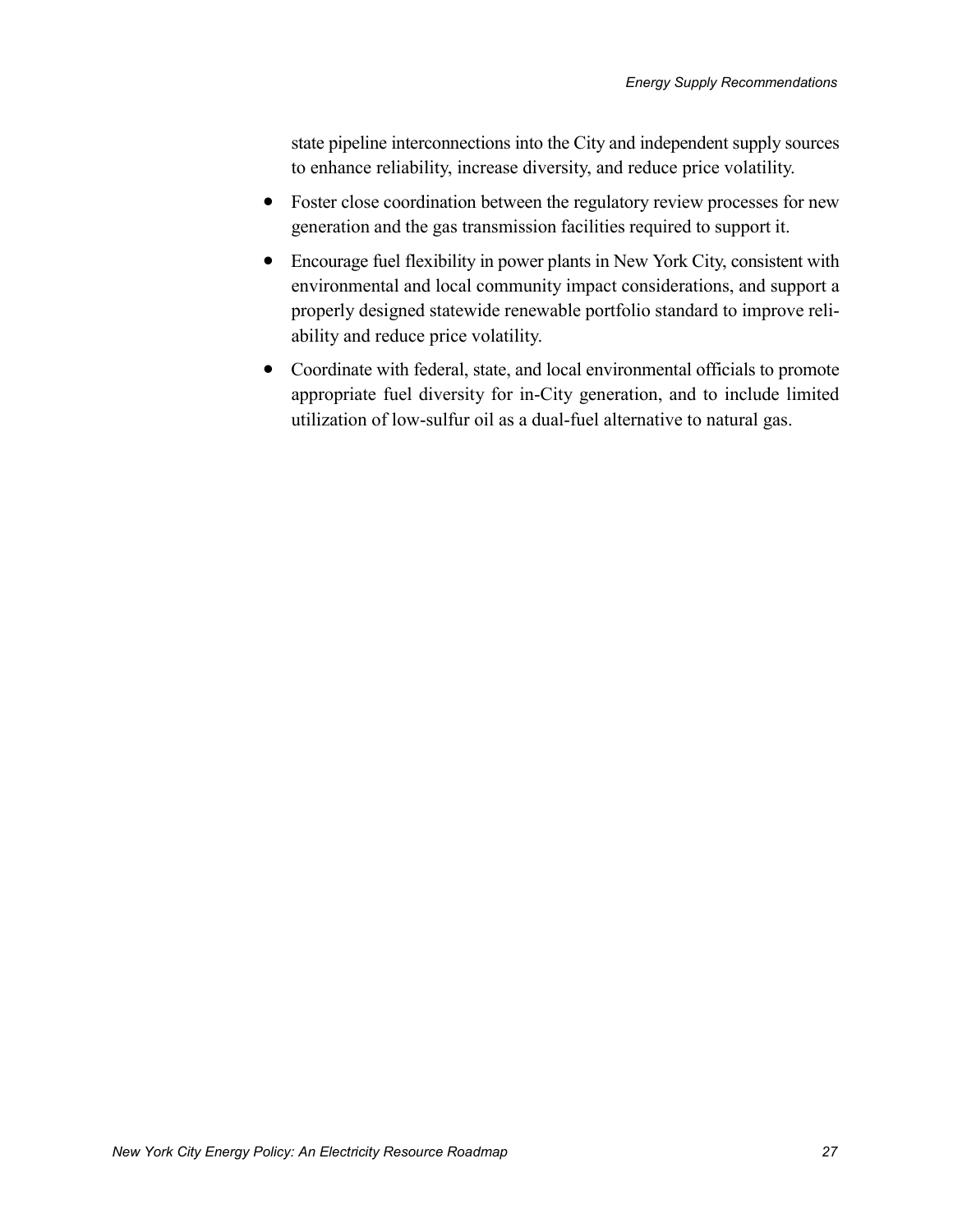state pipeline interconnections into the City and independent supply sources to enhance reliability, increase diversity, and reduce price volatility.

- Foster close coordination between the regulatory review processes for new generation and the gas transmission facilities required to support it.
- Encourage fuel flexibility in power plants in New York City, consistent with environmental and local community impact considerations, and support a properly designed statewide renewable portfolio standard to improve reliability and reduce price volatility.
- Coordinate with federal, state, and local environmental officials to promote appropriate fuel diversity for in-City generation, and to include limited utilization of low-sulfur oil as a dual-fuel alternative to natural gas.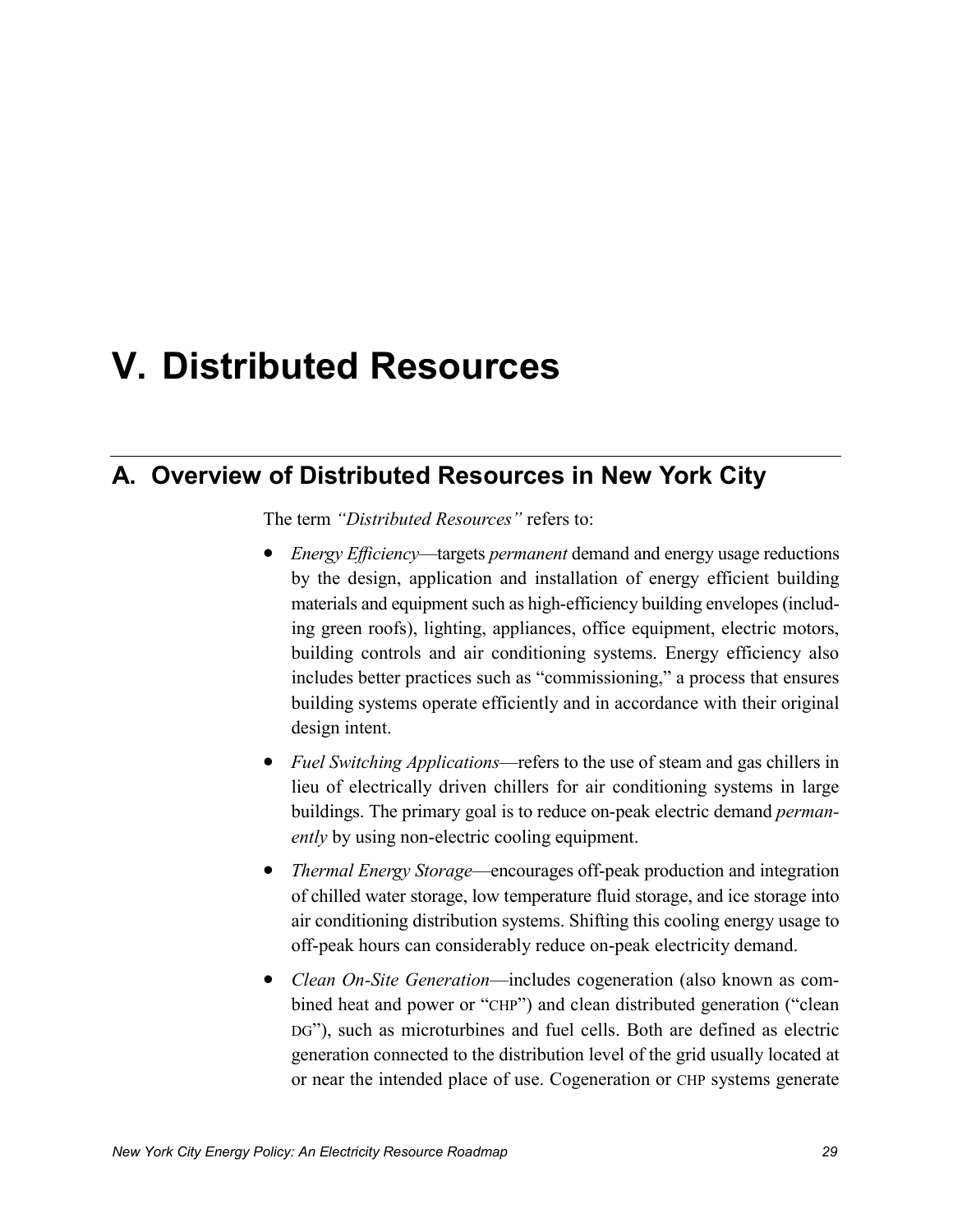# V. Distributed Resources

## A. Overview of Distributed Resources in New York City

The term *"Distributed Resources"* refers to:

- *Energy Efficiency*—targets *permanent* demand and energy usage reductions by the design, application and installation of energy efficient building materials and equipment such as high-efficiency building envelopes (including green roofs), lighting, appliances, office equipment, electric motors, building controls and air conditioning systems. Energy efficiency also includes better practices such as "commissioning," a process that ensures building systems operate efficiently and in accordance with their original design intent.
- *Fuel Switching Applications*—refers to the use of steam and gas chillers in lieu of electrically driven chillers for air conditioning systems in large buildings. The primary goal is to reduce on-peak electric demand *permanently* by using non-electric cooling equipment.
- *Thermal Energy Storage*—encourages off-peak production and integration of chilled water storage, low temperature fluid storage, and ice storage into air conditioning distribution systems. Shifting this cooling energy usage to off-peak hours can considerably reduce on-peak electricity demand.
- *Clean On-Site Generation*—includes cogeneration (also known as combined heat and power or "CHP") and clean distributed generation ("clean DG"), such as microturbines and fuel cells. Both are defined as electric generation connected to the distribution level of the grid usually located at or near the intended place of use. Cogeneration or CHP systems generate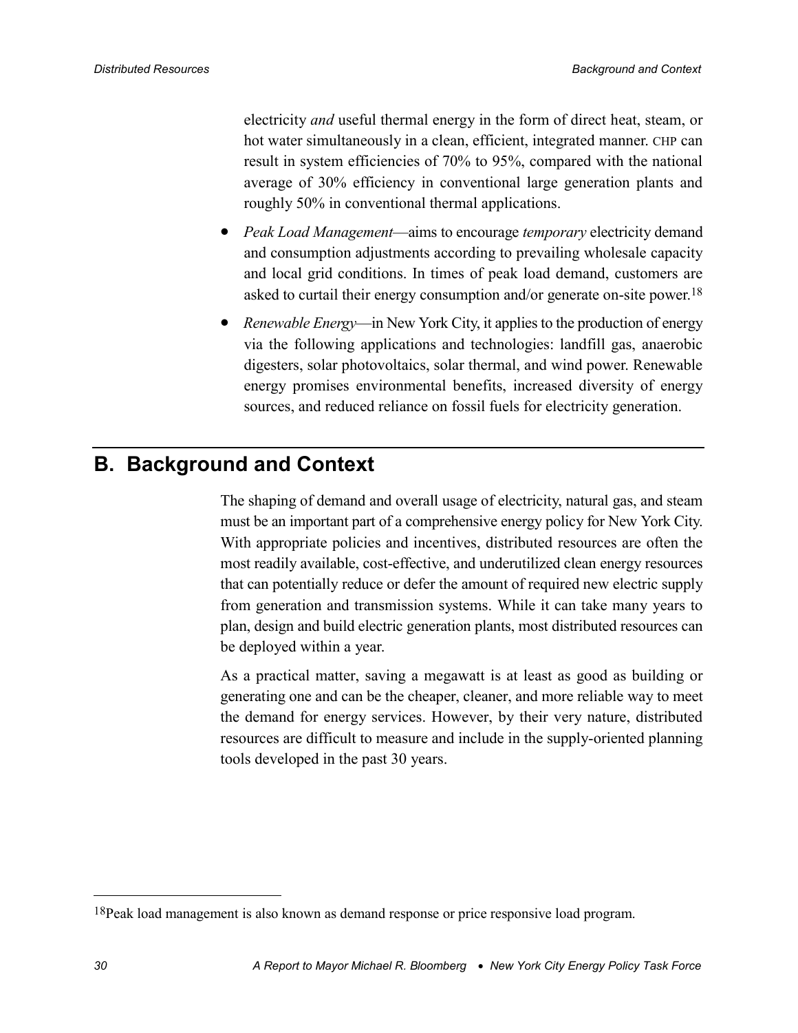electricity *and* useful thermal energy in the form of direct heat, steam, or hot water simultaneously in a clean, efficient, integrated manner. CHP can result in system efficiencies of 70% to 95%, compared with the national average of 30% efficiency in conventional large generation plants and roughly 50% in conventional thermal applications.

- *Peak Load Management*—aims to encourage *temporary* electricity demand and consumption adjustments according to prevailing wholesale capacity and local grid conditions. In times of peak load demand, customers are asked to curtail their energy consumption and/or generate on-site power.[18]
- *Renewable Energy*—in New York City, it applies to the production of energy via the following applications and technologies: landfill gas, anaerobic digesters, solar photovoltaics, solar thermal, and wind power. Renewable energy promises environmental benefits, increased diversity of energy sources, and reduced reliance on fossil fuels for electricity generation.

## B. Background and Context

The shaping of demand and overall usage of electricity, natural gas, and steam must be an important part of a comprehensive energy policy for New York City. With appropriate policies and incentives, distributed resources are often the most readily available, cost-effective, and underutilized clean energy resources that can potentially reduce or defer the amount of required new electric supply from generation and transmission systems. While it can take many years to plan, design and build electric generation plants, most distributed resources can be deployed within a year.

As a practical matter, saving a megawatt is at least as good as building or generating one and can be the cheaper, cleaner, and more reliable way to meet the demand for energy services. However, by their very nature, distributed resources are difficult to measure and include in the supply-oriented planning tools developed in the past 30 years.

---

[18] Peak load management is also known as demand response or price responsive load program.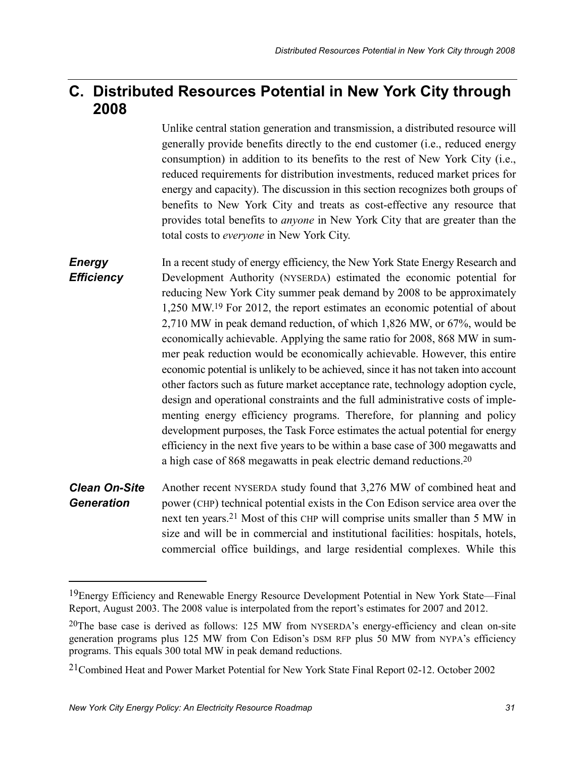## C. Distributed Resources Potential in New York City through 2008

Unlike central station generation and transmission, a distributed resource will generally provide benefits directly to the end customer (i.e., reduced energy consumption) in addition to its benefits to the rest of New York City (i.e., reduced requirements for distribution investments, reduced market prices for energy and capacity). The discussion in this section recognizes both groups of benefits to New York City and treats as cost-effective any resource that provides total benefits to *anyone* in New York City that are greater than the total costs to *everyone* in New York City.

***Energy Efficiency***

In a recent study of energy efficiency, the New York State Energy Research and Development Authority (NYSERDA) estimated the economic potential for reducing New York City summer peak demand by 2008 to be approximately 1,250 MW.[19] For 2012, the report estimates an economic potential of about 2,710 MW in peak demand reduction, of which 1,826 MW, or 67%, would be economically achievable. Applying the same ratio for 2008, 868 MW in summer peak reduction would be economically achievable. However, this entire economic potential is unlikely to be achieved, since it has not taken into account other factors such as future market acceptance rate, technology adoption cycle, design and operational constraints and the full administrative costs of implementing energy efficiency programs. Therefore, for planning and policy development purposes, the Task Force estimates the actual potential for energy efficiency in the next five years to be within a base case of 300 megawatts and a high case of 868 megawatts in peak electric demand reductions.[20]

***Clean On-Site Generation***

Another recent NYSERDA study found that 3,276 MW of combined heat and power (CHP) technical potential exists in the Con Edison service area over the next ten years.[21] Most of this CHP will comprise units smaller than 5 MW in size and will be in commercial and institutional facilities: hospitals, hotels, commercial office buildings, and large residential complexes. While this

---

[19] Energy Efficiency and Renewable Energy Resource Development Potential in New York State—Final Report, August 2003. The 2008 value is interpolated from the report's estimates for 2007 and 2012.

[20] The base case is derived as follows: 125 MW from NYSERDA's energy-efficiency and clean on-site generation programs plus 125 MW from Con Edison's DSM RFP plus 50 MW from NYPA's efficiency programs. This equals 300 total MW in peak demand reductions.

[21] Combined Heat and Power Market Potential for New York State Final Report 02-12. October 2002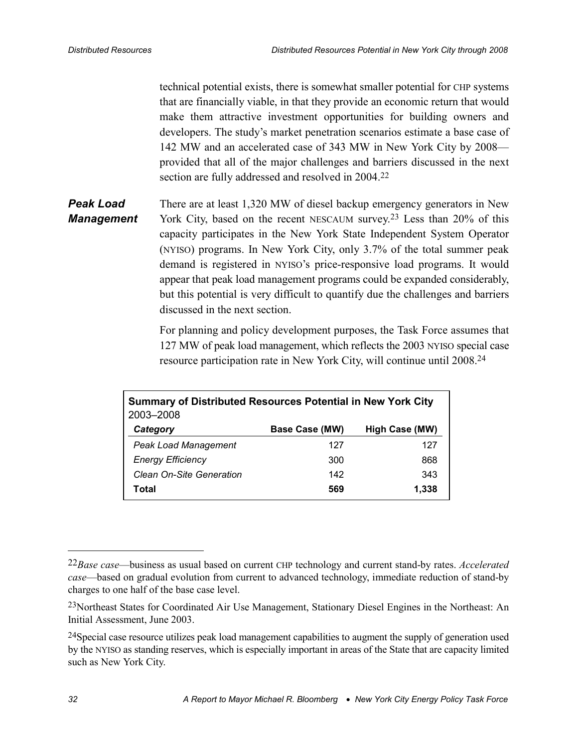technical potential exists, there is somewhat smaller potential for CHP systems that are financially viable, in that they provide an economic return that would make them attractive investment opportunities for building owners and developers. The study's market penetration scenarios estimate a base case of 142 MW and an accelerated case of 343 MW in New York City by 2008—provided that all of the major challenges and barriers discussed in the next section are fully addressed and resolved in 2004.[22]

### *Peak Load Management*

There are at least 1,320 MW of diesel backup emergency generators in New York City, based on the recent NESCAUM survey.[23] Less than 20% of this capacity participates in the New York State Independent System Operator (NYISO) programs. In New York City, only 3.7% of the total summer peak demand is registered in NYISO's price-responsive load programs. It would appear that peak load management programs could be expanded considerably, but this potential is very difficult to quantify due the challenges and barriers discussed in the next section.

For planning and policy development purposes, the Task Force assumes that 127 MW of peak load management, which reflects the 2003 NYISO special case resource participation rate in New York City, will continue until 2008.[24]

**Summary of Distributed Resources Potential in New York City**
2003–2008

| *Category* | Base Case (MW) | High Case (MW) |
|---|---|---|
| *Peak Load Management* | 127 | 127 |
| *Energy Efficiency* | 300 | 868 |
| *Clean On-Site Generation* | 142 | 343 |
| **Total** | **569** | **1,338** |

---

[22] *Base case*—business as usual based on current CHP technology and current stand-by rates. *Accelerated case*—based on gradual evolution from current to advanced technology, immediate reduction of stand-by charges to one half of the base case level.

[23] Northeast States for Coordinated Air Use Management, Stationary Diesel Engines in the Northeast: An Initial Assessment, June 2003.

[24] Special case resource utilizes peak load management capabilities to augment the supply of generation used by the NYISO as standing reserves, which is especially important in areas of the State that are capacity limited such as New York City.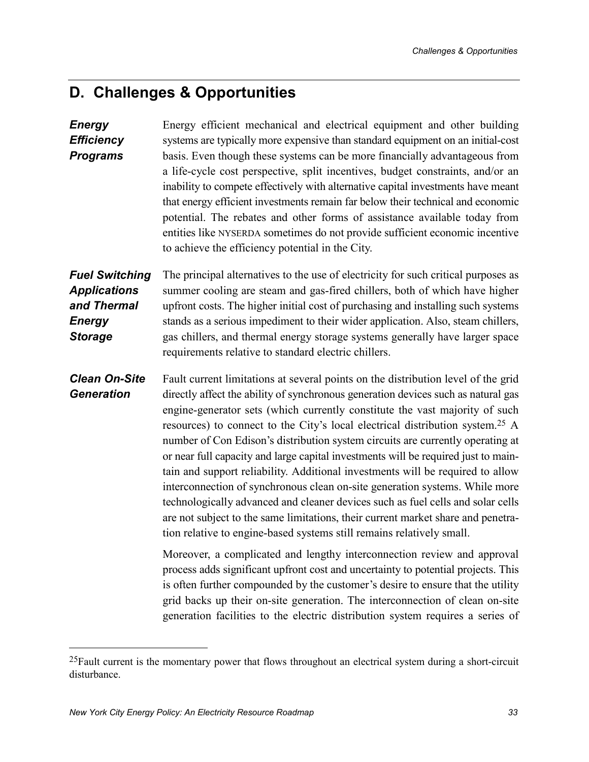## D. Challenges & Opportunities

***Energy Efficiency Programs***

Energy efficient mechanical and electrical equipment and other building systems are typically more expensive than standard equipment on an initial-cost basis. Even though these systems can be more financially advantageous from a life-cycle cost perspective, split incentives, budget constraints, and/or an inability to compete effectively with alternative capital investments have meant that energy efficient investments remain far below their technical and economic potential. The rebates and other forms of assistance available today from entities like NYSERDA sometimes do not provide sufficient economic incentive to achieve the efficiency potential in the City.

***Fuel Switching Applications and Thermal Energy Storage***

The principal alternatives to the use of electricity for such critical purposes as summer cooling are steam and gas-fired chillers, both of which have higher upfront costs. The higher initial cost of purchasing and installing such systems stands as a serious impediment to their wider application. Also, steam chillers, gas chillers, and thermal energy storage systems generally have larger space requirements relative to standard electric chillers.

***Clean On-Site Generation***

Fault current limitations at several points on the distribution level of the grid directly affect the ability of synchronous generation devices such as natural gas engine-generator sets (which currently constitute the vast majority of such resources) to connect to the City's local electrical distribution system.[25] A number of Con Edison's distribution system circuits are currently operating at or near full capacity and large capital investments will be required just to maintain and support reliability. Additional investments will be required to allow interconnection of synchronous clean on-site generation systems. While more technologically advanced and cleaner devices such as fuel cells and solar cells are not subject to the same limitations, their current market share and penetration relative to engine-based systems still remains relatively small.

Moreover, a complicated and lengthy interconnection review and approval process adds significant upfront cost and uncertainty to potential projects. This is often further compounded by the customer's desire to ensure that the utility grid backs up their on-site generation. The interconnection of clean on-site generation facilities to the electric distribution system requires a series of

[25] Fault current is the momentary power that flows throughout an electrical system during a short-circuit disturbance.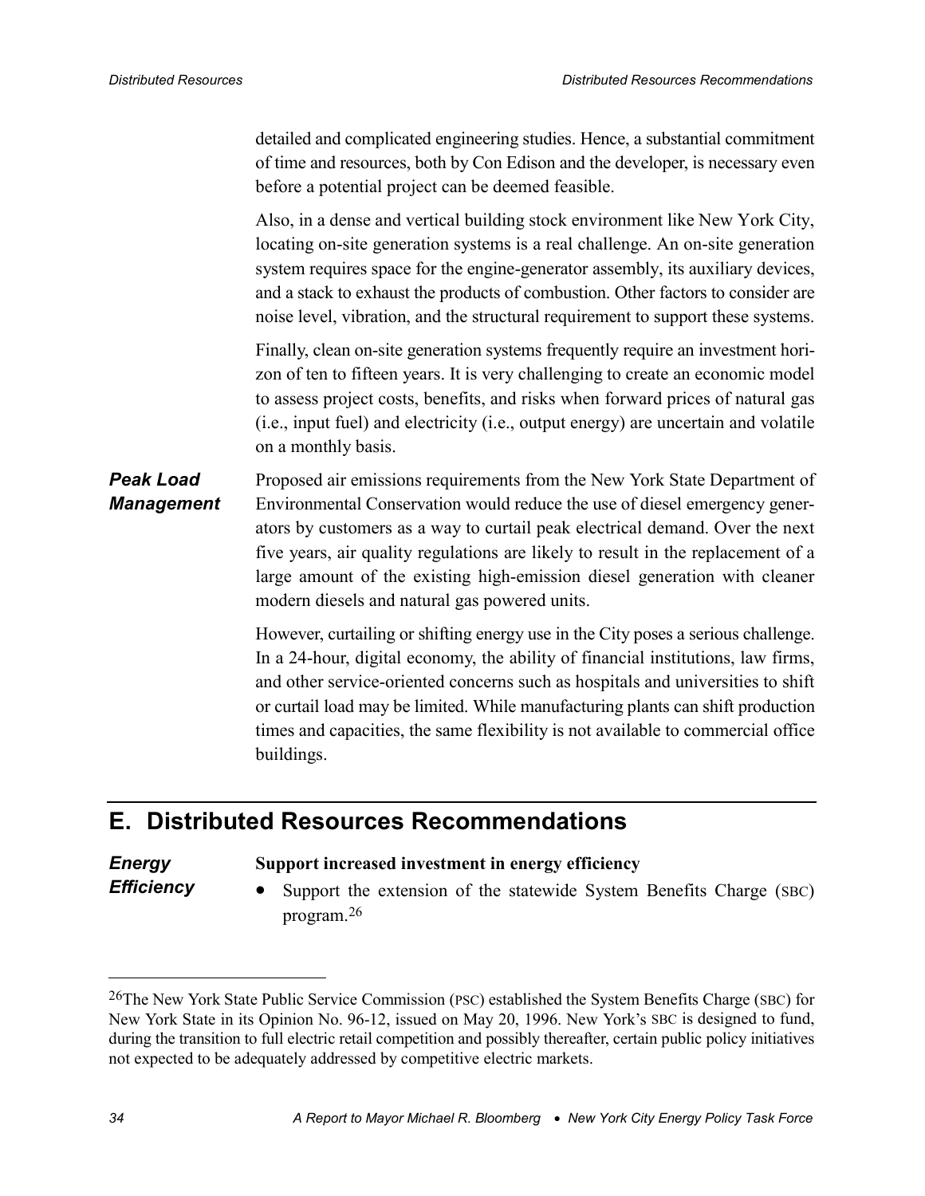detailed and complicated engineering studies. Hence, a substantial commitment of time and resources, both by Con Edison and the developer, is necessary even before a potential project can be deemed feasible.

Also, in a dense and vertical building stock environment like New York City, locating on-site generation systems is a real challenge. An on-site generation system requires space for the engine-generator assembly, its auxiliary devices, and a stack to exhaust the products of combustion. Other factors to consider are noise level, vibration, and the structural requirement to support these systems.

Finally, clean on-site generation systems frequently require an investment horizon of ten to fifteen years. It is very challenging to create an economic model to assess project costs, benefits, and risks when forward prices of natural gas (i.e., input fuel) and electricity (i.e., output energy) are uncertain and volatile on a monthly basis.

***Peak Load Management***

Proposed air emissions requirements from the New York State Department of Environmental Conservation would reduce the use of diesel emergency generators by customers as a way to curtail peak electrical demand. Over the next five years, air quality regulations are likely to result in the replacement of a large amount of the existing high-emission diesel generation with cleaner modern diesels and natural gas powered units.

However, curtailing or shifting energy use in the City poses a serious challenge. In a 24-hour, digital economy, the ability of financial institutions, law firms, and other service-oriented concerns such as hospitals and universities to shift or curtail load may be limited. While manufacturing plants can shift production times and capacities, the same flexibility is not available to commercial office buildings.

## E. Distributed Resources Recommendations

***Energy Efficiency***

**Support increased investment in energy efficiency**

- Support the extension of the statewide System Benefits Charge (SBC) program.[26]

[26] The New York State Public Service Commission (PSC) established the System Benefits Charge (SBC) for New York State in its Opinion No. 96-12, issued on May 20, 1996. New York's SBC is designed to fund, during the transition to full electric retail competition and possibly thereafter, certain public policy initiatives not expected to be adequately addressed by competitive electric markets.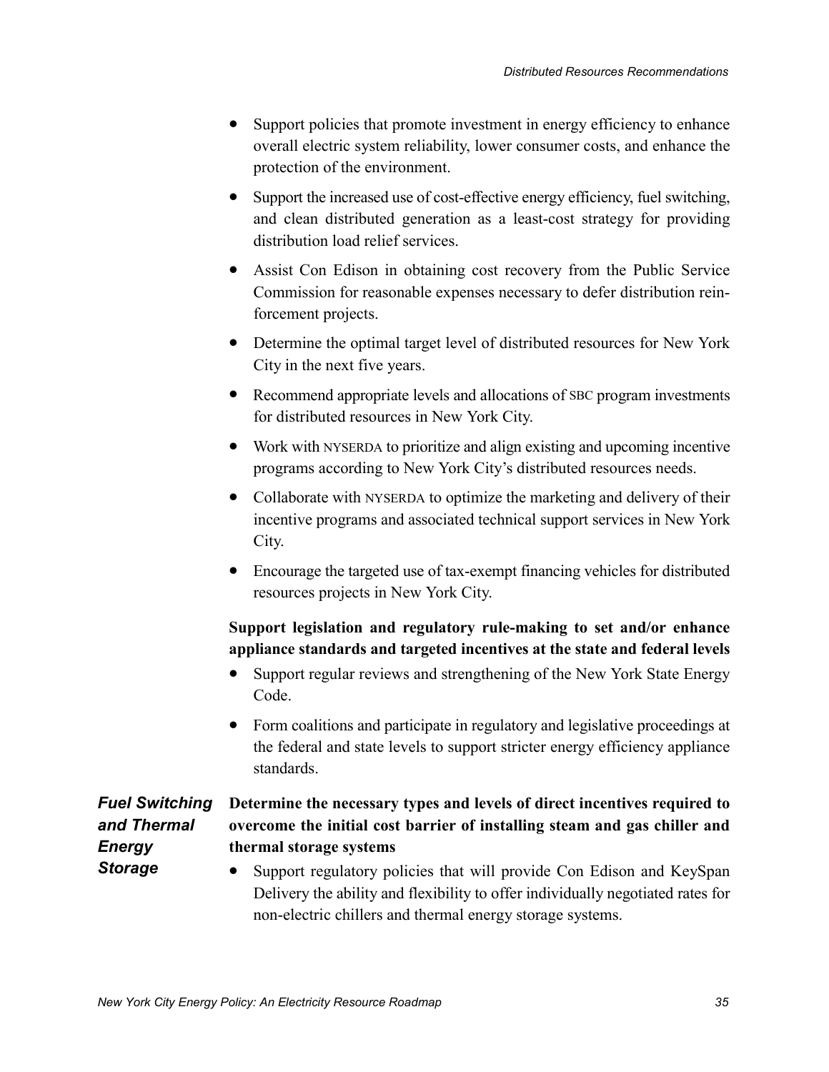- Support policies that promote investment in energy efficiency to enhance overall electric system reliability, lower consumer costs, and enhance the protection of the environment.
- Support the increased use of cost-effective energy efficiency, fuel switching, and clean distributed generation as a least-cost strategy for providing distribution load relief services.
- Assist Con Edison in obtaining cost recovery from the Public Service Commission for reasonable expenses necessary to defer distribution reinforcement projects.
- Determine the optimal target level of distributed resources for New York City in the next five years.
- Recommend appropriate levels and allocations of SBC program investments for distributed resources in New York City.
- Work with NYSERDA to prioritize and align existing and upcoming incentive programs according to New York City's distributed resources needs.
- Collaborate with NYSERDA to optimize the marketing and delivery of their incentive programs and associated technical support services in New York City.
- Encourage the targeted use of tax-exempt financing vehicles for distributed resources projects in New York City.

**Support legislation and regulatory rule-making to set and/or enhance appliance standards and targeted incentives at the state and federal levels**

- Support regular reviews and strengthening of the New York State Energy Code.
- Form coalitions and participate in regulatory and legislative proceedings at the federal and state levels to support stricter energy efficiency appliance standards.

### *Fuel Switching and Thermal Energy Storage*

**Determine the necessary types and levels of direct incentives required to overcome the initial cost barrier of installing steam and gas chiller and thermal storage systems**

- Support regulatory policies that will provide Con Edison and KeySpan Delivery the ability and flexibility to offer individually negotiated rates for non-electric chillers and thermal energy storage systems.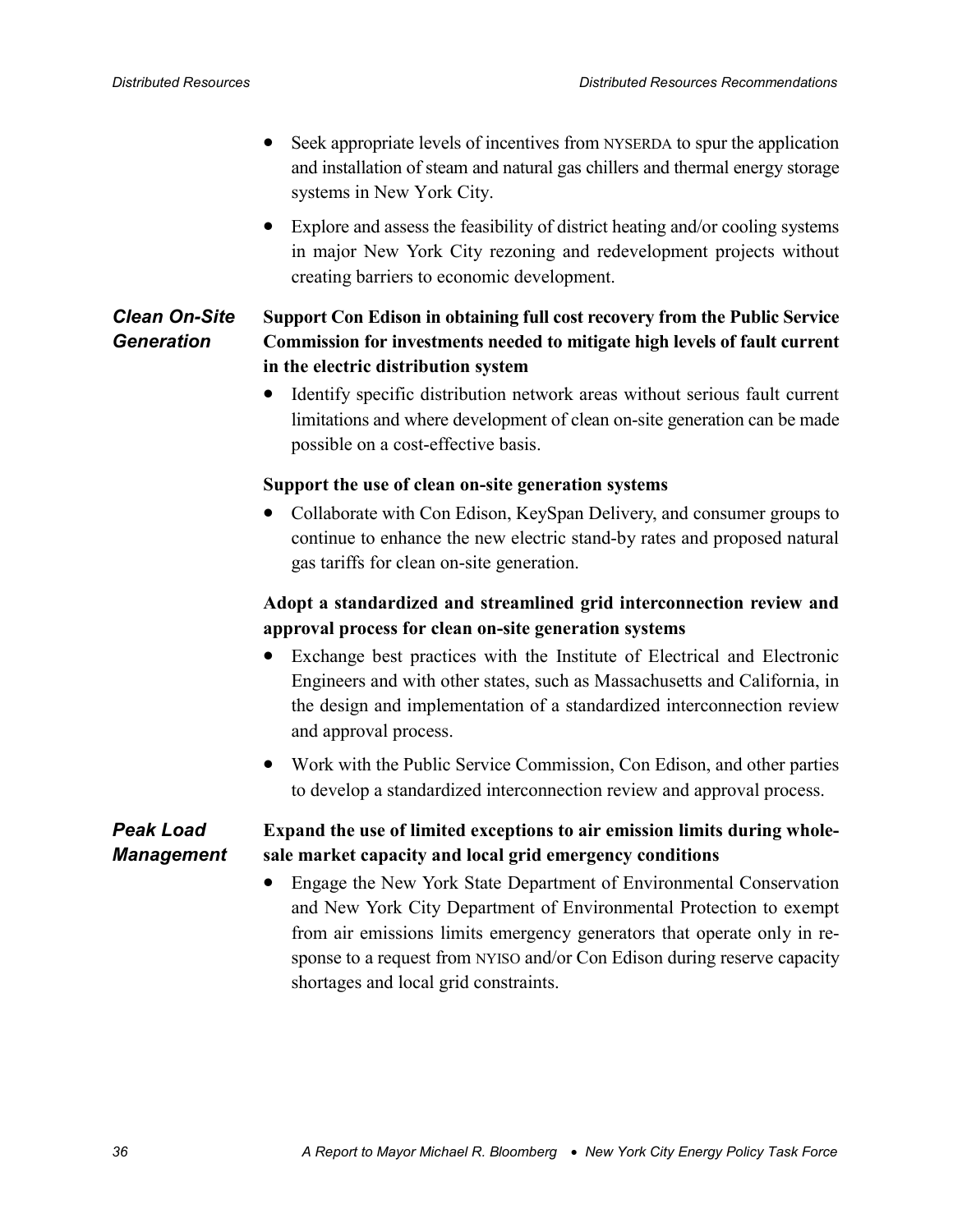- Seek appropriate levels of incentives from NYSERDA to spur the application and installation of steam and natural gas chillers and thermal energy storage systems in New York City.
- Explore and assess the feasibility of district heating and/or cooling systems in major New York City rezoning and redevelopment projects without creating barriers to economic development.

### *Clean On-Site Generation*

**Support Con Edison in obtaining full cost recovery from the Public Service Commission for investments needed to mitigate high levels of fault current in the electric distribution system**

- Identify specific distribution network areas without serious fault current limitations and where development of clean on-site generation can be made possible on a cost-effective basis.

**Support the use of clean on-site generation systems**

- Collaborate with Con Edison, KeySpan Delivery, and consumer groups to continue to enhance the new electric stand-by rates and proposed natural gas tariffs for clean on-site generation.

**Adopt a standardized and streamlined grid interconnection review and approval process for clean on-site generation systems**

- Exchange best practices with the Institute of Electrical and Electronic Engineers and with other states, such as Massachusetts and California, in the design and implementation of a standardized interconnection review and approval process.
- Work with the Public Service Commission, Con Edison, and other parties to develop a standardized interconnection review and approval process.

### *Peak Load Management*

**Expand the use of limited exceptions to air emission limits during wholesale market capacity and local grid emergency conditions**

- Engage the New York State Department of Environmental Conservation and New York City Department of Environmental Protection to exempt from air emissions limits emergency generators that operate only in response to a request from NYISO and/or Con Edison during reserve capacity shortages and local grid constraints.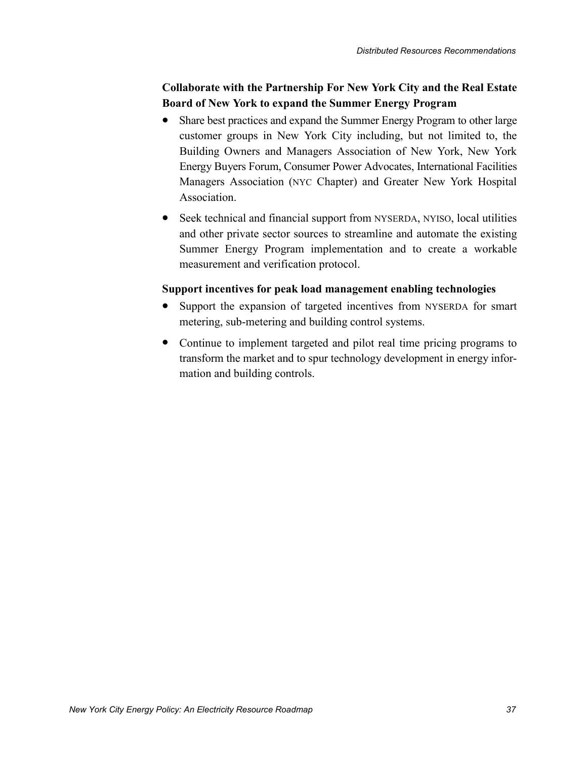**Collaborate with the Partnership For New York City and the Real Estate Board of New York to expand the Summer Energy Program**

- Share best practices and expand the Summer Energy Program to other large customer groups in New York City including, but not limited to, the Building Owners and Managers Association of New York, New York Energy Buyers Forum, Consumer Power Advocates, International Facilities Managers Association (NYC Chapter) and Greater New York Hospital Association.
- Seek technical and financial support from NYSERDA, NYISO, local utilities and other private sector sources to streamline and automate the existing Summer Energy Program implementation and to create a workable measurement and verification protocol.

**Support incentives for peak load management enabling technologies**

- Support the expansion of targeted incentives from NYSERDA for smart metering, sub-metering and building control systems.
- Continue to implement targeted and pilot real time pricing programs to transform the market and to spur technology development in energy information and building controls.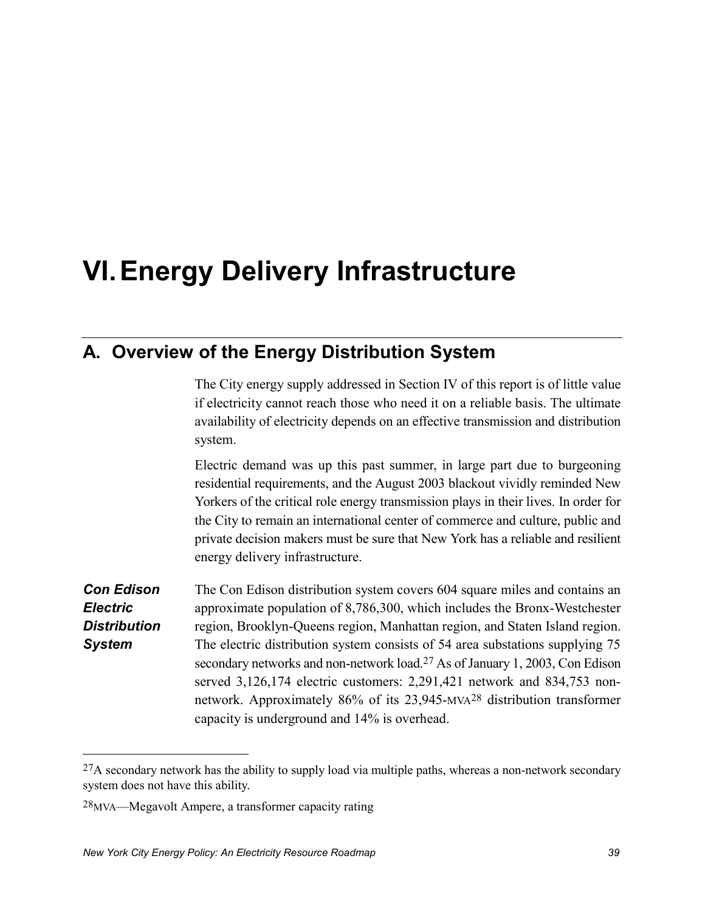# VI. Energy Delivery Infrastructure

## A. Overview of the Energy Distribution System

The City energy supply addressed in Section IV of this report is of little value if electricity cannot reach those who need it on a reliable basis. The ultimate availability of electricity depends on an effective transmission and distribution system.

Electric demand was up this past summer, in large part due to burgeoning residential requirements, and the August 2003 blackout vividly reminded New Yorkers of the critical role energy transmission plays in their lives. In order for the City to remain an international center of commerce and culture, public and private decision makers must be sure that New York has a reliable and resilient energy delivery infrastructure.

***Con Edison Electric Distribution System***

The Con Edison distribution system covers 604 square miles and contains an approximate population of 8,786,300, which includes the Bronx-Westchester region, Brooklyn-Queens region, Manhattan region, and Staten Island region. The electric distribution system consists of 54 area substations supplying 75 secondary networks and non-network load.[27] As of January 1, 2003, Con Edison served 3,126,174 electric customers: 2,291,421 network and 834,753 non-network. Approximately 86% of its 23,945-MVA[28] distribution transformer capacity is underground and 14% is overhead.

---

[27] A secondary network has the ability to supply load via multiple paths, whereas a non-network secondary system does not have this ability.

[28] MVA—Megavolt Ampere, a transformer capacity rating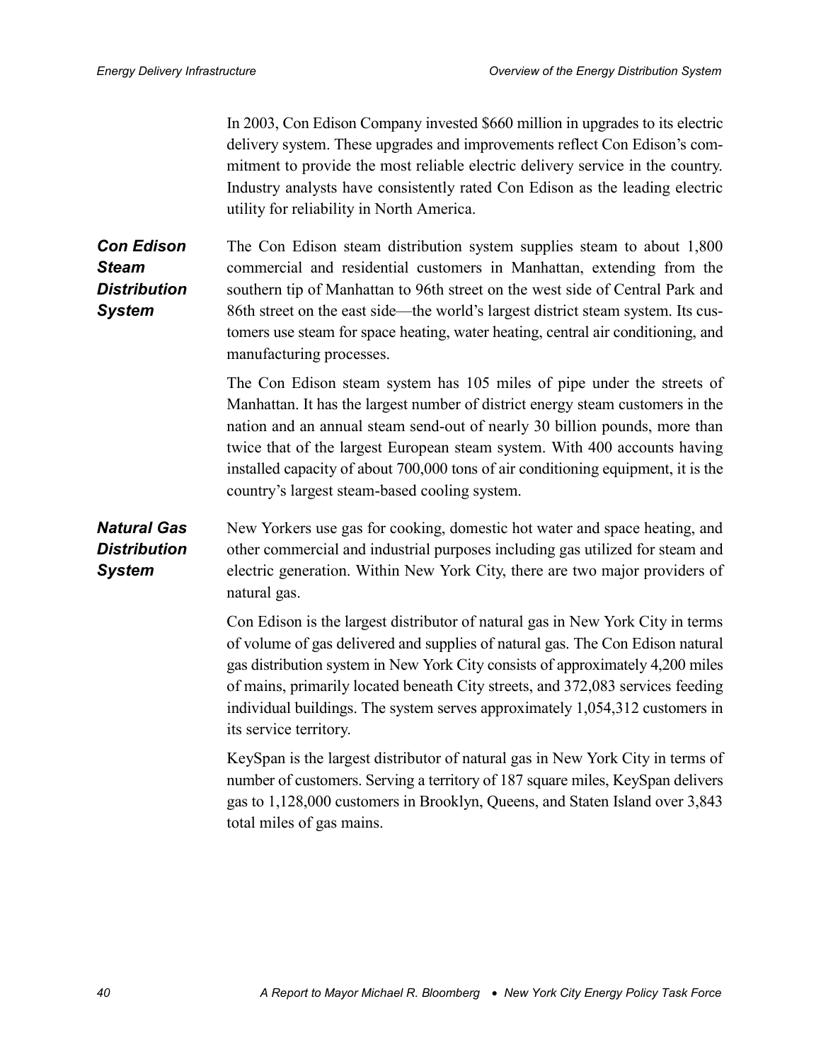In 2003, Con Edison Company invested $660 million in upgrades to its electric delivery system. These upgrades and improvements reflect Con Edison's commitment to provide the most reliable electric delivery service in the country. Industry analysts have consistently rated Con Edison as the leading electric utility for reliability in North America.

### *Con Edison Steam Distribution System*

The Con Edison steam distribution system supplies steam to about 1,800 commercial and residential customers in Manhattan, extending from the southern tip of Manhattan to 96th street on the west side of Central Park and 86th street on the east side—the world's largest district steam system. Its customers use steam for space heating, water heating, central air conditioning, and manufacturing processes.

The Con Edison steam system has 105 miles of pipe under the streets of Manhattan. It has the largest number of district energy steam customers in the nation and an annual steam send-out of nearly 30 billion pounds, more than twice that of the largest European steam system. With 400 accounts having installed capacity of about 700,000 tons of air conditioning equipment, it is the country's largest steam-based cooling system.

### *Natural Gas Distribution System*

New Yorkers use gas for cooking, domestic hot water and space heating, and other commercial and industrial purposes including gas utilized for steam and electric generation. Within New York City, there are two major providers of natural gas.

Con Edison is the largest distributor of natural gas in New York City in terms of volume of gas delivered and supplies of natural gas. The Con Edison natural gas distribution system in New York City consists of approximately 4,200 miles of mains, primarily located beneath City streets, and 372,083 services feeding individual buildings. The system serves approximately 1,054,312 customers in its service territory.

KeySpan is the largest distributor of natural gas in New York City in terms of number of customers. Serving a territory of 187 square miles, KeySpan delivers gas to 1,128,000 customers in Brooklyn, Queens, and Staten Island over 3,843 total miles of gas mains.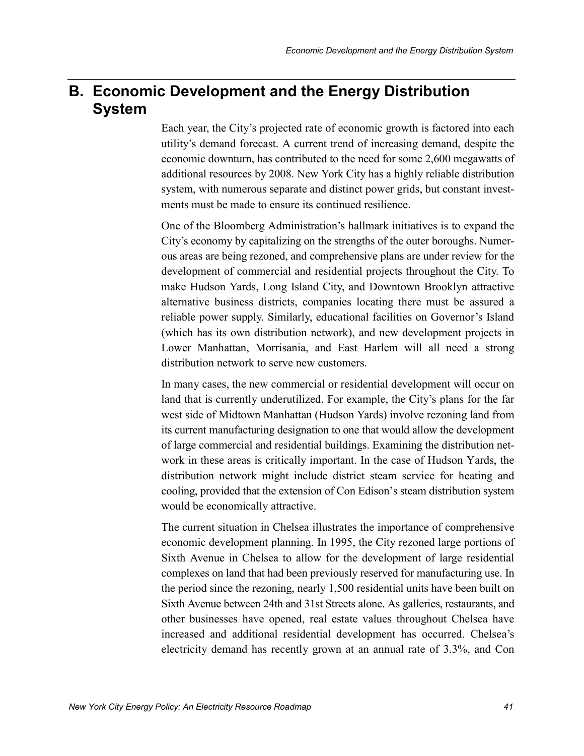## B. Economic Development and the Energy Distribution System

Each year, the City's projected rate of economic growth is factored into each utility's demand forecast. A current trend of increasing demand, despite the economic downturn, has contributed to the need for some 2,600 megawatts of additional resources by 2008. New York City has a highly reliable distribution system, with numerous separate and distinct power grids, but constant investments must be made to ensure its continued resilience.

One of the Bloomberg Administration's hallmark initiatives is to expand the City's economy by capitalizing on the strengths of the outer boroughs. Numerous areas are being rezoned, and comprehensive plans are under review for the development of commercial and residential projects throughout the City. To make Hudson Yards, Long Island City, and Downtown Brooklyn attractive alternative business districts, companies locating there must be assured a reliable power supply. Similarly, educational facilities on Governor's Island (which has its own distribution network), and new development projects in Lower Manhattan, Morrisania, and East Harlem will all need a strong distribution network to serve new customers.

In many cases, the new commercial or residential development will occur on land that is currently underutilized. For example, the City's plans for the far west side of Midtown Manhattan (Hudson Yards) involve rezoning land from its current manufacturing designation to one that would allow the development of large commercial and residential buildings. Examining the distribution network in these areas is critically important. In the case of Hudson Yards, the distribution network might include district steam service for heating and cooling, provided that the extension of Con Edison's steam distribution system would be economically attractive.

The current situation in Chelsea illustrates the importance of comprehensive economic development planning. In 1995, the City rezoned large portions of Sixth Avenue in Chelsea to allow for the development of large residential complexes on land that had been previously reserved for manufacturing use. In the period since the rezoning, nearly 1,500 residential units have been built on Sixth Avenue between 24th and 31st Streets alone. As galleries, restaurants, and other businesses have opened, real estate values throughout Chelsea have increased and additional residential development has occurred. Chelsea's electricity demand has recently grown at an annual rate of 3.3%, and Con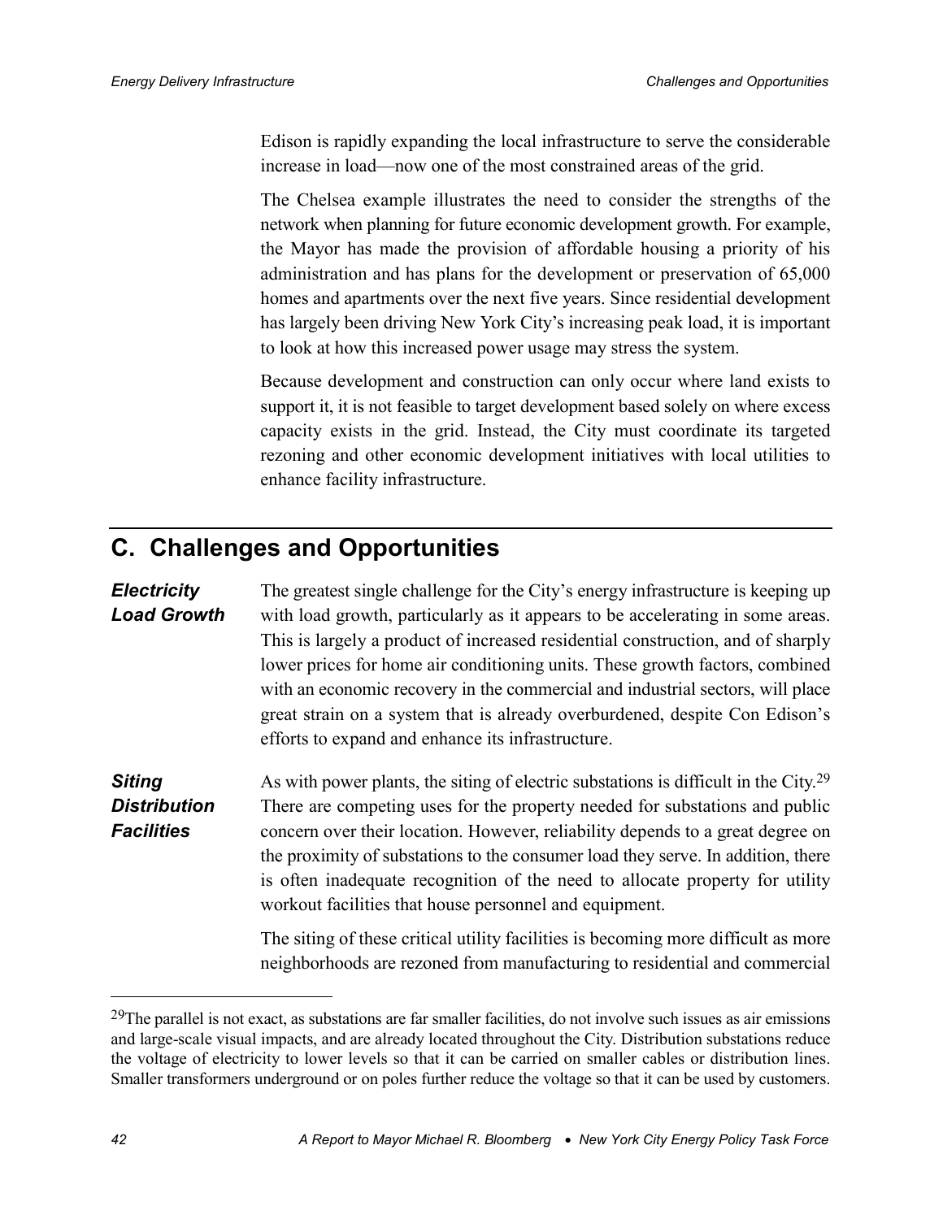Edison is rapidly expanding the local infrastructure to serve the considerable increase in load—now one of the most constrained areas of the grid.

The Chelsea example illustrates the need to consider the strengths of the network when planning for future economic development growth. For example, the Mayor has made the provision of affordable housing a priority of his administration and has plans for the development or preservation of 65,000 homes and apartments over the next five years. Since residential development has largely been driving New York City's increasing peak load, it is important to look at how this increased power usage may stress the system.

Because development and construction can only occur where land exists to support it, it is not feasible to target development based solely on where excess capacity exists in the grid. Instead, the City must coordinate its targeted rezoning and other economic development initiatives with local utilities to enhance facility infrastructure.

## C. Challenges and Opportunities

***Electricity Load Growth***

The greatest single challenge for the City's energy infrastructure is keeping up with load growth, particularly as it appears to be accelerating in some areas. This is largely a product of increased residential construction, and of sharply lower prices for home air conditioning units. These growth factors, combined with an economic recovery in the commercial and industrial sectors, will place great strain on a system that is already overburdened, despite Con Edison's efforts to expand and enhance its infrastructure.

***Siting Distribution Facilities***

As with power plants, the siting of electric substations is difficult in the City.[29] There are competing uses for the property needed for substations and public concern over their location. However, reliability depends to a great degree on the proximity of substations to the consumer load they serve. In addition, there is often inadequate recognition of the need to allocate property for utility workout facilities that house personnel and equipment.

The siting of these critical utility facilities is becoming more difficult as more neighborhoods are rezoned from manufacturing to residential and commercial

[29]The parallel is not exact, as substations are far smaller facilities, do not involve such issues as air emissions and large-scale visual impacts, and are already located throughout the City. Distribution substations reduce the voltage of electricity to lower levels so that it can be carried on smaller cables or distribution lines. Smaller transformers underground or on poles further reduce the voltage so that it can be used by customers.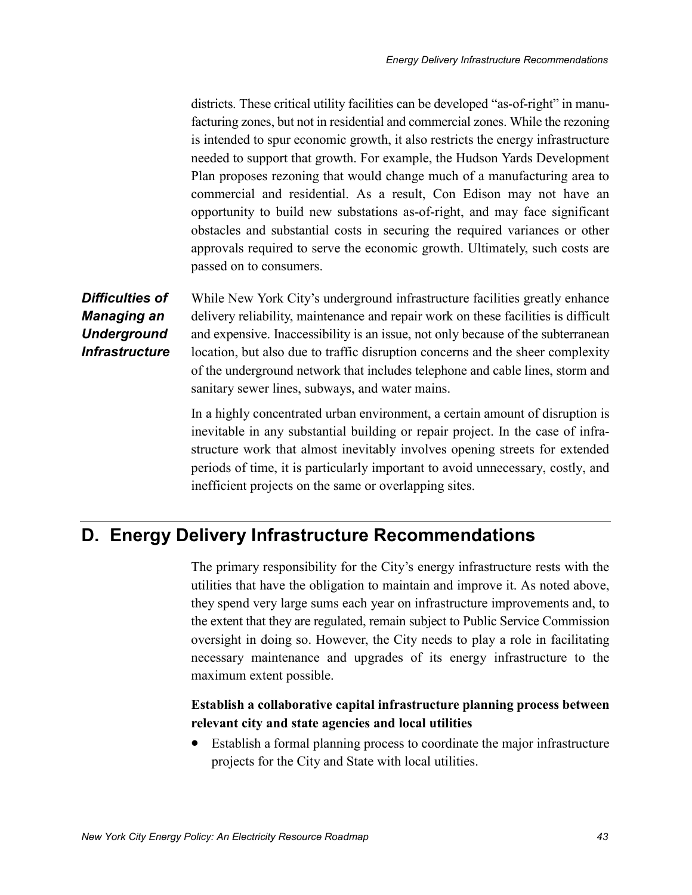districts. These critical utility facilities can be developed "as-of-right" in manufacturing zones, but not in residential and commercial zones. While the rezoning is intended to spur economic growth, it also restricts the energy infrastructure needed to support that growth. For example, the Hudson Yards Development Plan proposes rezoning that would change much of a manufacturing area to commercial and residential. As a result, Con Edison may not have an opportunity to build new substations as-of-right, and may face significant obstacles and substantial costs in securing the required variances or other approvals required to serve the economic growth. Ultimately, such costs are passed on to consumers.

***Difficulties of Managing an Underground Infrastructure***

While New York City's underground infrastructure facilities greatly enhance delivery reliability, maintenance and repair work on these facilities is difficult and expensive. Inaccessibility is an issue, not only because of the subterranean location, but also due to traffic disruption concerns and the sheer complexity of the underground network that includes telephone and cable lines, storm and sanitary sewer lines, subways, and water mains.

In a highly concentrated urban environment, a certain amount of disruption is inevitable in any substantial building or repair project. In the case of infrastructure work that almost inevitably involves opening streets for extended periods of time, it is particularly important to avoid unnecessary, costly, and inefficient projects on the same or overlapping sites.

## D. Energy Delivery Infrastructure Recommendations

The primary responsibility for the City's energy infrastructure rests with the utilities that have the obligation to maintain and improve it. As noted above, they spend very large sums each year on infrastructure improvements and, to the extent that they are regulated, remain subject to Public Service Commission oversight in doing so. However, the City needs to play a role in facilitating necessary maintenance and upgrades of its energy infrastructure to the maximum extent possible.

**Establish a collaborative capital infrastructure planning process between relevant city and state agencies and local utilities**

- Establish a formal planning process to coordinate the major infrastructure projects for the City and State with local utilities.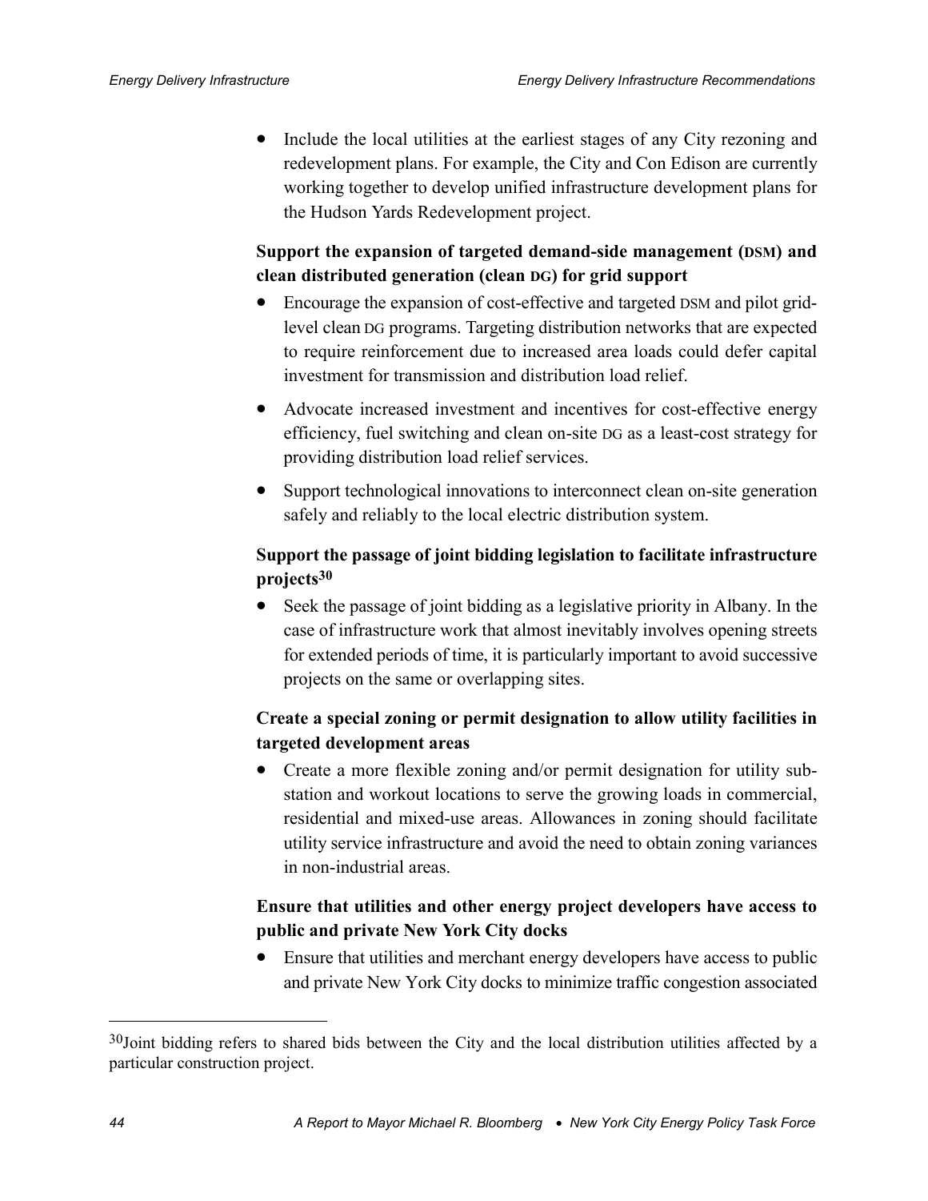- Include the local utilities at the earliest stages of any City rezoning and redevelopment plans. For example, the City and Con Edison are currently working together to develop unified infrastructure development plans for the Hudson Yards Redevelopment project.

**Support the expansion of targeted demand-side management (DSM) and clean distributed generation (clean DG) for grid support**

- Encourage the expansion of cost-effective and targeted DSM and pilot grid-level clean DG programs. Targeting distribution networks that are expected to require reinforcement due to increased area loads could defer capital investment for transmission and distribution load relief.
- Advocate increased investment and incentives for cost-effective energy efficiency, fuel switching and clean on-site DG as a least-cost strategy for providing distribution load relief services.
- Support technological innovations to interconnect clean on-site generation safely and reliably to the local electric distribution system.

**Support the passage of joint bidding legislation to facilitate infrastructure projects[30]**

- Seek the passage of joint bidding as a legislative priority in Albany. In the case of infrastructure work that almost inevitably involves opening streets for extended periods of time, it is particularly important to avoid successive projects on the same or overlapping sites.

**Create a special zoning or permit designation to allow utility facilities in targeted development areas**

- Create a more flexible zoning and/or permit designation for utility substation and workout locations to serve the growing loads in commercial, residential and mixed-use areas. Allowances in zoning should facilitate utility service infrastructure and avoid the need to obtain zoning variances in non-industrial areas.

**Ensure that utilities and other energy project developers have access to public and private New York City docks**

- Ensure that utilities and merchant energy developers have access to public and private New York City docks to minimize traffic congestion associated

---

[30] Joint bidding refers to shared bids between the City and the local distribution utilities affected by a particular construction project.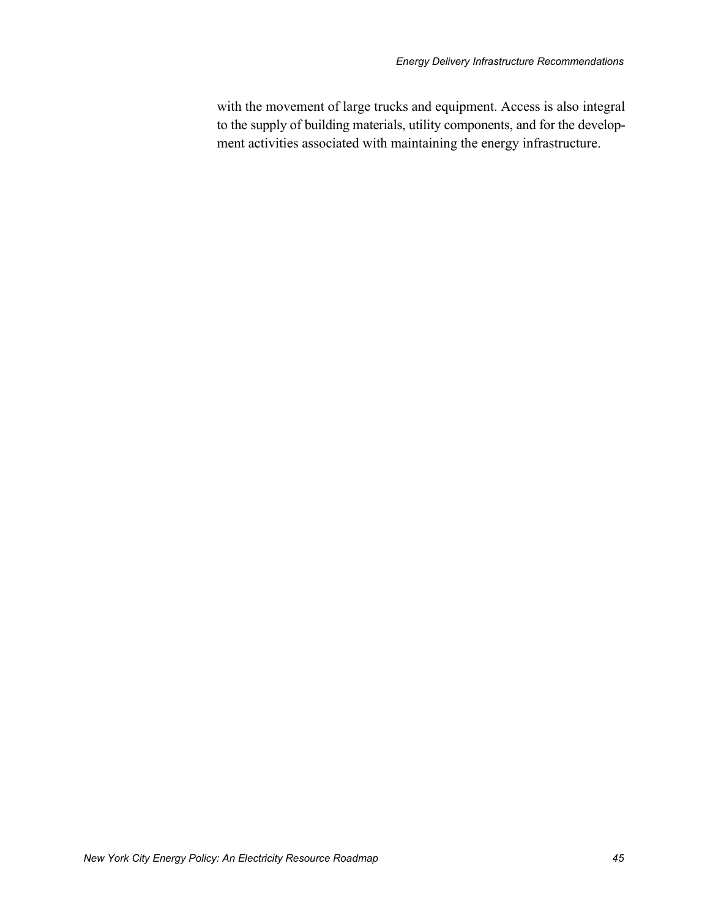with the movement of large trucks and equipment. Access is also integral to the supply of building materials, utility components, and for the development activities associated with maintaining the energy infrastructure.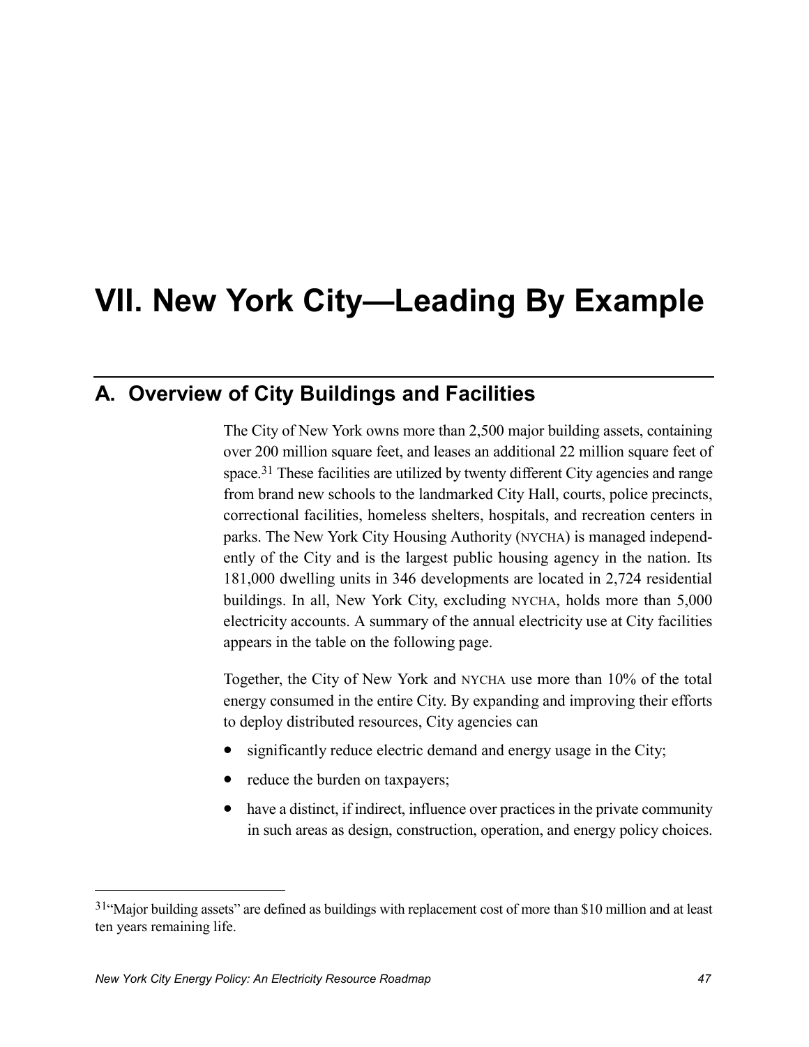# VII. New York City—Leading By Example

## A. Overview of City Buildings and Facilities

The City of New York owns more than 2,500 major building assets, containing over 200 million square feet, and leases an additional 22 million square feet of space.[31] These facilities are utilized by twenty different City agencies and range from brand new schools to the landmarked City Hall, courts, police precincts, correctional facilities, homeless shelters, hospitals, and recreation centers in parks. The New York City Housing Authority (NYCHA) is managed independently of the City and is the largest public housing agency in the nation. Its 181,000 dwelling units in 346 developments are located in 2,724 residential buildings. In all, New York City, excluding NYCHA, holds more than 5,000 electricity accounts. A summary of the annual electricity use at City facilities appears in the table on the following page.

Together, the City of New York and NYCHA use more than 10% of the total energy consumed in the entire City. By expanding and improving their efforts to deploy distributed resources, City agencies can

- significantly reduce electric demand and energy usage in the City;
- reduce the burden on taxpayers;
- have a distinct, if indirect, influence over practices in the private community in such areas as design, construction, operation, and energy policy choices.

---

[31] "Major building assets" are defined as buildings with replacement cost of more than $10 million and at least ten years remaining life.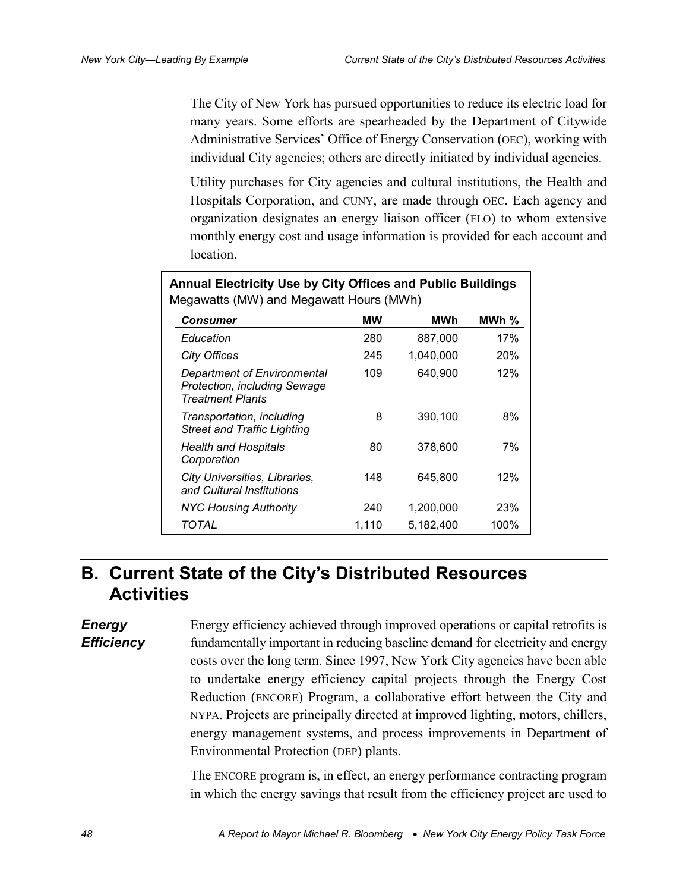The City of New York has pursued opportunities to reduce its electric load for many years. Some efforts are spearheaded by the Department of Citywide Administrative Services' Office of Energy Conservation (OEC), working with individual City agencies; others are directly initiated by individual agencies.

Utility purchases for City agencies and cultural institutions, the Health and Hospitals Corporation, and CUNY, are made through OEC. Each agency and organization designates an energy liaison officer (ELO) to whom extensive monthly energy cost and usage information is provided for each account and location.

**Annual Electricity Use by City Offices and Public Buildings**
Megawatts (MW) and Megawatt Hours (MWh)

| *Consumer* | MW | MWh | MWh % |
|---|---|---|---|
| *Education* | 280 | 887,000 | 17% |
| *City Offices* | 245 | 1,040,000 | 20% |
| *Department of Environmental Protection, including Sewage Treatment Plants* | 109 | 640,900 | 12% |
| *Transportation, including Street and Traffic Lighting* | 8 | 390,100 | 8% |
| *Health and Hospitals Corporation* | 80 | 378,600 | 7% |
| *City Universities, Libraries, and Cultural Institutions* | 148 | 645,800 | 12% |
| *NYC Housing Authority* | 240 | 1,200,000 | 23% |
| *TOTAL* | 1,110 | 5,182,400 | 100% |

## B. Current State of the City's Distributed Resources Activities

***Energy Efficiency***

Energy efficiency achieved through improved operations or capital retrofits is fundamentally important in reducing baseline demand for electricity and energy costs over the long term. Since 1997, New York City agencies have been able to undertake energy efficiency capital projects through the Energy Cost Reduction (ENCORE) Program, a collaborative effort between the City and NYPA. Projects are principally directed at improved lighting, motors, chillers, energy management systems, and process improvements in Department of Environmental Protection (DEP) plants.

The ENCORE program is, in effect, an energy performance contracting program in which the energy savings that result from the efficiency project are used to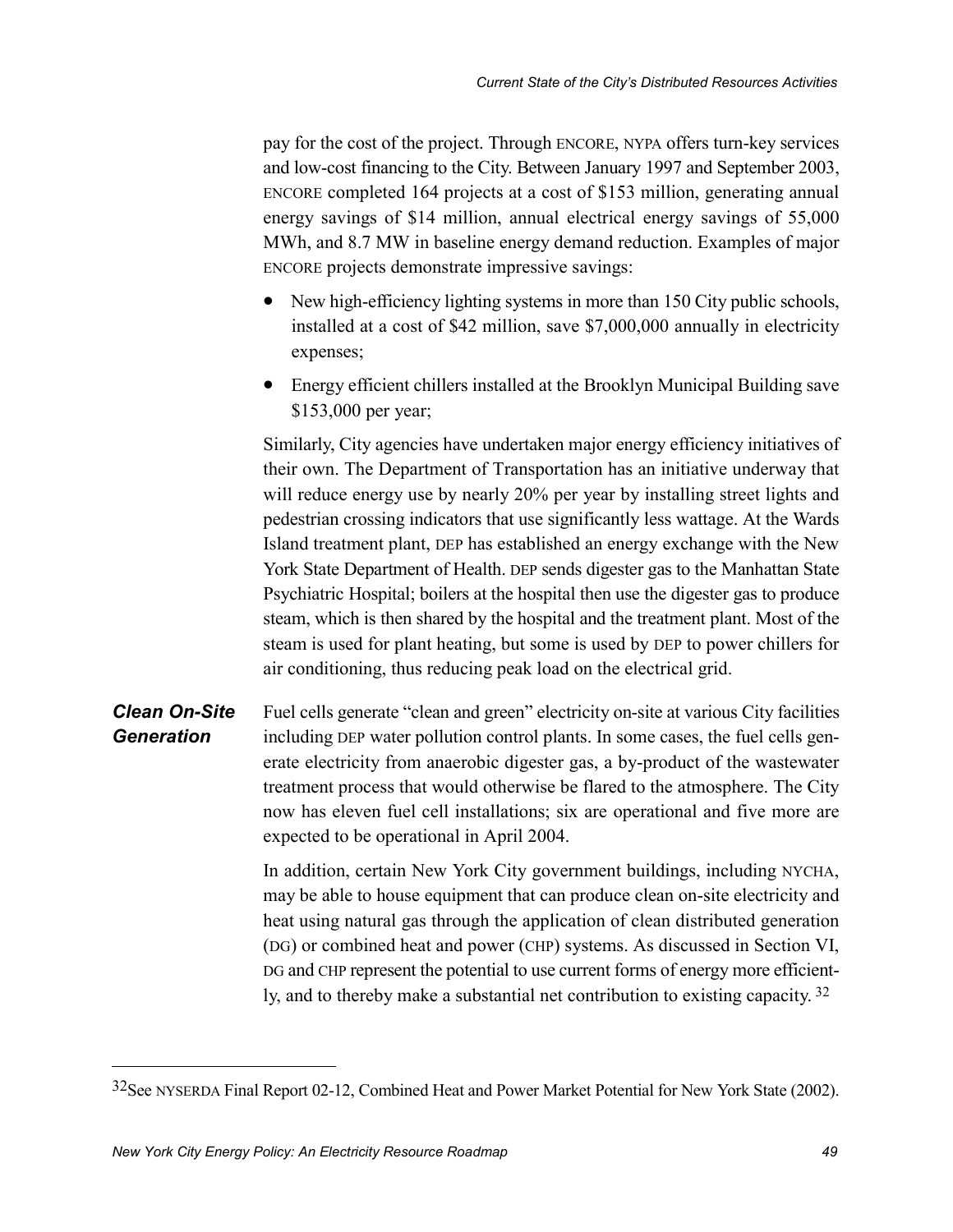pay for the cost of the project. Through ENCORE, NYPA offers turn-key services and low-cost financing to the City. Between January 1997 and September 2003, ENCORE completed 164 projects at a cost of $153 million, generating annual energy savings of $14 million, annual electrical energy savings of 55,000 MWh, and 8.7 MW in baseline energy demand reduction. Examples of major ENCORE projects demonstrate impressive savings:

- New high-efficiency lighting systems in more than 150 City public schools, installed at a cost of $42 million, save $7,000,000 annually in electricity expenses;
- Energy efficient chillers installed at the Brooklyn Municipal Building save $153,000 per year;

Similarly, City agencies have undertaken major energy efficiency initiatives of their own. The Department of Transportation has an initiative underway that will reduce energy use by nearly 20% per year by installing street lights and pedestrian crossing indicators that use significantly less wattage. At the Wards Island treatment plant, DEP has established an energy exchange with the New York State Department of Health. DEP sends digester gas to the Manhattan State Psychiatric Hospital; boilers at the hospital then use the digester gas to produce steam, which is then shared by the hospital and the treatment plant. Most of the steam is used for plant heating, but some is used by DEP to power chillers for air conditioning, thus reducing peak load on the electrical grid.

### *Clean On-Site Generation*

Fuel cells generate "clean and green" electricity on-site at various City facilities including DEP water pollution control plants. In some cases, the fuel cells generate electricity from anaerobic digester gas, a by-product of the wastewater treatment process that would otherwise be flared to the atmosphere. The City now has eleven fuel cell installations; six are operational and five more are expected to be operational in April 2004.

In addition, certain New York City government buildings, including NYCHA, may be able to house equipment that can produce clean on-site electricity and heat using natural gas through the application of clean distributed generation (DG) or combined heat and power (CHP) systems. As discussed in Section VI, DG and CHP represent the potential to use current forms of energy more efficiently, and to thereby make a substantial net contribution to existing capacity. [32]

[32] See NYSERDA Final Report 02-12, Combined Heat and Power Market Potential for New York State (2002).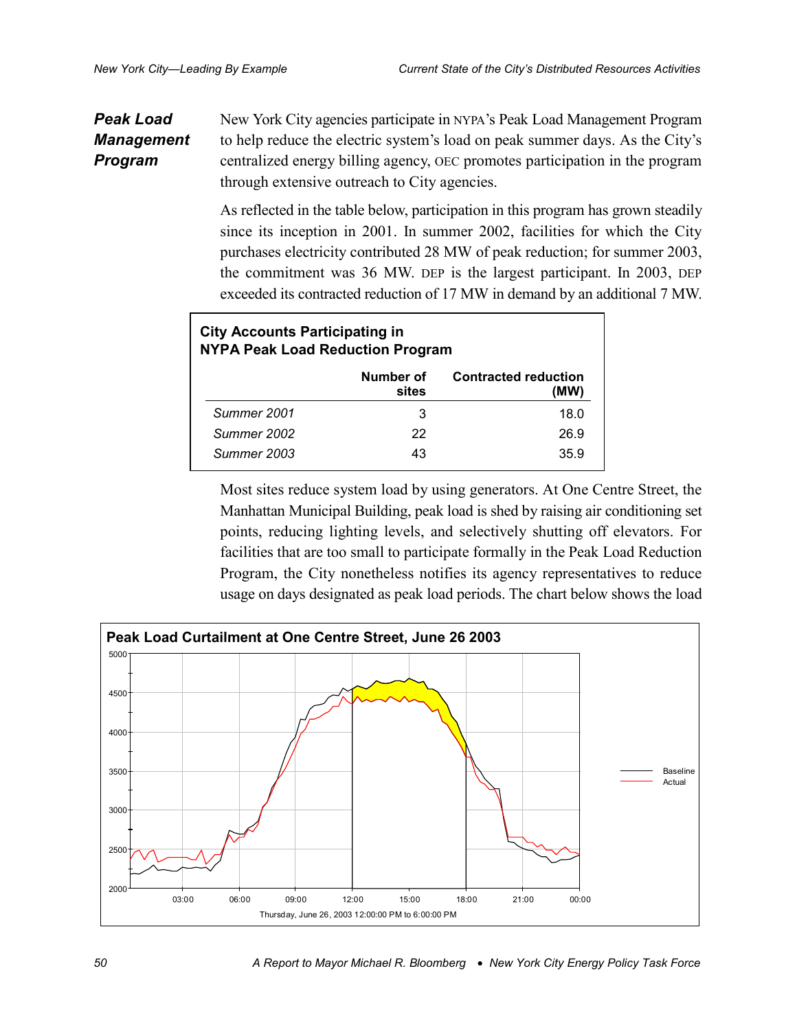### Peak Load Management Program

New York City agencies participate in NYPA's Peak Load Management Program to help reduce the electric system's load on peak summer days. As the City's centralized energy billing agency, OEC promotes participation in the program through extensive outreach to City agencies.

As reflected in the table below, participation in this program has grown steadily since its inception in 2001. In summer 2002, facilities for which the City purchases electricity contributed 28 MW of peak reduction; for summer 2003, the commitment was 36 MW. DEP is the largest participant. In 2003, DEP exceeded its contracted reduction of 17 MW in demand by an additional 7 MW.

**City Accounts Participating in NYPA Peak Load Reduction Program**

| | Number of sites | Contracted reduction (MW) |
|---|---|---|
| *Summer 2001* | 3 | 18.0 |
| *Summer 2002* | 22 | 26.9 |
| *Summer 2003* | 43 | 35.9 |

Most sites reduce system load by using generators. At One Centre Street, the Manhattan Municipal Building, peak load is shed by raising air conditioning set points, reducing lighting levels, and selectively shutting off elevators. For facilities that are too small to participate formally in the Peak Load Reduction Program, the City nonetheless notifies its agency representatives to reduce usage on days designated as peak load periods. The chart below shows the load

**Peak Load Curtailment at One Centre Street, June 26 2003**

Thursday, June 26, 2003 12:00:00 PM to 6:00:00 PM

Legend: Baseline, Actual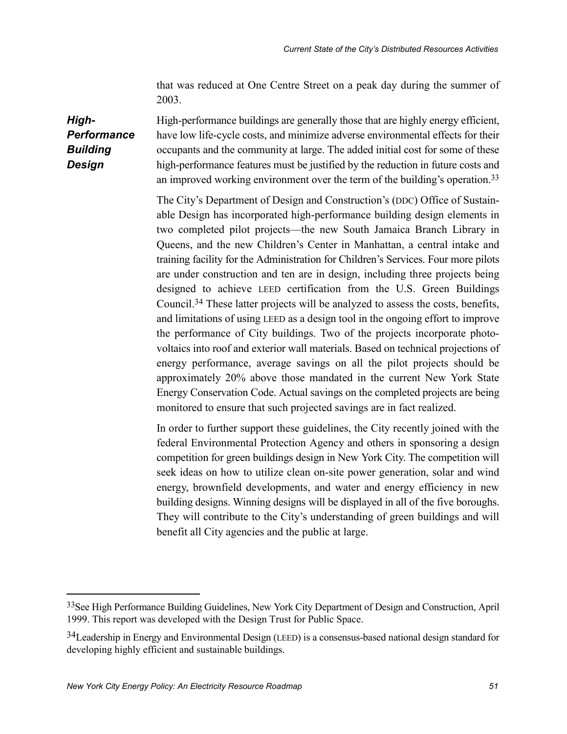that was reduced at One Centre Street on a peak day during the summer of 2003.

### *High-Performance Building Design*

High-performance buildings are generally those that are highly energy efficient, have low life-cycle costs, and minimize adverse environmental effects for their occupants and the community at large. The added initial cost for some of these high-performance features must be justified by the reduction in future costs and an improved working environment over the term of the building's operation.[33]

The City's Department of Design and Construction's (DDC) Office of Sustainable Design has incorporated high-performance building design elements in two completed pilot projects—the new South Jamaica Branch Library in Queens, and the new Children's Center in Manhattan, a central intake and training facility for the Administration for Children's Services. Four more pilots are under construction and ten are in design, including three projects being designed to achieve LEED certification from the U.S. Green Buildings Council.[34] These latter projects will be analyzed to assess the costs, benefits, and limitations of using LEED as a design tool in the ongoing effort to improve the performance of City buildings. Two of the projects incorporate photovoltaics into roof and exterior wall materials. Based on technical projections of energy performance, average savings on all the pilot projects should be approximately 20% above those mandated in the current New York State Energy Conservation Code. Actual savings on the completed projects are being monitored to ensure that such projected savings are in fact realized.

In order to further support these guidelines, the City recently joined with the federal Environmental Protection Agency and others in sponsoring a design competition for green buildings design in New York City. The competition will seek ideas on how to utilize clean on-site power generation, solar and wind energy, brownfield developments, and water and energy efficiency in new building designs. Winning designs will be displayed in all of the five boroughs. They will contribute to the City's understanding of green buildings and will benefit all City agencies and the public at large.

---

[33] See High Performance Building Guidelines, New York City Department of Design and Construction, April 1999. This report was developed with the Design Trust for Public Space.

[34] Leadership in Energy and Environmental Design (LEED) is a consensus-based national design standard for developing highly efficient and sustainable buildings.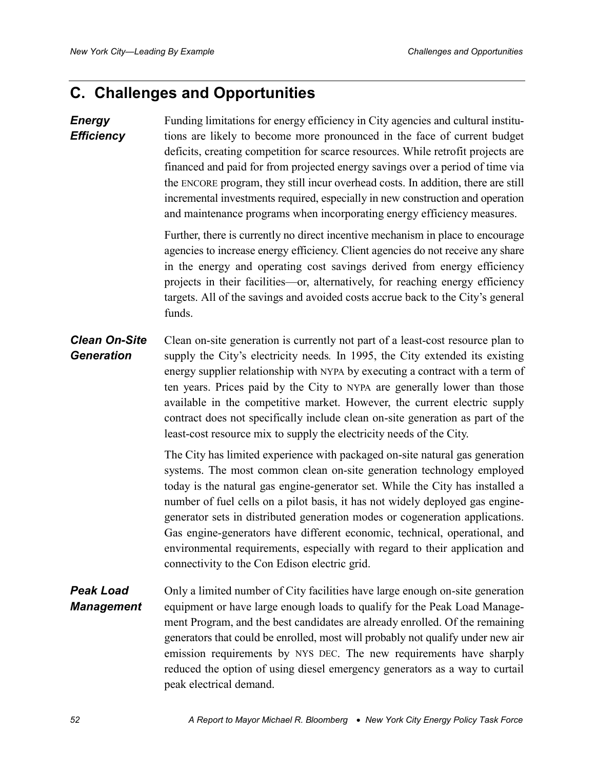## C. Challenges and Opportunities

***Energy Efficiency***

Funding limitations for energy efficiency in City agencies and cultural institutions are likely to become more pronounced in the face of current budget deficits, creating competition for scarce resources. While retrofit projects are financed and paid for from projected energy savings over a period of time via the ENCORE program, they still incur overhead costs. In addition, there are still incremental investments required, especially in new construction and operation and maintenance programs when incorporating energy efficiency measures.

Further, there is currently no direct incentive mechanism in place to encourage agencies to increase energy efficiency. Client agencies do not receive any share in the energy and operating cost savings derived from energy efficiency projects in their facilities—or, alternatively, for reaching energy efficiency targets. All of the savings and avoided costs accrue back to the City's general funds.

***Clean On-Site Generation***

Clean on-site generation is currently not part of a least-cost resource plan to supply the City's electricity needs. In 1995, the City extended its existing energy supplier relationship with NYPA by executing a contract with a term of ten years. Prices paid by the City to NYPA are generally lower than those available in the competitive market. However, the current electric supply contract does not specifically include clean on-site generation as part of the least-cost resource mix to supply the electricity needs of the City.

The City has limited experience with packaged on-site natural gas generation systems. The most common clean on-site generation technology employed today is the natural gas engine-generator set. While the City has installed a number of fuel cells on a pilot basis, it has not widely deployed gas engine-generator sets in distributed generation modes or cogeneration applications. Gas engine-generators have different economic, technical, operational, and environmental requirements, especially with regard to their application and connectivity to the Con Edison electric grid.

***Peak Load Management***

Only a limited number of City facilities have large enough on-site generation equipment or have large enough loads to qualify for the Peak Load Management Program, and the best candidates are already enrolled. Of the remaining generators that could be enrolled, most will probably not qualify under new air emission requirements by NYS DEC. The new requirements have sharply reduced the option of using diesel emergency generators as a way to curtail peak electrical demand.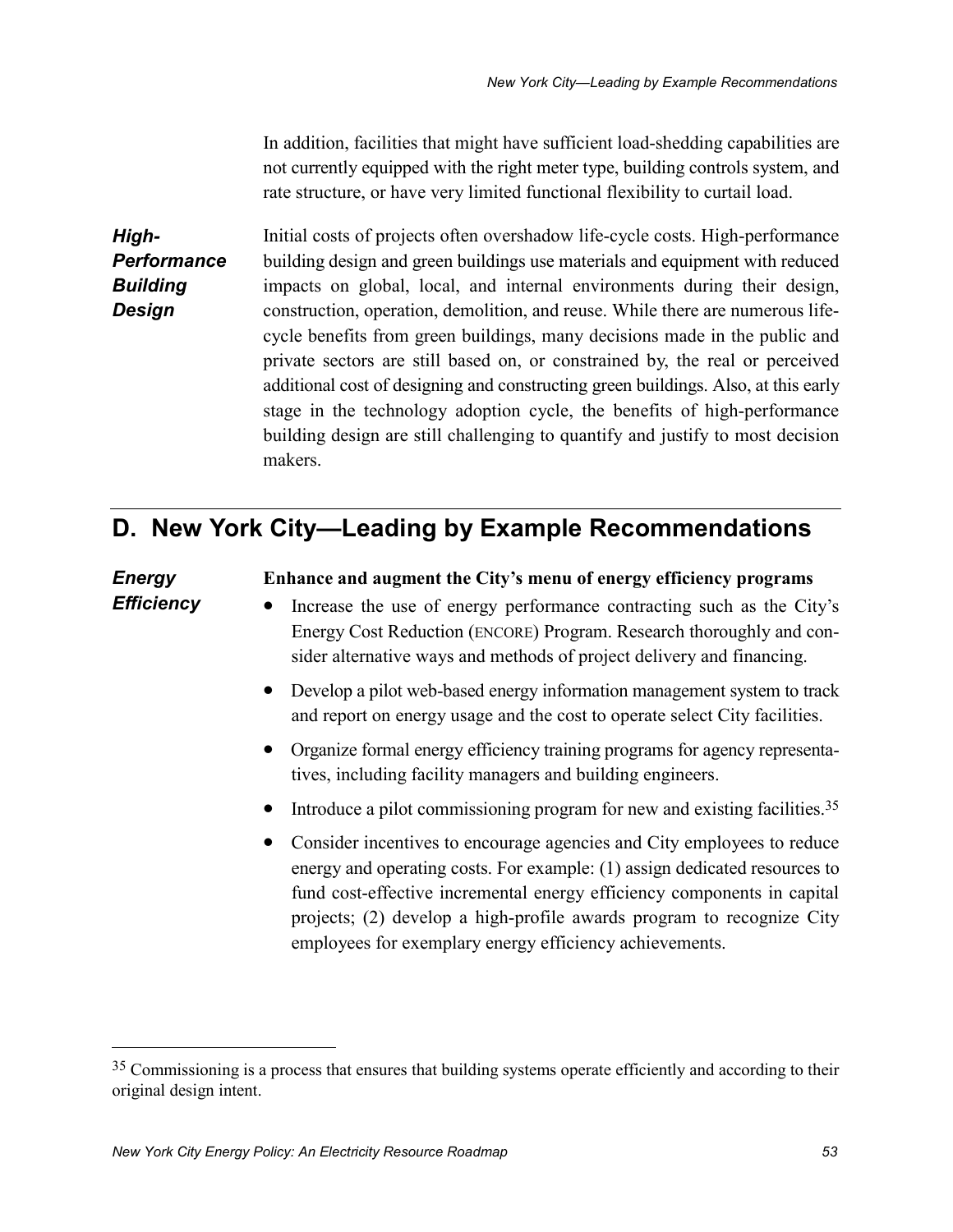In addition, facilities that might have sufficient load-shedding capabilities are not currently equipped with the right meter type, building controls system, and rate structure, or have very limited functional flexibility to curtail load.

***High-Performance Building Design***

Initial costs of projects often overshadow life-cycle costs. High-performance building design and green buildings use materials and equipment with reduced impacts on global, local, and internal environments during their design, construction, operation, demolition, and reuse. While there are numerous life-cycle benefits from green buildings, many decisions made in the public and private sectors are still based on, or constrained by, the real or perceived additional cost of designing and constructing green buildings. Also, at this early stage in the technology adoption cycle, the benefits of high-performance building design are still challenging to quantify and justify to most decision makers.

## D. New York City—Leading by Example Recommendations

***Energy Efficiency***

**Enhance and augment the City's menu of energy efficiency programs**

- Increase the use of energy performance contracting such as the City's Energy Cost Reduction (ENCORE) Program. Research thoroughly and consider alternative ways and methods of project delivery and financing.
- Develop a pilot web-based energy information management system to track and report on energy usage and the cost to operate select City facilities.
- Organize formal energy efficiency training programs for agency representatives, including facility managers and building engineers.
- Introduce a pilot commissioning program for new and existing facilities.[35]
- Consider incentives to encourage agencies and City employees to reduce energy and operating costs. For example: (1) assign dedicated resources to fund cost-effective incremental energy efficiency components in capital projects; (2) develop a high-profile awards program to recognize City employees for exemplary energy efficiency achievements.

---

[35] Commissioning is a process that ensures that building systems operate efficiently and according to their original design intent.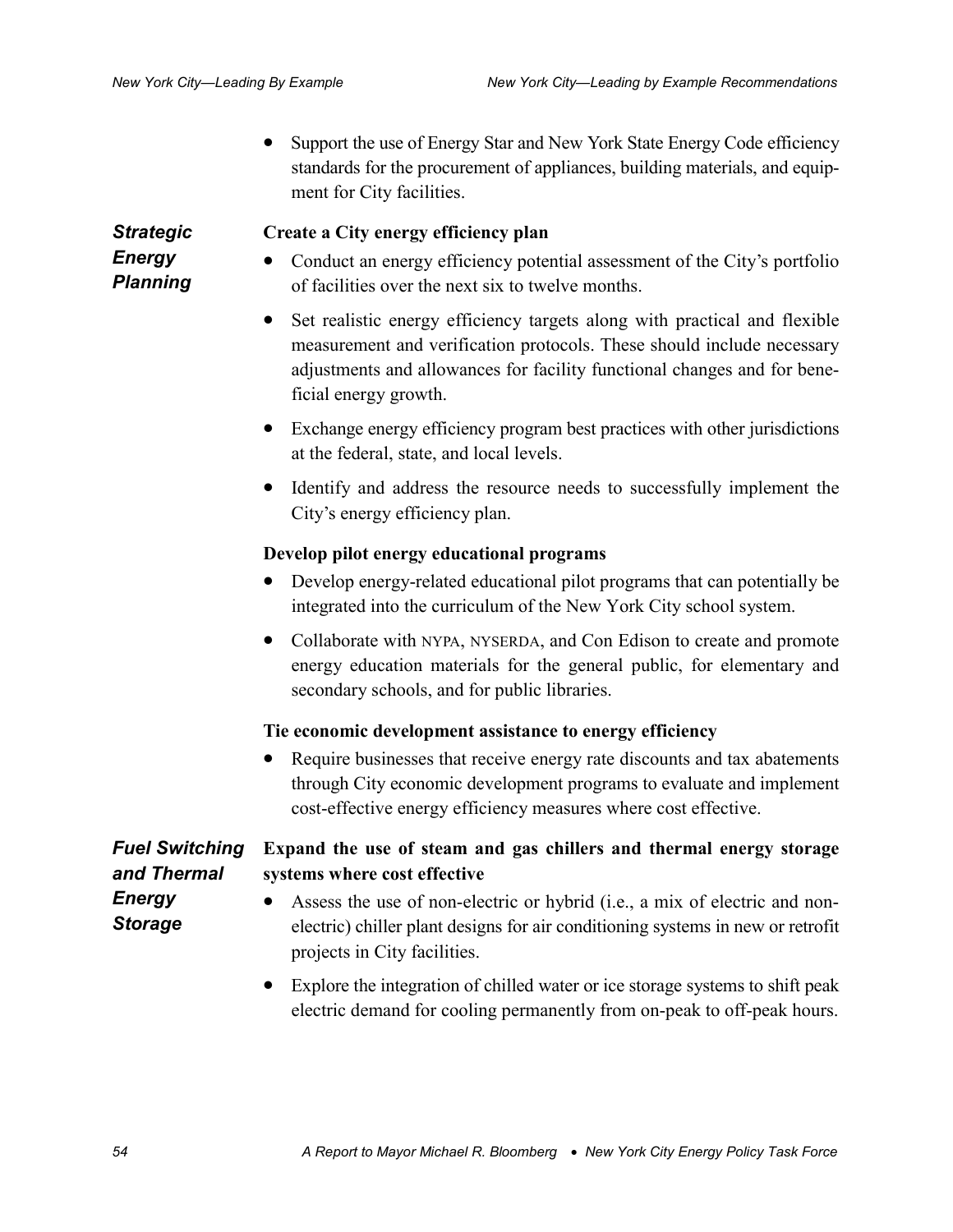- Support the use of Energy Star and New York State Energy Code efficiency standards for the procurement of appliances, building materials, and equipment for City facilities.

### *Strategic Energy Planning*

**Create a City energy efficiency plan**

- Conduct an energy efficiency potential assessment of the City's portfolio of facilities over the next six to twelve months.
- Set realistic energy efficiency targets along with practical and flexible measurement and verification protocols. These should include necessary adjustments and allowances for facility functional changes and for beneficial energy growth.
- Exchange energy efficiency program best practices with other jurisdictions at the federal, state, and local levels.
- Identify and address the resource needs to successfully implement the City's energy efficiency plan.

**Develop pilot energy educational programs**

- Develop energy-related educational pilot programs that can potentially be integrated into the curriculum of the New York City school system.
- Collaborate with NYPA, NYSERDA, and Con Edison to create and promote energy education materials for the general public, for elementary and secondary schools, and for public libraries.

**Tie economic development assistance to energy efficiency**

- Require businesses that receive energy rate discounts and tax abatements through City economic development programs to evaluate and implement cost-effective energy efficiency measures where cost effective.

### *Fuel Switching and Thermal Energy Storage*

**Expand the use of steam and gas chillers and thermal energy storage systems where cost effective**

- Assess the use of non-electric or hybrid (i.e., a mix of electric and non-electric) chiller plant designs for air conditioning systems in new or retrofit projects in City facilities.
- Explore the integration of chilled water or ice storage systems to shift peak electric demand for cooling permanently from on-peak to off-peak hours.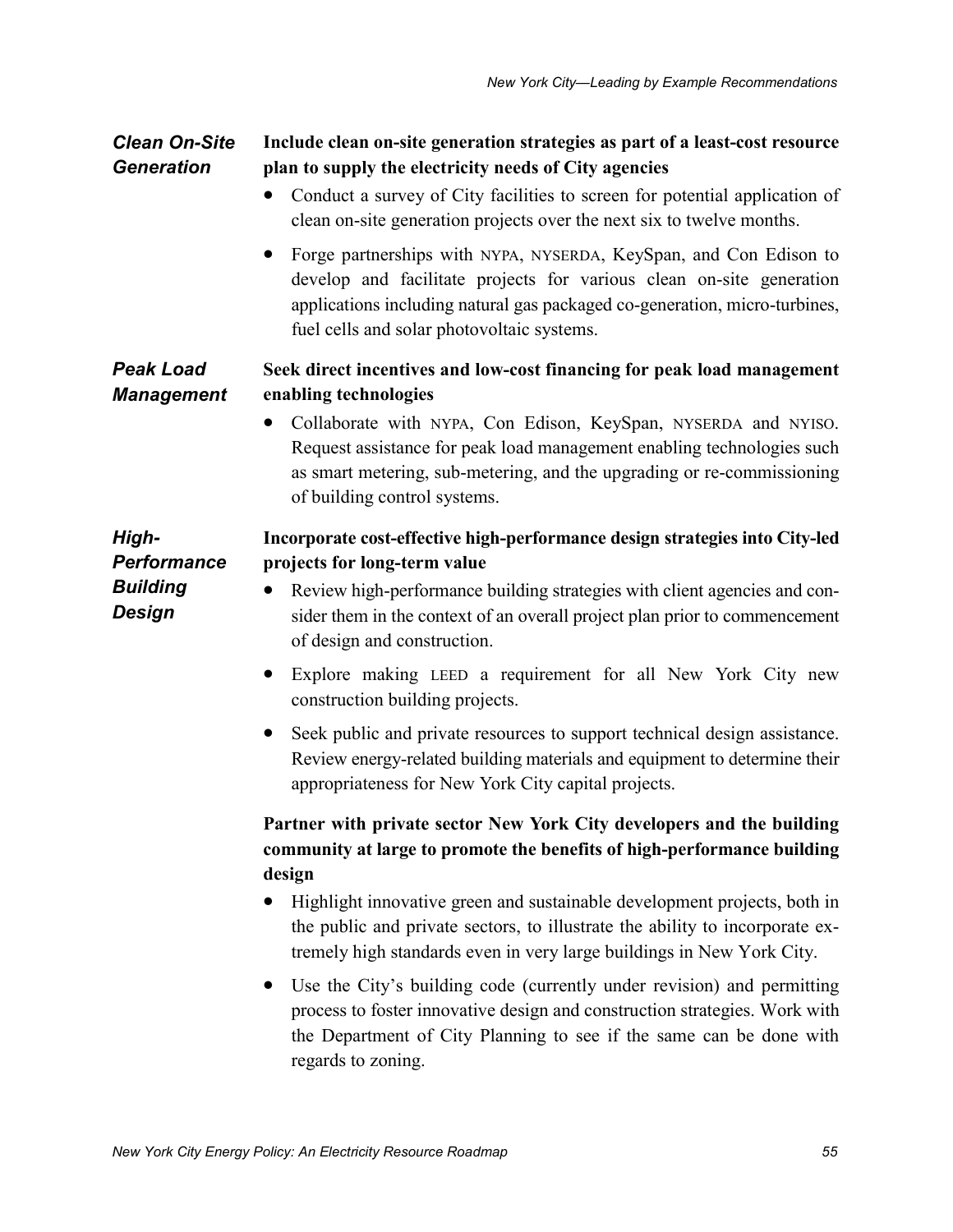### *Clean On-Site Generation*

**Include clean on-site generation strategies as part of a least-cost resource plan to supply the electricity needs of City agencies**

- Conduct a survey of City facilities to screen for potential application of clean on-site generation projects over the next six to twelve months.
- Forge partnerships with NYPA, NYSERDA, KeySpan, and Con Edison to develop and facilitate projects for various clean on-site generation applications including natural gas packaged co-generation, micro-turbines, fuel cells and solar photovoltaic systems.

### *Peak Load Management*

**Seek direct incentives and low-cost financing for peak load management enabling technologies**

- Collaborate with NYPA, Con Edison, KeySpan, NYSERDA and NYISO. Request assistance for peak load management enabling technologies such as smart metering, sub-metering, and the upgrading or re-commissioning of building control systems.

### *High-Performance Building Design*

**Incorporate cost-effective high-performance design strategies into City-led projects for long-term value**

- Review high-performance building strategies with client agencies and consider them in the context of an overall project plan prior to commencement of design and construction.
- Explore making LEED a requirement for all New York City new construction building projects.
- Seek public and private resources to support technical design assistance. Review energy-related building materials and equipment to determine their appropriateness for New York City capital projects.

**Partner with private sector New York City developers and the building community at large to promote the benefits of high-performance building design**

- Highlight innovative green and sustainable development projects, both in the public and private sectors, to illustrate the ability to incorporate extremely high standards even in very large buildings in New York City.
- Use the City's building code (currently under revision) and permitting process to foster innovative design and construction strategies. Work with the Department of City Planning to see if the same can be done with regards to zoning.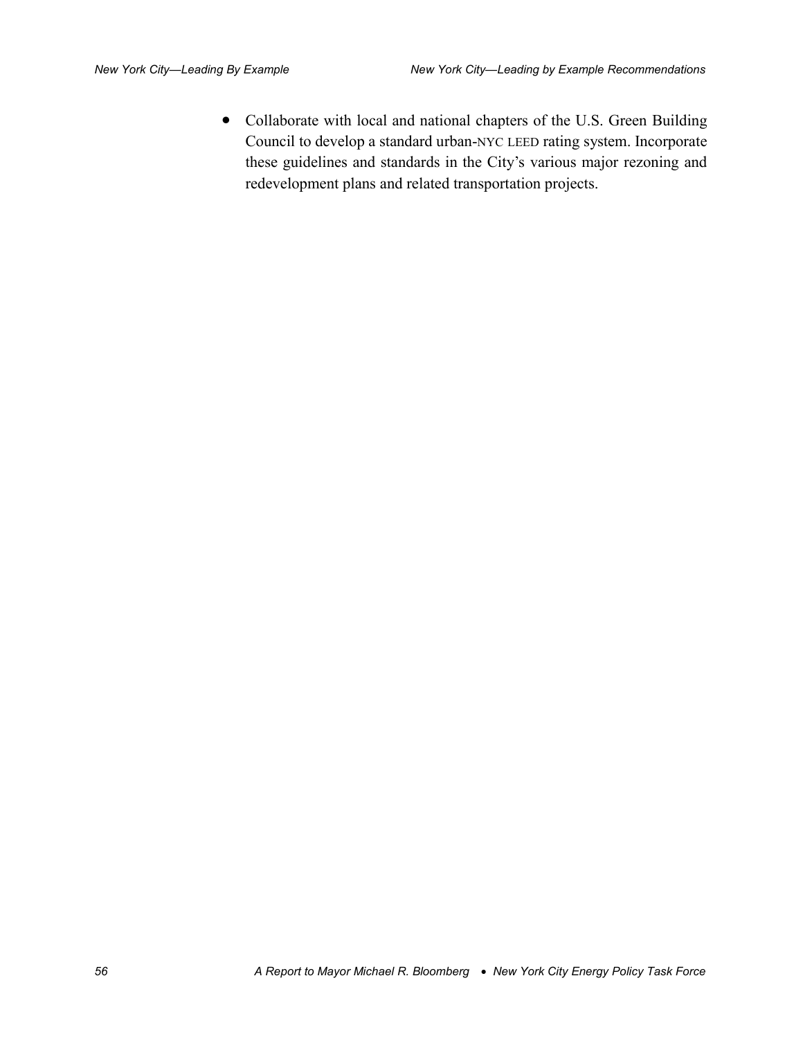- Collaborate with local and national chapters of the U.S. Green Building Council to develop a standard urban-NYC LEED rating system. Incorporate these guidelines and standards in the City's various major rezoning and redevelopment plans and related transportation projects.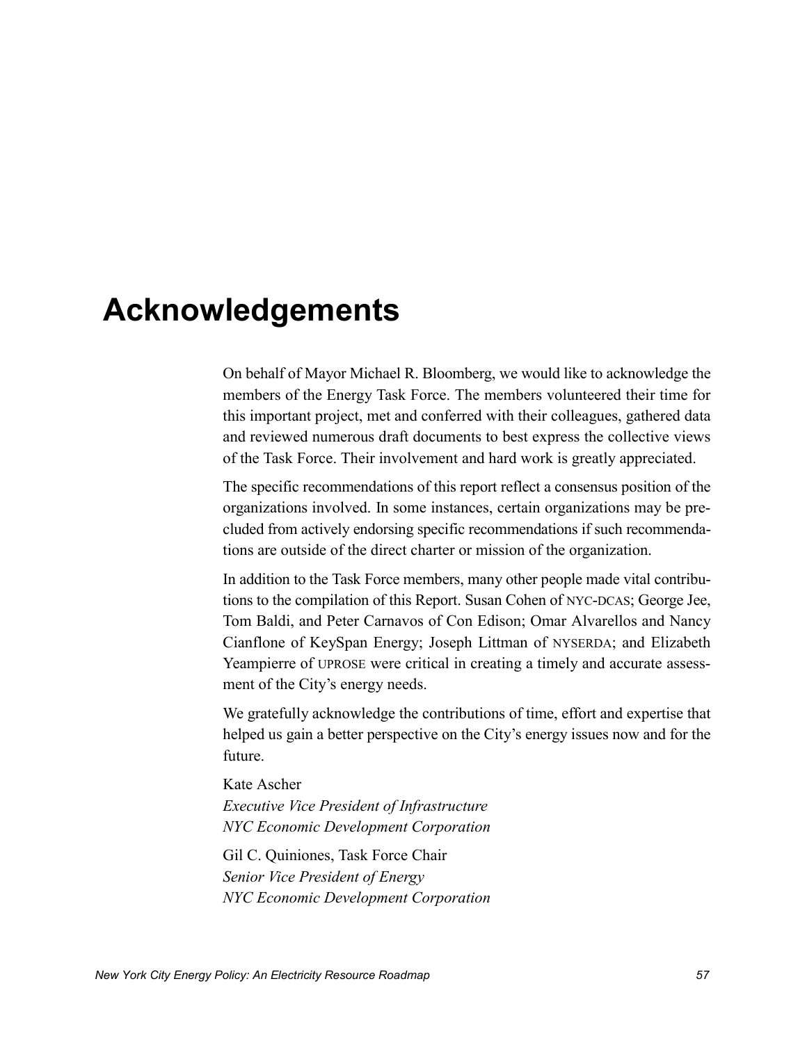# Acknowledgements

On behalf of Mayor Michael R. Bloomberg, we would like to acknowledge the members of the Energy Task Force. The members volunteered their time for this important project, met and conferred with their colleagues, gathered data and reviewed numerous draft documents to best express the collective views of the Task Force. Their involvement and hard work is greatly appreciated.

The specific recommendations of this report reflect a consensus position of the organizations involved. In some instances, certain organizations may be precluded from actively endorsing specific recommendations if such recommendations are outside of the direct charter or mission of the organization.

In addition to the Task Force members, many other people made vital contributions to the compilation of this Report. Susan Cohen of NYC-DCAS; George Jee, Tom Baldi, and Peter Carnavos of Con Edison; Omar Alvarellos and Nancy Cianflone of KeySpan Energy; Joseph Littman of NYSERDA; and Elizabeth Yeampierre of UPROSE were critical in creating a timely and accurate assessment of the City's energy needs.

We gratefully acknowledge the contributions of time, effort and expertise that helped us gain a better perspective on the City's energy issues now and for the future.

Kate Ascher
*Executive Vice President of Infrastructure*
*NYC Economic Development Corporation*

Gil C. Quiniones, Task Force Chair
*Senior Vice President of Energy*
*NYC Economic Development Corporation*